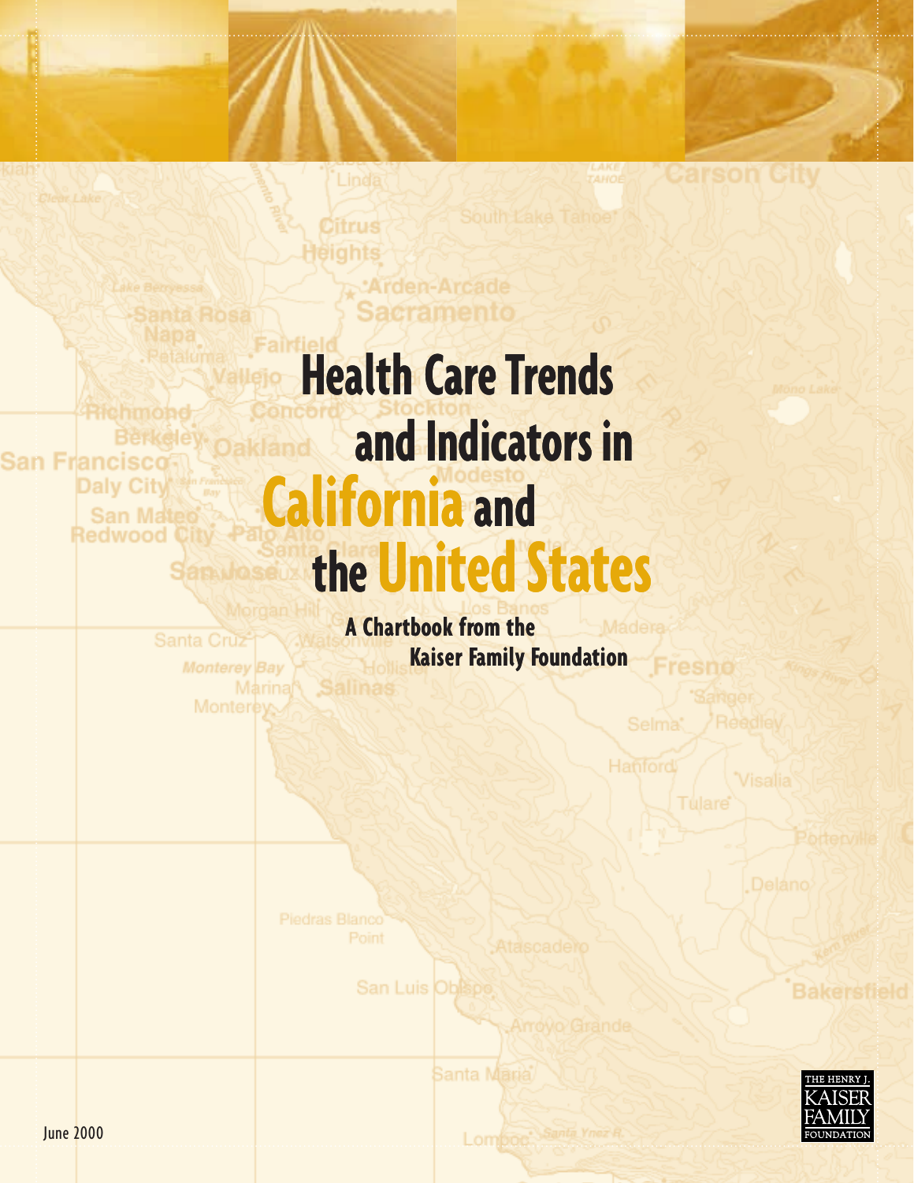# Health Care Trends and Indicators in California and the United States

**A Chartbook from the Kaiser Family Foundation**

June 2000

THE HENRY J. KAISER FAMILY FOUNDATION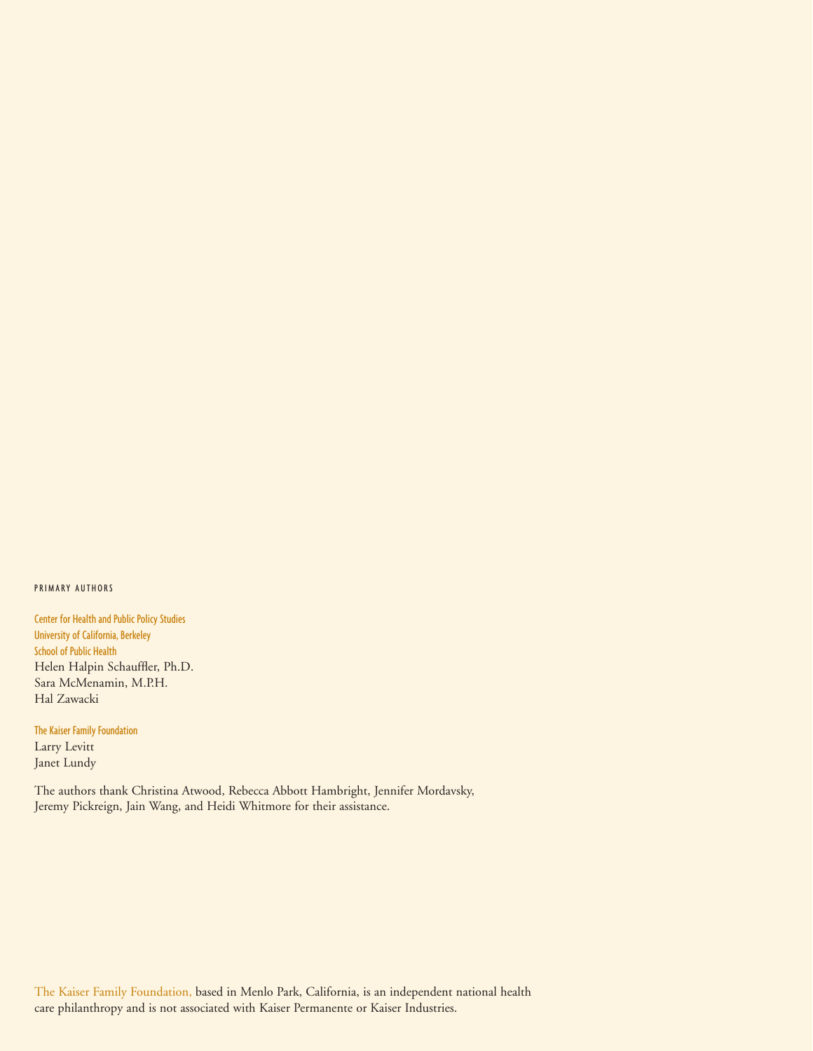PRIMARY AUTHORS

Center for Health and Public Policy Studies
University of California, Berkeley
School of Public Health
Helen Halpin Schauffler, Ph.D.
Sara McMenamin, M.P.H.
Hal Zawacki

The Kaiser Family Foundation
Larry Levitt
Janet Lundy

The authors thank Christina Atwood, Rebecca Abbott Hambright, Jennifer Mordavsky, Jeremy Pickreign, Jain Wang, and Heidi Whitmore for their assistance.

The Kaiser Family Foundation, based in Menlo Park, California, is an independent national health care philanthropy and is not associated with Kaiser Permanente or Kaiser Industries.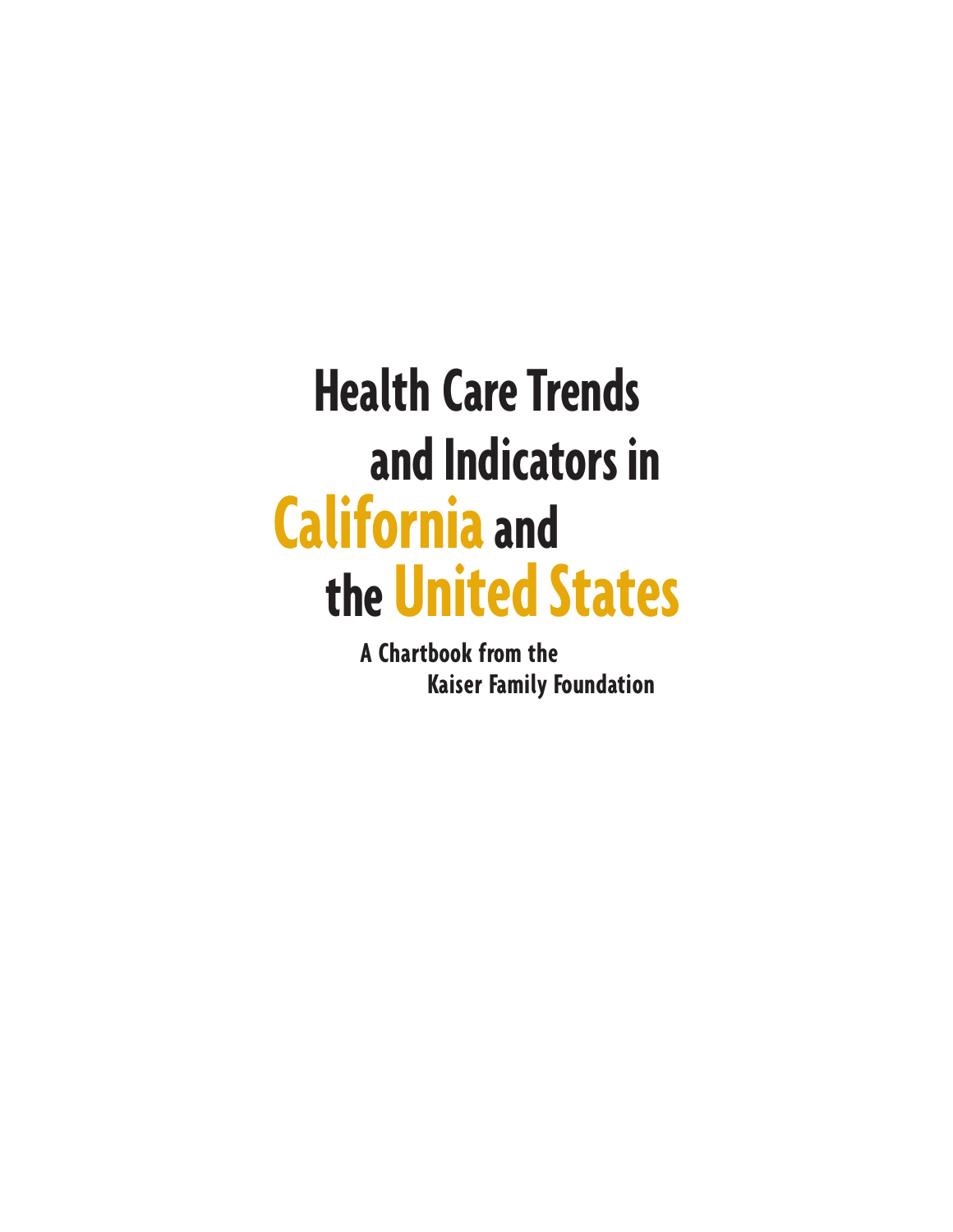# Health Care Trends and Indicators in California and the United States

**A Chartbook from the Kaiser Family Foundation**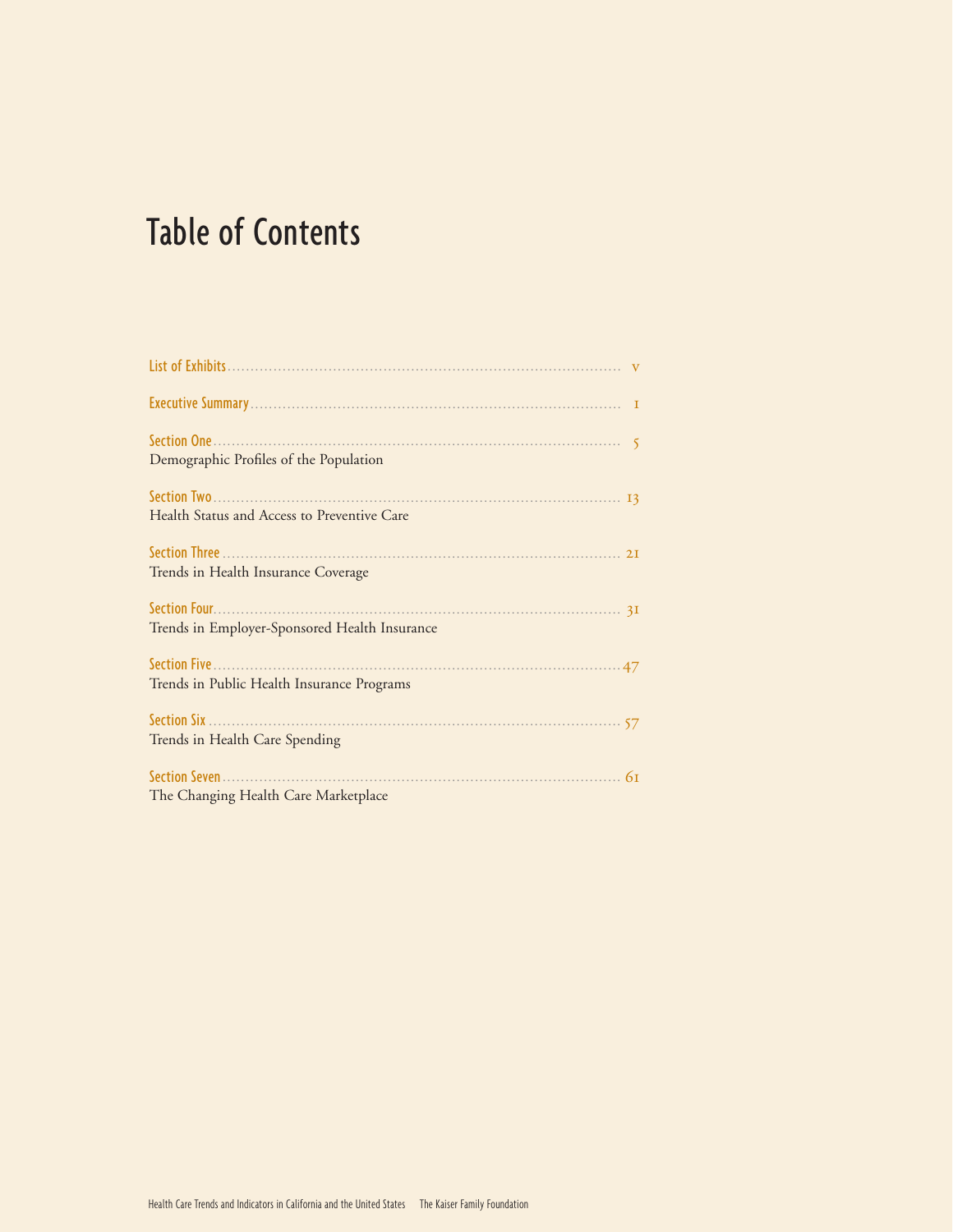# Table of Contents

List of Exhibits .......... v

Executive Summary .......... 1

Section One .......... 5
Demographic Profiles of the Population

Section Two .......... 13
Health Status and Access to Preventive Care

Section Three .......... 21
Trends in Health Insurance Coverage

Section Four .......... 31
Trends in Employer-Sponsored Health Insurance

Section Five .......... 47
Trends in Public Health Insurance Programs

Section Six .......... 57
Trends in Health Care Spending

Section Seven .......... 61
The Changing Health Care Marketplace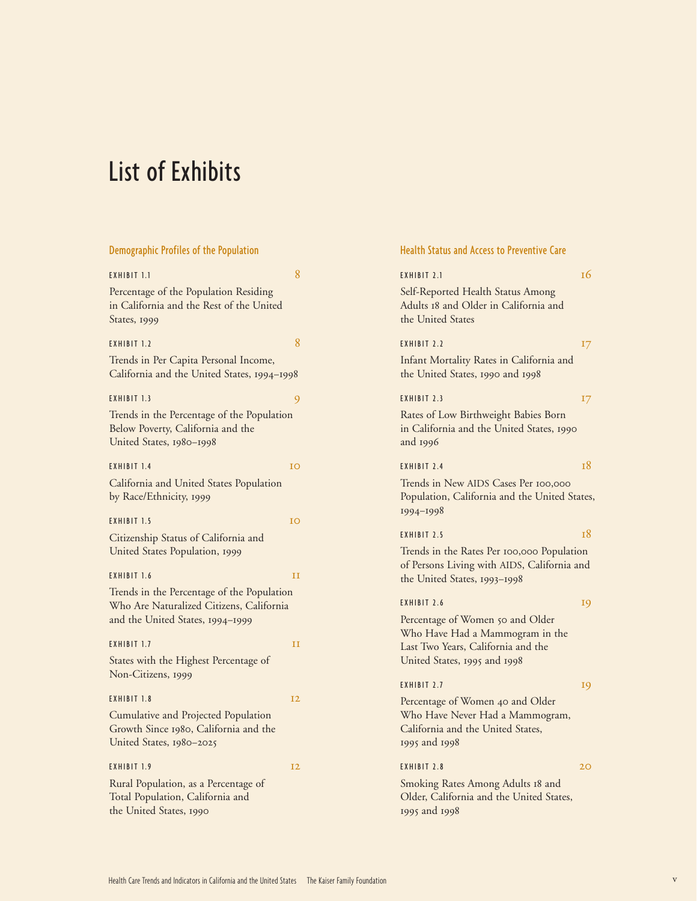# List of Exhibits

## Demographic Profiles of the Population

EXHIBIT 1.1 — 8

Percentage of the Population Residing in California and the Rest of the United States, 1999

EXHIBIT 1.2 — 8

Trends in Per Capita Personal Income, California and the United States, 1994–1998

EXHIBIT 1.3 — 9

Trends in the Percentage of the Population Below Poverty, California and the United States, 1980–1998

EXHIBIT 1.4 — 10

California and United States Population by Race/Ethnicity, 1999

EXHIBIT 1.5 — 10

Citizenship Status of California and United States Population, 1999

EXHIBIT 1.6 — 11

Trends in the Percentage of the Population Who Are Naturalized Citizens, California and the United States, 1994–1999

EXHIBIT 1.7 — 11

States with the Highest Percentage of Non-Citizens, 1999

EXHIBIT 1.8 — 12

Cumulative and Projected Population Growth Since 1980, California and the United States, 1980–2025

EXHIBIT 1.9 — 12

Rural Population, as a Percentage of Total Population, California and the United States, 1990

## Health Status and Access to Preventive Care

EXHIBIT 2.1 — 16

Self-Reported Health Status Among Adults 18 and Older in California and the United States

EXHIBIT 2.2 — 17

Infant Mortality Rates in California and the United States, 1990 and 1998

EXHIBIT 2.3 — 17

Rates of Low Birthweight Babies Born in California and the United States, 1990 and 1996

EXHIBIT 2.4 — 18

Trends in New AIDS Cases Per 100,000 Population, California and the United States, 1994–1998

EXHIBIT 2.5 — 18

Trends in the Rates Per 100,000 Population of Persons Living with AIDS, California and the United States, 1993–1998

EXHIBIT 2.6 — 19

Percentage of Women 50 and Older Who Have Had a Mammogram in the Last Two Years, California and the United States, 1995 and 1998

EXHIBIT 2.7 — 19

Percentage of Women 40 and Older Who Have Never Had a Mammogram, California and the United States, 1995 and 1998

EXHIBIT 2.8 — 20

Smoking Rates Among Adults 18 and Older, California and the United States, 1995 and 1998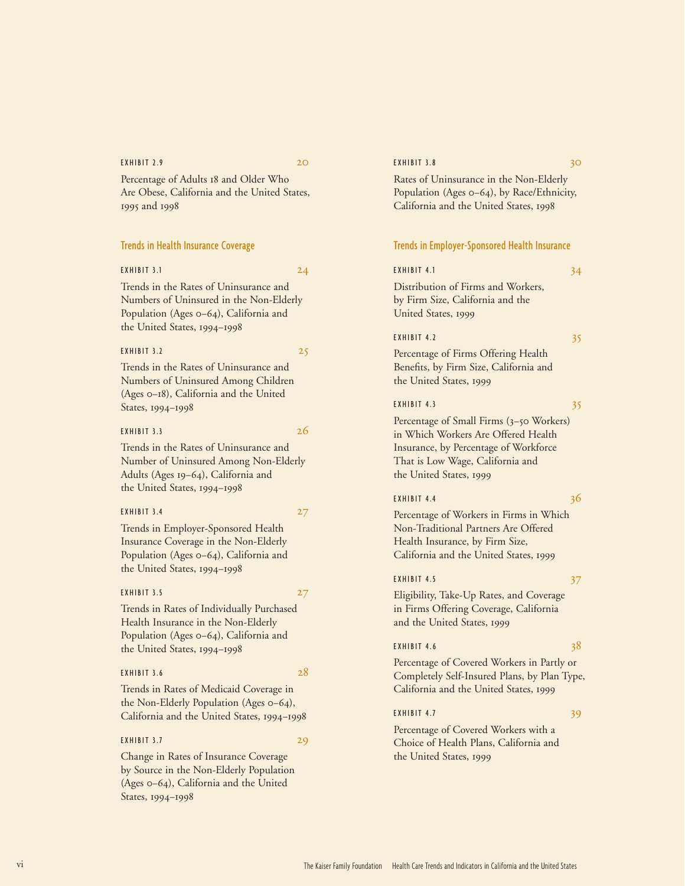EXHIBIT 2.9 — 20

Percentage of Adults 18 and Older Who Are Obese, California and the United States, 1995 and 1998

## Trends in Health Insurance Coverage

EXHIBIT 3.1 — 24

Trends in the Rates of Uninsurance and Numbers of Uninsured in the Non-Elderly Population (Ages 0–64), California and the United States, 1994–1998

EXHIBIT 3.2 — 25

Trends in the Rates of Uninsurance and Numbers of Uninsured Among Children (Ages 0–18), California and the United States, 1994–1998

EXHIBIT 3.3 — 26

Trends in the Rates of Uninsurance and Number of Uninsured Among Non-Elderly Adults (Ages 19–64), California and the United States, 1994–1998

EXHIBIT 3.4 — 27

Trends in Employer-Sponsored Health Insurance Coverage in the Non-Elderly Population (Ages 0–64), California and the United States, 1994–1998

EXHIBIT 3.5 — 27

Trends in Rates of Individually Purchased Health Insurance in the Non-Elderly Population (Ages 0–64), California and the United States, 1994–1998

EXHIBIT 3.6 — 28

Trends in Rates of Medicaid Coverage in the Non-Elderly Population (Ages 0–64), California and the United States, 1994–1998

EXHIBIT 3.7 — 29

Change in Rates of Insurance Coverage by Source in the Non-Elderly Population (Ages 0–64), California and the United States, 1994–1998

EXHIBIT 3.8 — 30

Rates of Uninsurance in the Non-Elderly Population (Ages 0–64), by Race/Ethnicity, California and the United States, 1998

## Trends in Employer-Sponsored Health Insurance

EXHIBIT 4.1 — 34

Distribution of Firms and Workers, by Firm Size, California and the United States, 1999

EXHIBIT 4.2 — 35

Percentage of Firms Offering Health Benefits, by Firm Size, California and the United States, 1999

EXHIBIT 4.3 — 35

Percentage of Small Firms (3–50 Workers) in Which Workers Are Offered Health Insurance, by Percentage of Workforce That is Low Wage, California and the United States, 1999

EXHIBIT 4.4 — 36

Percentage of Workers in Firms in Which Non-Traditional Partners Are Offered Health Insurance, by Firm Size, California and the United States, 1999

EXHIBIT 4.5 — 37

Eligibility, Take-Up Rates, and Coverage in Firms Offering Coverage, California and the United States, 1999

EXHIBIT 4.6 — 38

Percentage of Covered Workers in Partly or Completely Self-Insured Plans, by Plan Type, California and the United States, 1999

EXHIBIT 4.7 — 39

Percentage of Covered Workers with a Choice of Health Plans, California and the United States, 1999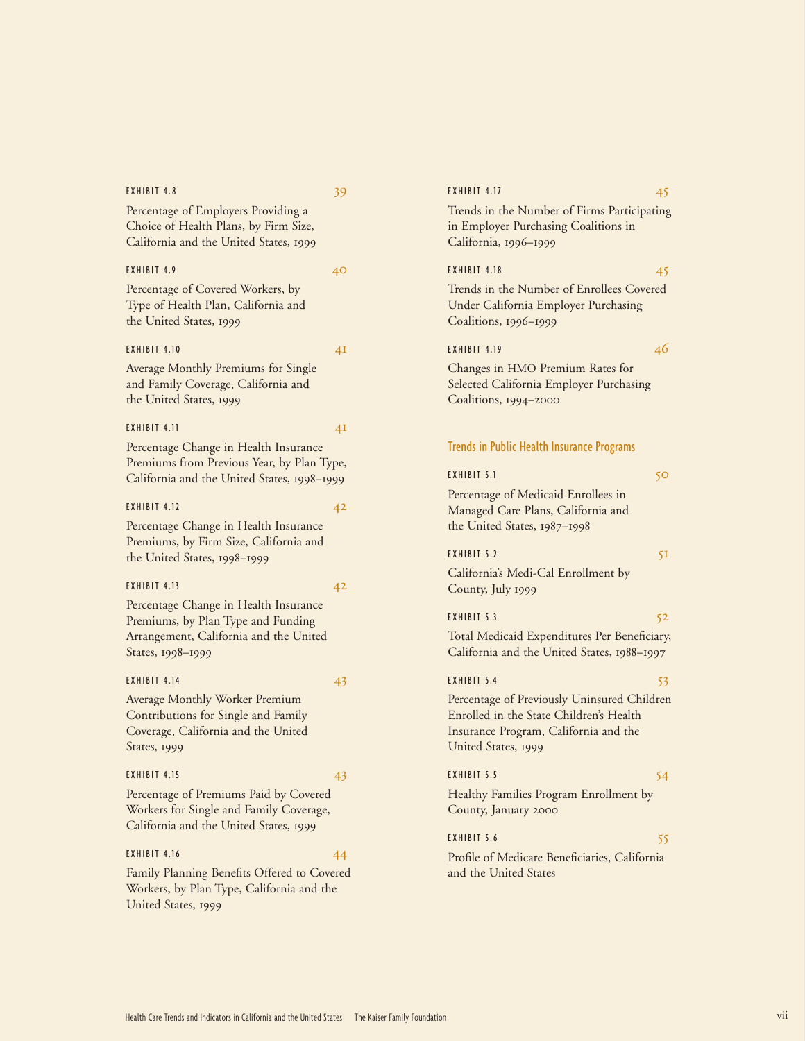EXHIBIT 4.8 — 39

Percentage of Employers Providing a Choice of Health Plans, by Firm Size, California and the United States, 1999

EXHIBIT 4.9 — 40

Percentage of Covered Workers, by Type of Health Plan, California and the United States, 1999

EXHIBIT 4.10 — 41

Average Monthly Premiums for Single and Family Coverage, California and the United States, 1999

EXHIBIT 4.11 — 41

Percentage Change in Health Insurance Premiums from Previous Year, by Plan Type, California and the United States, 1998–1999

EXHIBIT 4.12 — 42

Percentage Change in Health Insurance Premiums, by Firm Size, California and the United States, 1998–1999

EXHIBIT 4.13 — 42

Percentage Change in Health Insurance Premiums, by Plan Type and Funding Arrangement, California and the United States, 1998–1999

EXHIBIT 4.14 — 43

Average Monthly Worker Premium Contributions for Single and Family Coverage, California and the United States, 1999

EXHIBIT 4.15 — 43

Percentage of Premiums Paid by Covered Workers for Single and Family Coverage, California and the United States, 1999

EXHIBIT 4.16 — 44

Family Planning Benefits Offered to Covered Workers, by Plan Type, California and the United States, 1999

EXHIBIT 4.17 — 45

Trends in the Number of Firms Participating in Employer Purchasing Coalitions in California, 1996–1999

EXHIBIT 4.18 — 45

Trends in the Number of Enrollees Covered Under California Employer Purchasing Coalitions, 1996–1999

EXHIBIT 4.19 — 46

Changes in HMO Premium Rates for Selected California Employer Purchasing Coalitions, 1994–2000

## Trends in Public Health Insurance Programs

EXHIBIT 5.1 — 50

Percentage of Medicaid Enrollees in Managed Care Plans, California and the United States, 1987–1998

EXHIBIT 5.2 — 51

California's Medi-Cal Enrollment by County, July 1999

EXHIBIT 5.3 — 52

Total Medicaid Expenditures Per Beneficiary, California and the United States, 1988–1997

EXHIBIT 5.4 — 53

Percentage of Previously Uninsured Children Enrolled in the State Children's Health Insurance Program, California and the United States, 1999

EXHIBIT 5.5 — 54

Healthy Families Program Enrollment by County, January 2000

EXHIBIT 5.6 — 55

Profile of Medicare Beneficiaries, California and the United States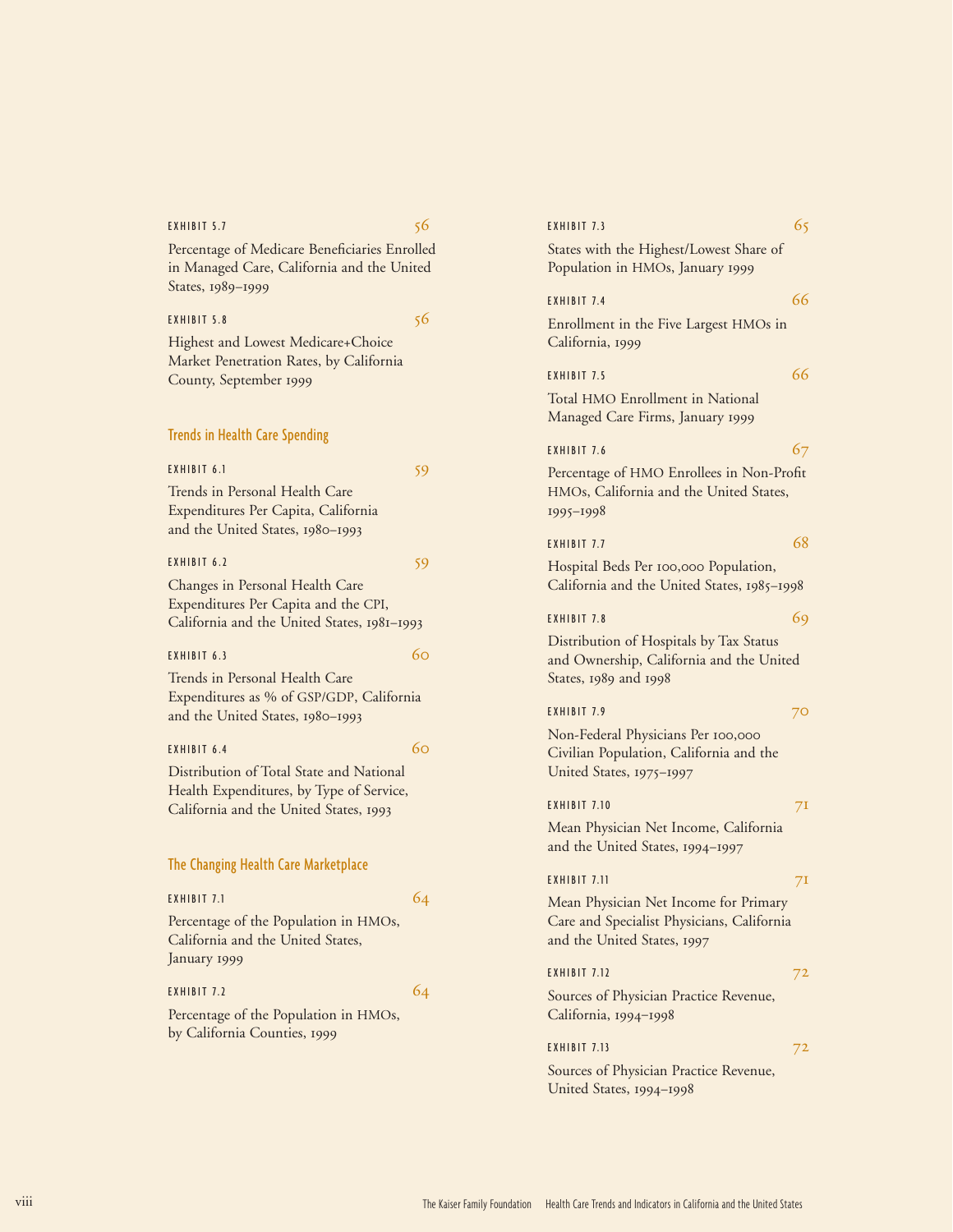EXHIBIT 5.7 56

Percentage of Medicare Beneficiaries Enrolled in Managed Care, California and the United States, 1989–1999

EXHIBIT 5.8 56

Highest and Lowest Medicare+Choice Market Penetration Rates, by California County, September 1999

## Trends in Health Care Spending

EXHIBIT 6.1 59

Trends in Personal Health Care Expenditures Per Capita, California and the United States, 1980–1993

EXHIBIT 6.2 59

Changes in Personal Health Care Expenditures Per Capita and the CPI, California and the United States, 1981–1993

EXHIBIT 6.3 60

Trends in Personal Health Care Expenditures as % of GSP/GDP, California and the United States, 1980–1993

EXHIBIT 6.4 60

Distribution of Total State and National Health Expenditures, by Type of Service, California and the United States, 1993

## The Changing Health Care Marketplace

EXHIBIT 7.1 64

Percentage of the Population in HMOs, California and the United States, January 1999

EXHIBIT 7.2 64

Percentage of the Population in HMOs, by California Counties, 1999

EXHIBIT 7.3 65

States with the Highest/Lowest Share of Population in HMOs, January 1999

EXHIBIT 7.4 66

Enrollment in the Five Largest HMOs in California, 1999

EXHIBIT 7.5 66

Total HMO Enrollment in National Managed Care Firms, January 1999

EXHIBIT 7.6 67

Percentage of HMO Enrollees in Non-Profit HMOs, California and the United States, 1995–1998

EXHIBIT 7.7 68

Hospital Beds Per 100,000 Population, California and the United States, 1985–1998

EXHIBIT 7.8 69

Distribution of Hospitals by Tax Status and Ownership, California and the United States, 1989 and 1998

EXHIBIT 7.9 70

Non-Federal Physicians Per 100,000 Civilian Population, California and the United States, 1975–1997

EXHIBIT 7.10 71

Mean Physician Net Income, California and the United States, 1994–1997

EXHIBIT 7.11 71

Mean Physician Net Income for Primary Care and Specialist Physicians, California and the United States, 1997

EXHIBIT 7.12 72

Sources of Physician Practice Revenue, California, 1994–1998

EXHIBIT 7.13 72

Sources of Physician Practice Revenue, United States, 1994–1998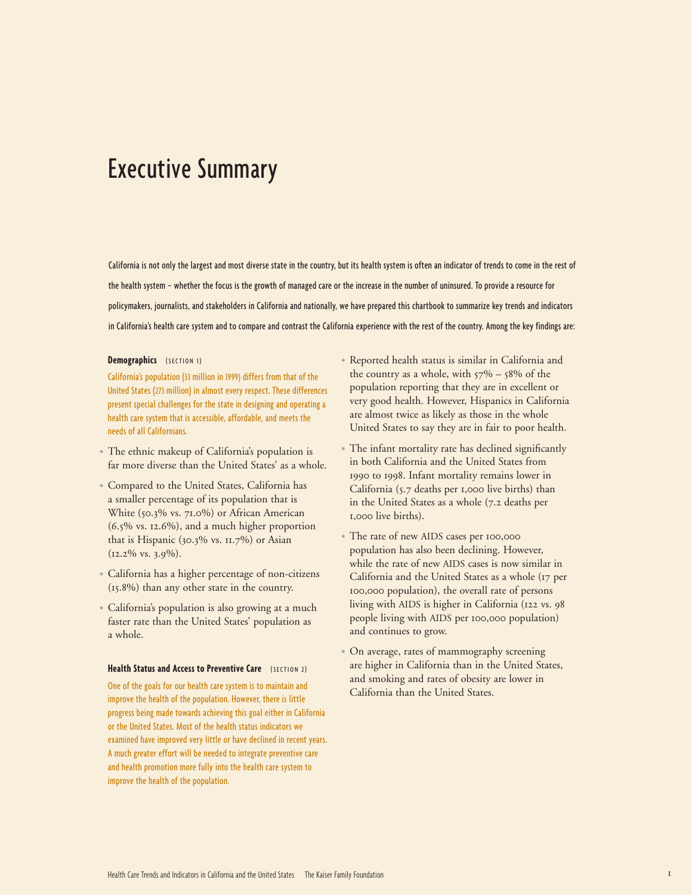# Executive Summary

California is not only the largest and most diverse state in the country, but its health system is often an indicator of trends to come in the rest of the health system – whether the focus is the growth of managed care or the increase in the number of uninsured. To provide a resource for policymakers, journalists, and stakeholders in California and nationally, we have prepared this chartbook to summarize key trends and indicators in California's health care system and to compare and contrast the California experience with the rest of the country. Among the key findings are:

### Demographics (SECTION 1)

California's population (33 million in 1999) differs from that of the United States (273 million) in almost every respect. These differences present special challenges for the state in designing and operating a health care system that is accessible, affordable, and meets the needs of all Californians.

- The ethnic makeup of California's population is far more diverse than the United States' as a whole.
- Compared to the United States, California has a smaller percentage of its population that is White (50.3% vs. 71.0%) or African American (6.5% vs. 12.6%), and a much higher proportion that is Hispanic (30.3% vs. 11.7%) or Asian (12.2% vs. 3.9%).
- California has a higher percentage of non-citizens (15.8%) than any other state in the country.
- California's population is also growing at a much faster rate than the United States' population as a whole.

### Health Status and Access to Preventive Care (SECTION 2)

One of the goals for our health care system is to maintain and improve the health of the population. However, there is little progress being made towards achieving this goal either in California or the United States. Most of the health status indicators we examined have improved very little or have declined in recent years. A much greater effort will be needed to integrate preventive care and health promotion more fully into the health care system to improve the health of the population.

- Reported health status is similar in California and the country as a whole, with 57% – 58% of the population reporting that they are in excellent or very good health. However, Hispanics in California are almost twice as likely as those in the whole United States to say they are in fair to poor health.
- The infant mortality rate has declined significantly in both California and the United States from 1990 to 1998. Infant mortality remains lower in California (5.7 deaths per 1,000 live births) than in the United States as a whole (7.2 deaths per 1,000 live births).
- The rate of new AIDS cases per 100,000 population has also been declining. However, while the rate of new AIDS cases is now similar in California and the United States as a whole (17 per 100,000 population), the overall rate of persons living with AIDS is higher in California (122 vs. 98 people living with AIDS per 100,000 population) and continues to grow.
- On average, rates of mammography screening are higher in California than in the United States, and smoking and rates of obesity are lower in California than the United States.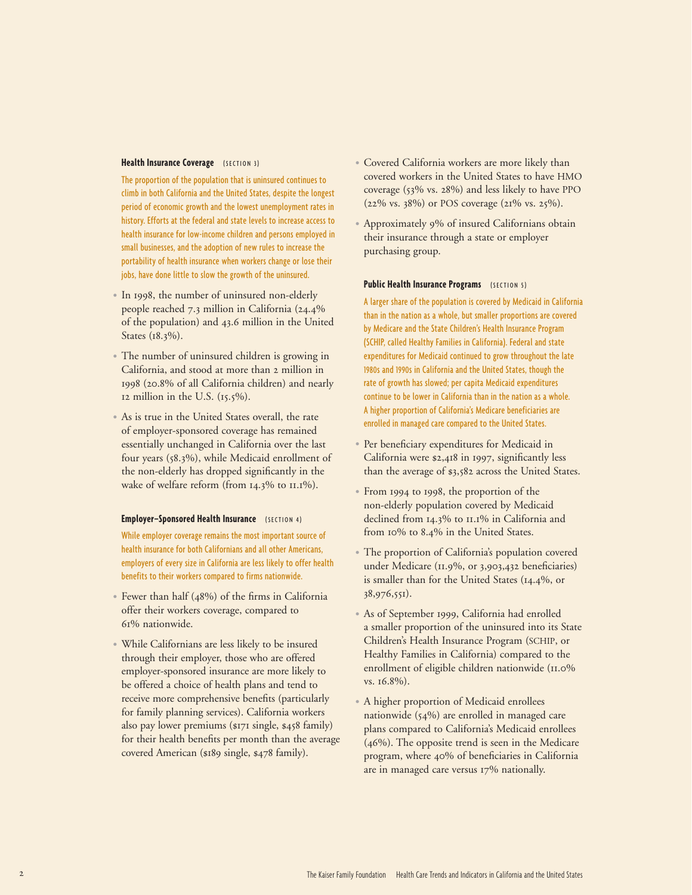### Health Insurance Coverage (SECTION 3)

The proportion of the population that is uninsured continues to climb in both California and the United States, despite the longest period of economic growth and the lowest unemployment rates in history. Efforts at the federal and state levels to increase access to health insurance for low-income children and persons employed in small businesses, and the adoption of new rules to increase the portability of health insurance when workers change or lose their jobs, have done little to slow the growth of the uninsured.

- In 1998, the number of uninsured non-elderly people reached 7.3 million in California (24.4% of the population) and 43.6 million in the United States (18.3%).
- The number of uninsured children is growing in California, and stood at more than 2 million in 1998 (20.8% of all California children) and nearly 12 million in the U.S. (15.5%).
- As is true in the United States overall, the rate of employer-sponsored coverage has remained essentially unchanged in California over the last four years (58.3%), while Medicaid enrollment of the non-elderly has dropped significantly in the wake of welfare reform (from 14.3% to 11.1%).

### Employer–Sponsored Health Insurance (SECTION 4)

While employer coverage remains the most important source of health insurance for both Californians and all other Americans, employers of every size in California are less likely to offer health benefits to their workers compared to firms nationwide.

- Fewer than half (48%) of the firms in California offer their workers coverage, compared to 61% nationwide.
- While Californians are less likely to be insured through their employer, those who are offered employer-sponsored insurance are more likely to be offered a choice of health plans and tend to receive more comprehensive benefits (particularly for family planning services). California workers also pay lower premiums ($171 single, $458 family) for their health benefits per month than the average covered American ($189 single, $478 family).
- Covered California workers are more likely than covered workers in the United States to have HMO coverage (53% vs. 28%) and less likely to have PPO (22% vs. 38%) or POS coverage (21% vs. 25%).
- Approximately 9% of insured Californians obtain their insurance through a state or employer purchasing group.

### Public Health Insurance Programs (SECTION 5)

A larger share of the population is covered by Medicaid in California than in the nation as a whole, but smaller proportions are covered by Medicare and the State Children's Health Insurance Program (SCHIP, called Healthy Families in California). Federal and state expenditures for Medicaid continued to grow throughout the late 1980s and 1990s in California and the United States, though the rate of growth has slowed; per capita Medicaid expenditures continue to be lower in California than in the nation as a whole. A higher proportion of California's Medicare beneficiaries are enrolled in managed care compared to the United States.

- Per beneficiary expenditures for Medicaid in California were $2,418 in 1997, significantly less than the average of $3,582 across the United States.
- From 1994 to 1998, the proportion of the non-elderly population covered by Medicaid declined from 14.3% to 11.1% in California and from 10% to 8.4% in the United States.
- The proportion of California's population covered under Medicare (11.9%, or 3,903,432 beneficiaries) is smaller than for the United States (14.4%, or 38,976,551).
- As of September 1999, California had enrolled a smaller proportion of the uninsured into its State Children's Health Insurance Program (SCHIP, or Healthy Families in California) compared to the enrollment of eligible children nationwide (11.0% vs. 16.8%).
- A higher proportion of Medicaid enrollees nationwide (54%) are enrolled in managed care plans compared to California's Medicaid enrollees (46%). The opposite trend is seen in the Medicare program, where 40% of beneficiaries in California are in managed care versus 17% nationally.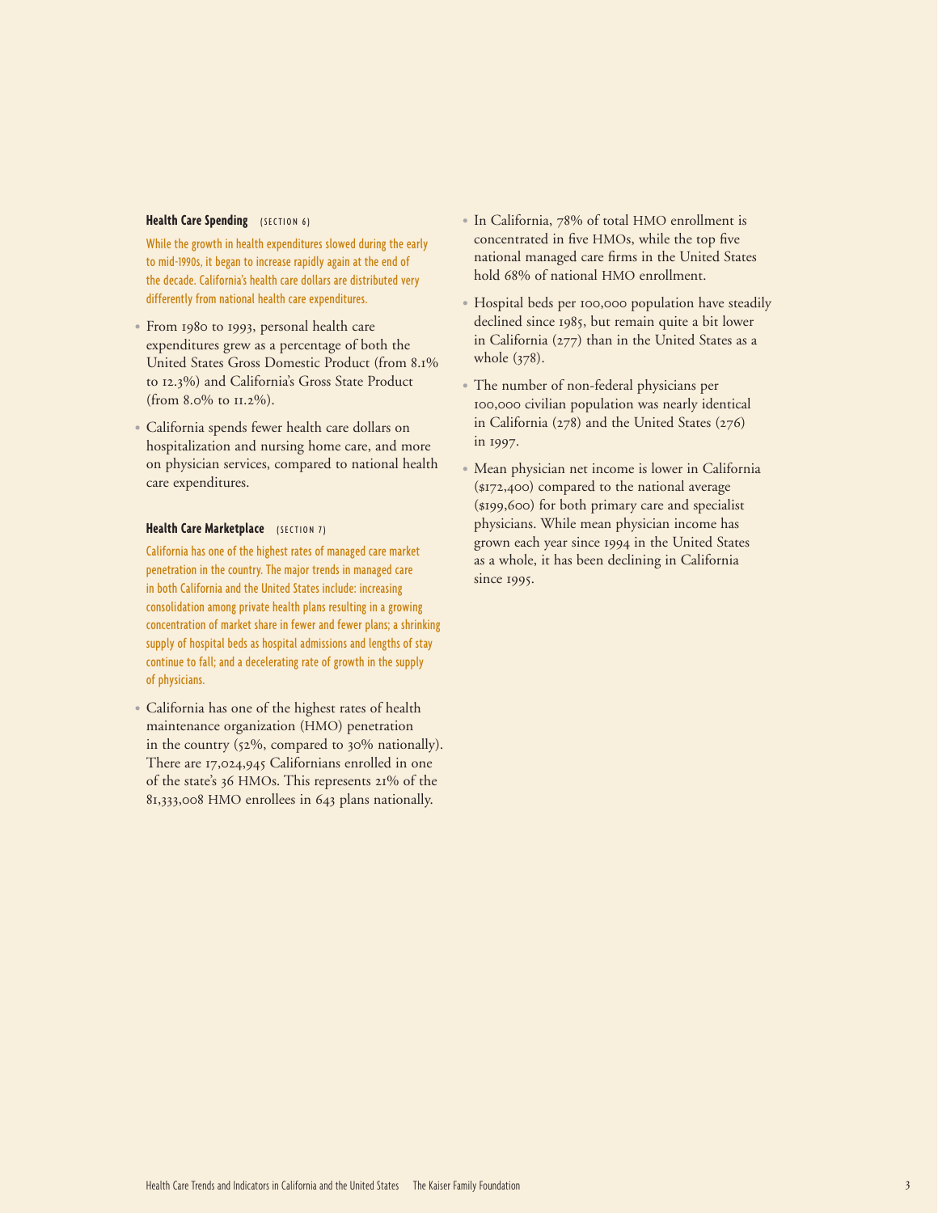### Health Care Spending (SECTION 6)

While the growth in health expenditures slowed during the early to mid-1990s, it began to increase rapidly again at the end of the decade. California's health care dollars are distributed very differently from national health care expenditures.

- From 1980 to 1993, personal health care expenditures grew as a percentage of both the United States Gross Domestic Product (from 8.1% to 12.3%) and California's Gross State Product (from 8.0% to 11.2%).
- California spends fewer health care dollars on hospitalization and nursing home care, and more on physician services, compared to national health care expenditures.

### Health Care Marketplace (SECTION 7)

California has one of the highest rates of managed care market penetration in the country. The major trends in managed care in both California and the United States include: increasing consolidation among private health plans resulting in a growing concentration of market share in fewer and fewer plans; a shrinking supply of hospital beds as hospital admissions and lengths of stay continue to fall; and a decelerating rate of growth in the supply of physicians.

- California has one of the highest rates of health maintenance organization (HMO) penetration in the country (52%, compared to 30% nationally). There are 17,024,945 Californians enrolled in one of the state's 36 HMOs. This represents 21% of the 81,333,008 HMO enrollees in 643 plans nationally.
- In California, 78% of total HMO enrollment is concentrated in five HMOs, while the top five national managed care firms in the United States hold 68% of national HMO enrollment.
- Hospital beds per 100,000 population have steadily declined since 1985, but remain quite a bit lower in California (277) than in the United States as a whole (378).
- The number of non-federal physicians per 100,000 civilian population was nearly identical in California (278) and the United States (276) in 1997.
- Mean physician net income is lower in California ($172,400) compared to the national average ($199,600) for both primary care and specialist physicians. While mean physician income has grown each year since 1994 in the United States as a whole, it has been declining in California since 1995.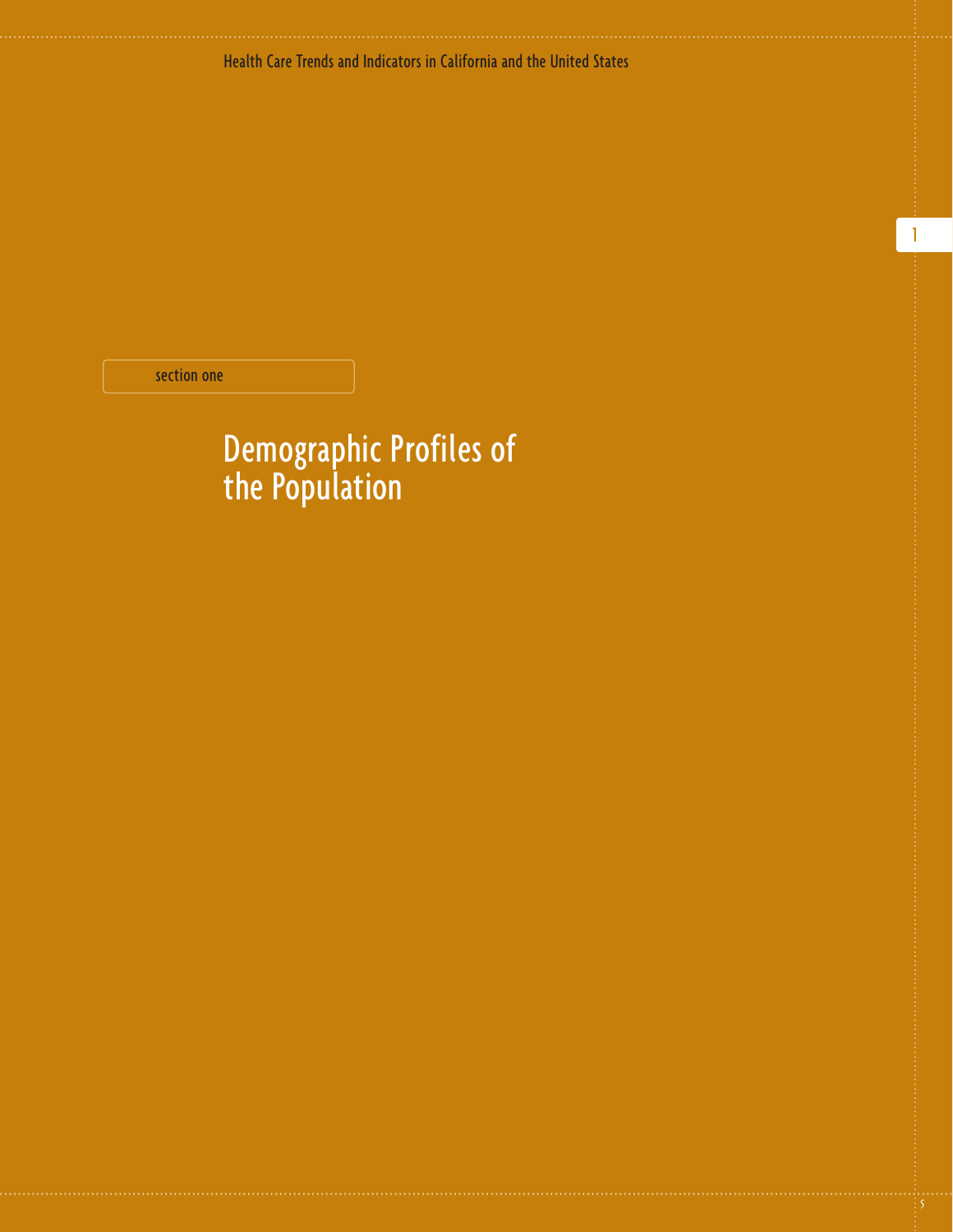section one

# Demographic Profiles of the Population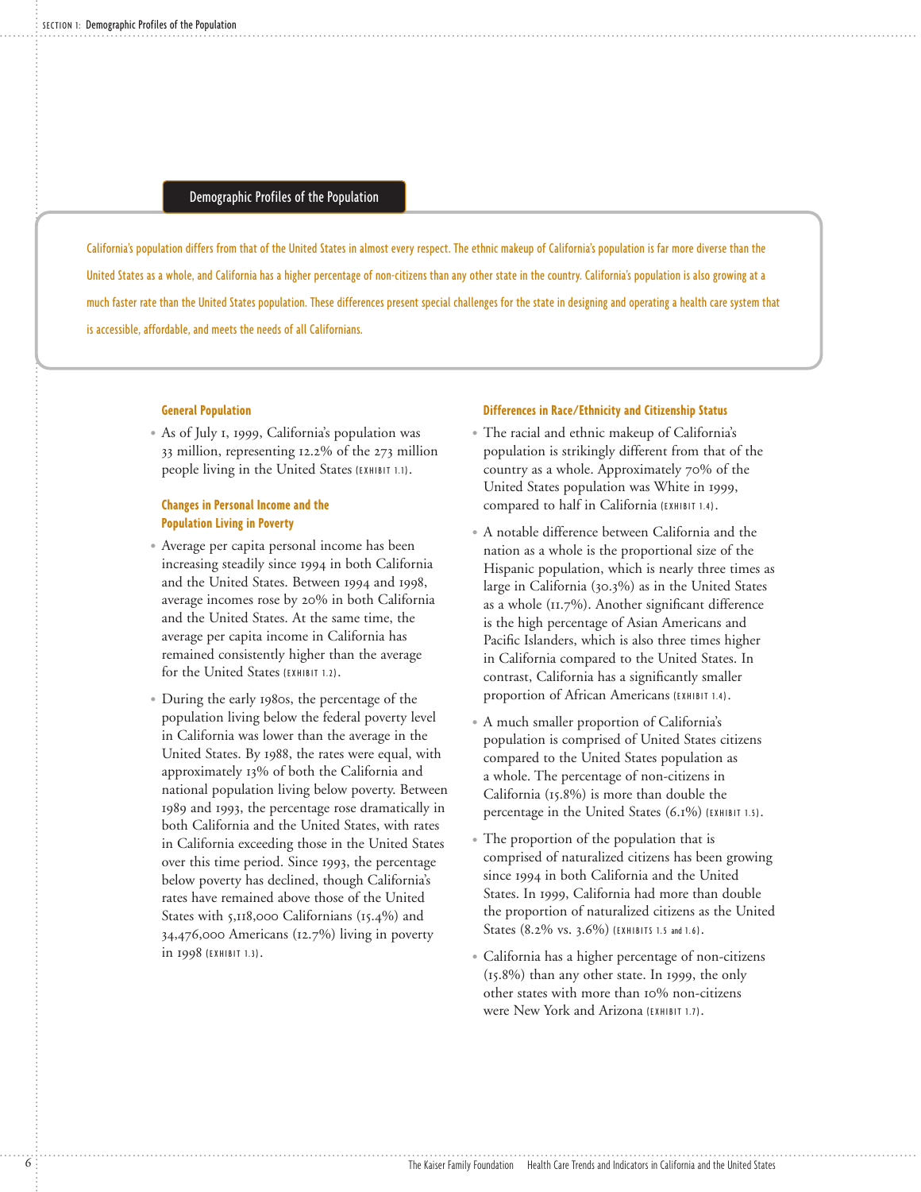## Demographic Profiles of the Population

California's population differs from that of the United States in almost every respect. The ethnic makeup of California's population is far more diverse than the United States as a whole, and California has a higher percentage of non-citizens than any other state in the country. California's population is also growing at a much faster rate than the United States population. These differences present special challenges for the state in designing and operating a health care system that is accessible, affordable, and meets the needs of all Californians.

### General Population

- As of July 1, 1999, California's population was 33 million, representing 12.2% of the 273 million people living in the United States (EXHIBIT 1.1).

### Changes in Personal Income and the Population Living in Poverty

- Average per capita personal income has been increasing steadily since 1994 in both California and the United States. Between 1994 and 1998, average incomes rose by 20% in both California and the United States. At the same time, the average per capita income in California has remained consistently higher than the average for the United States (EXHIBIT 1.2).
- During the early 1980s, the percentage of the population living below the federal poverty level in California was lower than the average in the United States. By 1988, the rates were equal, with approximately 13% of both the California and national population living below poverty. Between 1989 and 1993, the percentage rose dramatically in both California and the United States, with rates in California exceeding those in the United States over this time period. Since 1993, the percentage below poverty has declined, though California's rates have remained above those of the United States with 5,118,000 Californians (15.4%) and 34,476,000 Americans (12.7%) living in poverty in 1998 (EXHIBIT 1.3).

### Differences in Race/Ethnicity and Citizenship Status

- The racial and ethnic makeup of California's population is strikingly different from that of the country as a whole. Approximately 70% of the United States population was White in 1999, compared to half in California (EXHIBIT 1.4).
- A notable difference between California and the nation as a whole is the proportional size of the Hispanic population, which is nearly three times as large in California (30.3%) as in the United States as a whole (11.7%). Another significant difference is the high percentage of Asian Americans and Pacific Islanders, which is also three times higher in California compared to the United States. In contrast, California has a significantly smaller proportion of African Americans (EXHIBIT 1.4).
- A much smaller proportion of California's population is comprised of United States citizens compared to the United States population as a whole. The percentage of non-citizens in California (15.8%) is more than double the percentage in the United States (6.1%) (EXHIBIT 1.5).
- The proportion of the population that is comprised of naturalized citizens has been growing since 1994 in both California and the United States. In 1999, California had more than double the proportion of naturalized citizens as the United States (8.2% vs. 3.6%) (EXHIBITS 1.5 and 1.6).
- California has a higher percentage of non-citizens (15.8%) than any other state. In 1999, the only other states with more than 10% non-citizens were New York and Arizona (EXHIBIT 1.7).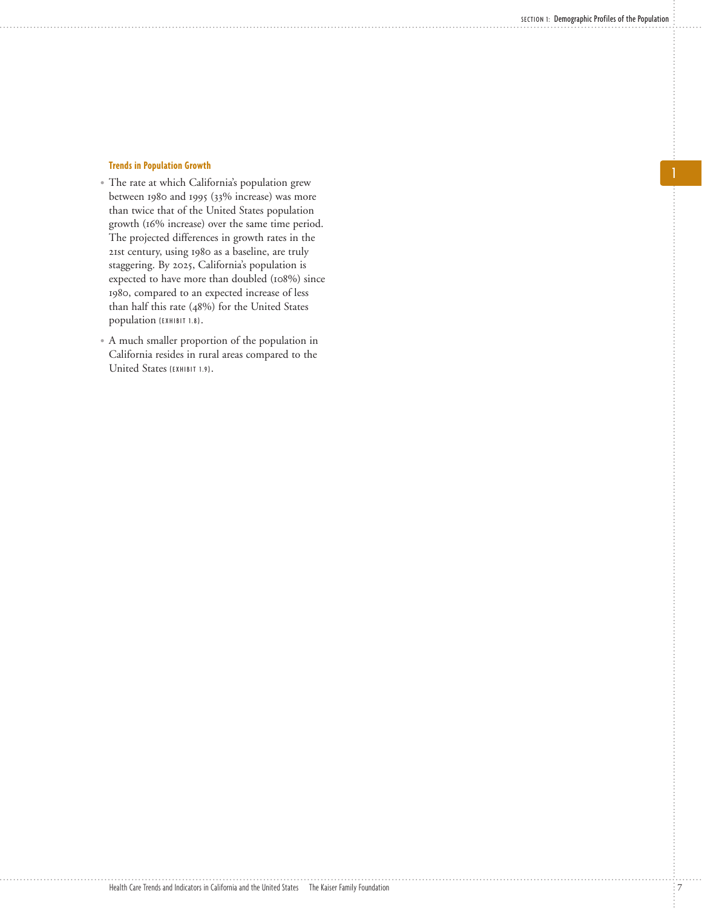### Trends in Population Growth

- The rate at which California's population grew between 1980 and 1995 (33% increase) was more than twice that of the United States population growth (16% increase) over the same time period. The projected differences in growth rates in the 21st century, using 1980 as a baseline, are truly staggering. By 2025, California's population is expected to have more than doubled (108%) since 1980, compared to an expected increase of less than half this rate (48%) for the United States population (EXHIBIT 1.8).
- A much smaller proportion of the population in California resides in rural areas compared to the United States (EXHIBIT 1.9).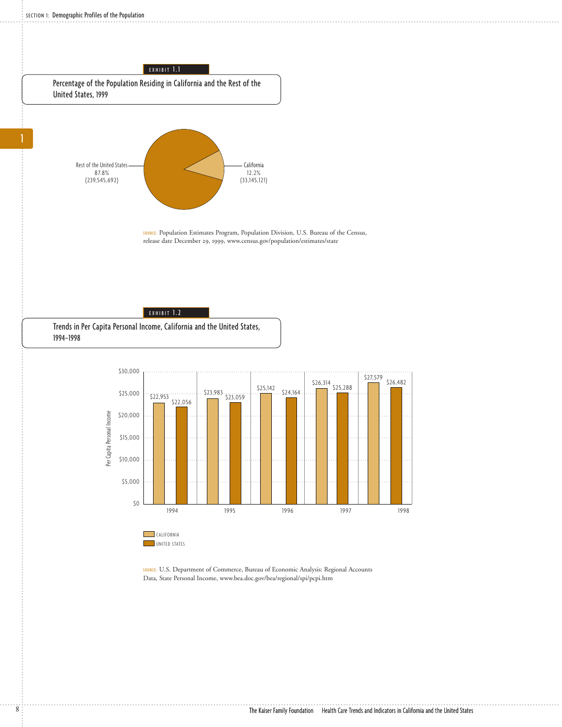EXHIBIT 1.1

## Percentage of the Population Residing in California and the Rest of the United States, 1999

Rest of the United States
87.8%
(239,545,692)

California
12.2%
(33,145,121)

SOURCE: Population Estimates Program, Population Division, U.S. Bureau of the Census, release date December 29, 1999, www.census.gov/population/estimates/state

EXHIBIT 1.2

## Trends in Per Capita Personal Income, California and the United States, 1994–1998

| Year | California | United States |
|---|---|---|
| 1994 | $22,953 | $22,056 |
| 1995 | $23,983 | $23,059 |
| 1996 | $25,142 | $24,164 |
| 1997 | $26,314 | $25,288 |
| 1998 | $27,579 | $26,482 |

SOURCE: U.S. Department of Commerce, Bureau of Economic Analysis: Regional Accounts Data, State Personal Income, www.bea.doc.gov/bea/regional/spi/pcpi.htm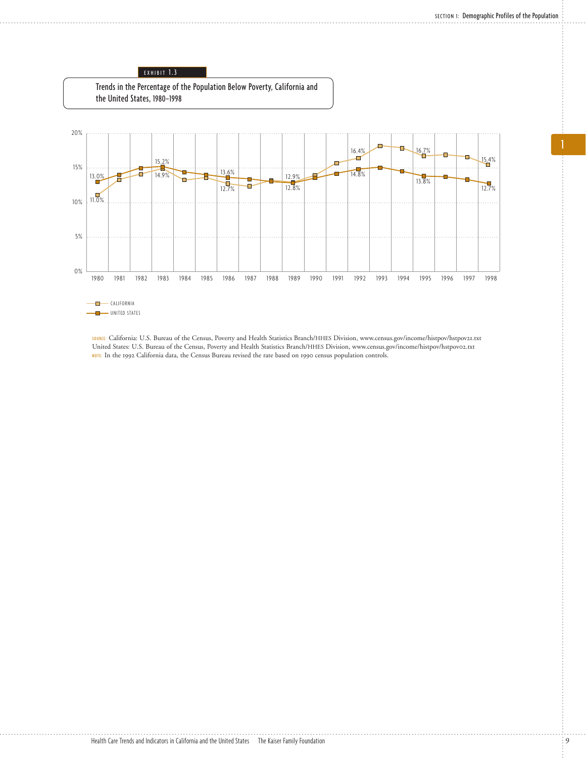EXHIBIT 1.3

## Trends in the Percentage of the Population Below Poverty, California and the United States, 1980–1998

| Year | California | United States |
|---|---|---|
| 1980 | 11.0% | 13.0% |
| 1983 | 14.9% | 15.2% |
| 1986 | 12.7% | 13.6% |
| 1989 | 12.9% | 12.8% |
| 1992 | 16.4% | 14.8% |
| 1995 | 16.7% | 13.8% |
| 1998 | 15.4% | 12.7% |

SOURCE: California: U.S. Bureau of the Census, Poverty and Health Statistics Branch/HHES Division, www.census.gov/income/histpov/hstpov21.txt
United States: U.S. Bureau of the Census, Poverty and Health Statistics Branch/HHES Division, www.census.gov/income/histpov/hstpov02.txt
NOTE: In the 1992 California data, the Census Bureau revised the rate based on 1990 census population controls.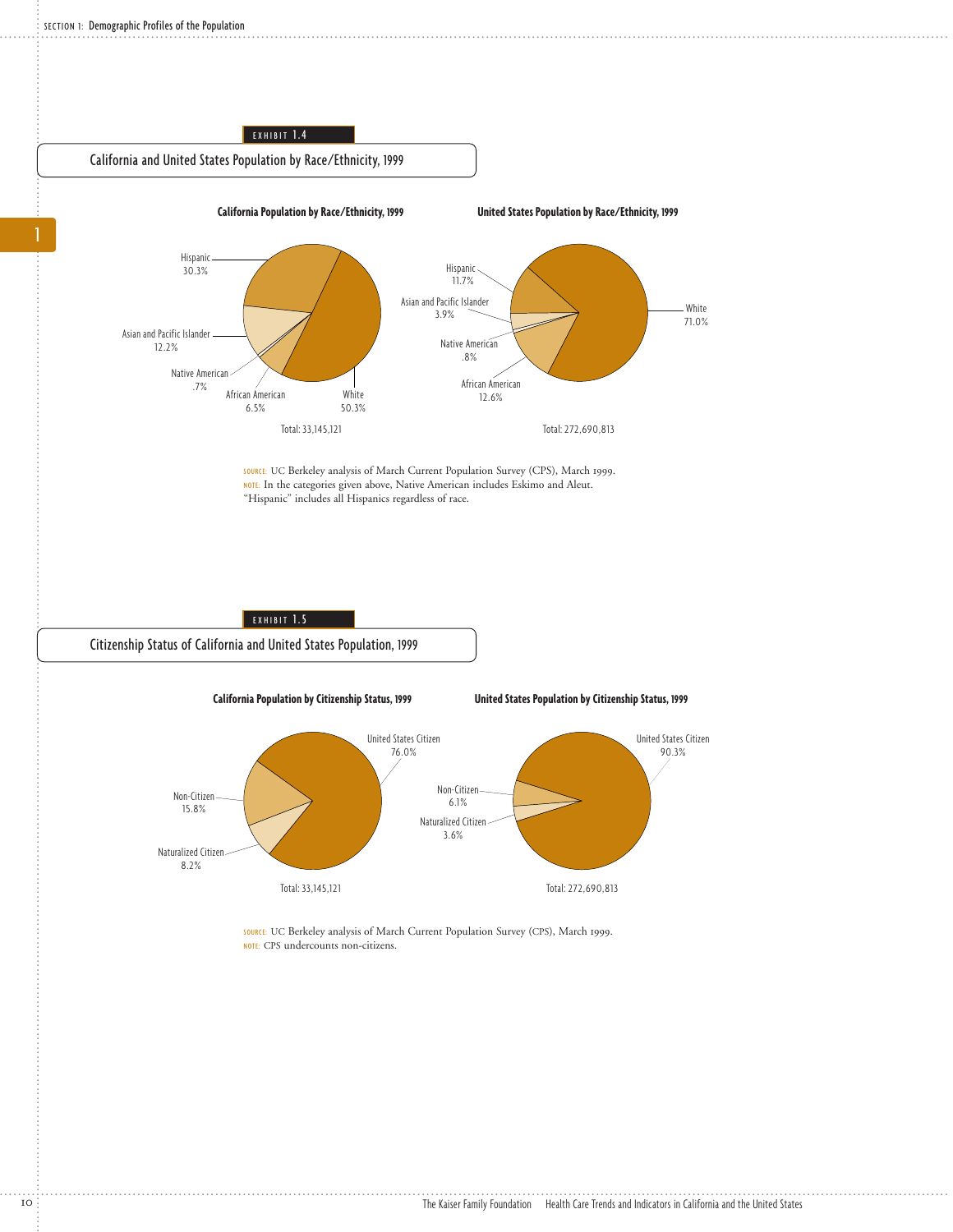EXHIBIT 1.4

## California and United States Population by Race/Ethnicity, 1999

**California Population by Race/Ethnicity, 1999**

| Race/Ethnicity | Percent |
|---|---|
| Hispanic | 30.3% |
| Asian and Pacific Islander | 12.2% |
| Native American | .7% |
| African American | 6.5% |
| White | 50.3% |

Total: 33,145,121

**United States Population by Race/Ethnicity, 1999**

| Race/Ethnicity | Percent |
|---|---|
| Hispanic | 11.7% |
| Asian and Pacific Islander | 3.9% |
| Native American | .8% |
| African American | 12.6% |
| White | 71.0% |

Total: 272,690,813

SOURCE: UC Berkeley analysis of March Current Population Survey (CPS), March 1999.
NOTE: In the categories given above, Native American includes Eskimo and Aleut. "Hispanic" includes all Hispanics regardless of race.

EXHIBIT 1.5

## Citizenship Status of California and United States Population, 1999

**California Population by Citizenship Status, 1999**

| Citizenship Status | Percent |
|---|---|
| United States Citizen | 76.0% |
| Non-Citizen | 15.8% |
| Naturalized Citizen | 8.2% |

Total: 33,145,121

**United States Population by Citizenship Status, 1999**

| Citizenship Status | Percent |
|---|---|
| United States Citizen | 90.3% |
| Non-Citizen | 6.1% |
| Naturalized Citizen | 3.6% |

Total: 272,690,813

SOURCE: UC Berkeley analysis of March Current Population Survey (CPS), March 1999.
NOTE: CPS undercounts non-citizens.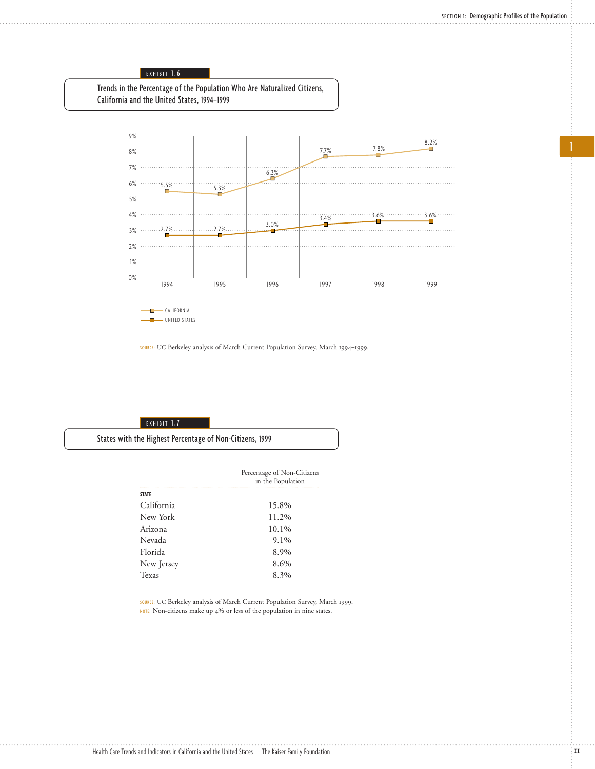EXHIBIT 1.6

## Trends in the Percentage of the Population Who Are Naturalized Citizens, California and the United States, 1994–1999

| Year | California | United States |
|---|---|---|
| 1994 | 5.5% | 2.7% |
| 1995 | 5.3% | 2.7% |
| 1996 | 6.3% | 3.0% |
| 1997 | 7.7% | 3.4% |
| 1998 | 7.8% | 3.6% |
| 1999 | 8.2% | 3.6% |

SOURCE: UC Berkeley analysis of March Current Population Survey, March 1994–1999.

EXHIBIT 1.7

## States with the Highest Percentage of Non-Citizens, 1999

| STATE | Percentage of Non-Citizens in the Population |
|---|---|
| California | 15.8% |
| New York | 11.2% |
| Arizona | 10.1% |
| Nevada | 9.1% |
| Florida | 8.9% |
| New Jersey | 8.6% |
| Texas | 8.3% |

SOURCE: UC Berkeley analysis of March Current Population Survey, March 1999.
NOTE: Non-citizens make up 4% or less of the population in nine states.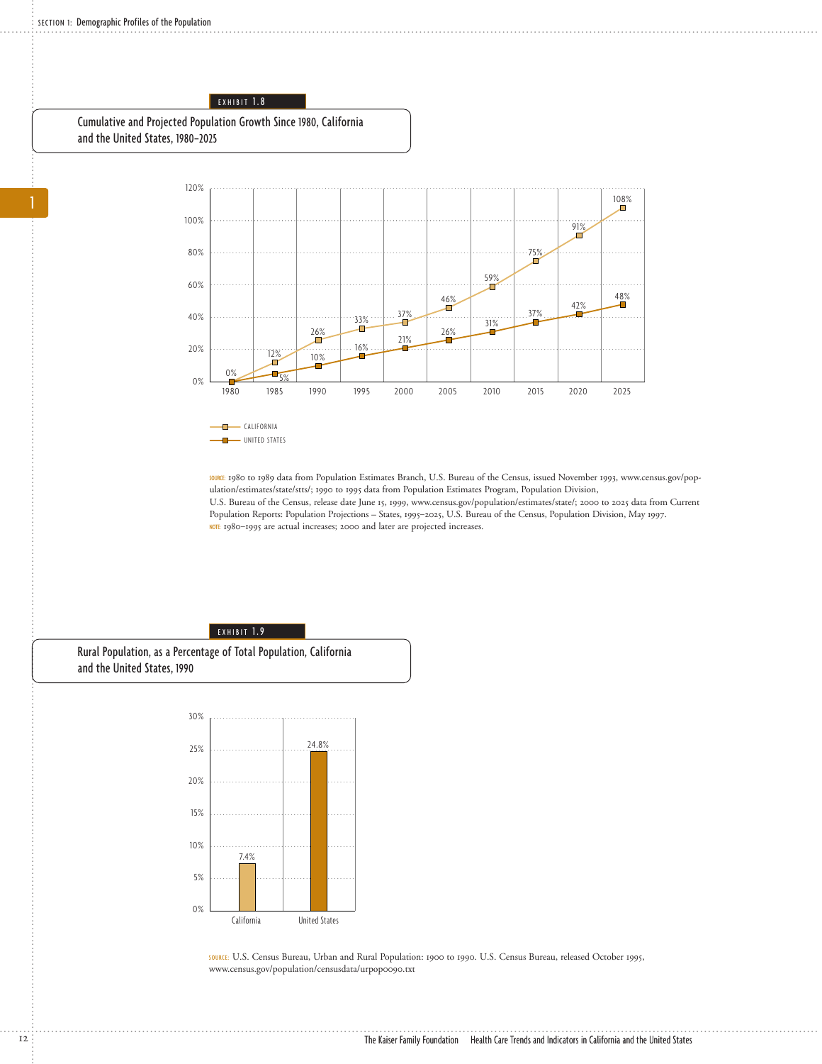EXHIBIT 1.8

## Cumulative and Projected Population Growth Since 1980, California and the United States, 1980–2025

| Year | California | United States |
|---|---|---|
| 1980 | 0% | 0% |
| 1985 | 12% | 5% |
| 1990 | 26% | 10% |
| 1995 | 33% | 16% |
| 2000 | 37% | 21% |
| 2005 | 46% | 26% |
| 2010 | 59% | 31% |
| 2015 | 75% | 37% |
| 2020 | 91% | 42% |
| 2025 | 108% | 48% |

SOURCE: 1980 to 1989 data from Population Estimates Branch, U.S. Bureau of the Census, issued November 1993, www.census.gov/population/estimates/state/stts/; 1990 to 1995 data from Population Estimates Program, Population Division, U.S. Bureau of the Census, release date June 15, 1999, www.census.gov/population/estimates/state/; 2000 to 2025 data from Current Population Reports: Population Projections – States, 1995–2025, U.S. Bureau of the Census, Population Division, May 1997.

NOTE: 1980–1995 are actual increases; 2000 and later are projected increases.

EXHIBIT 1.9

## Rural Population, as a Percentage of Total Population, California and the United States, 1990

| | Rural Population |
|---|---|
| California | 7.4% |
| United States | 24.8% |

SOURCE: U.S. Census Bureau, Urban and Rural Population: 1900 to 1990. U.S. Census Bureau, released October 1995, www.census.gov/population/censusdata/urpop0090.txt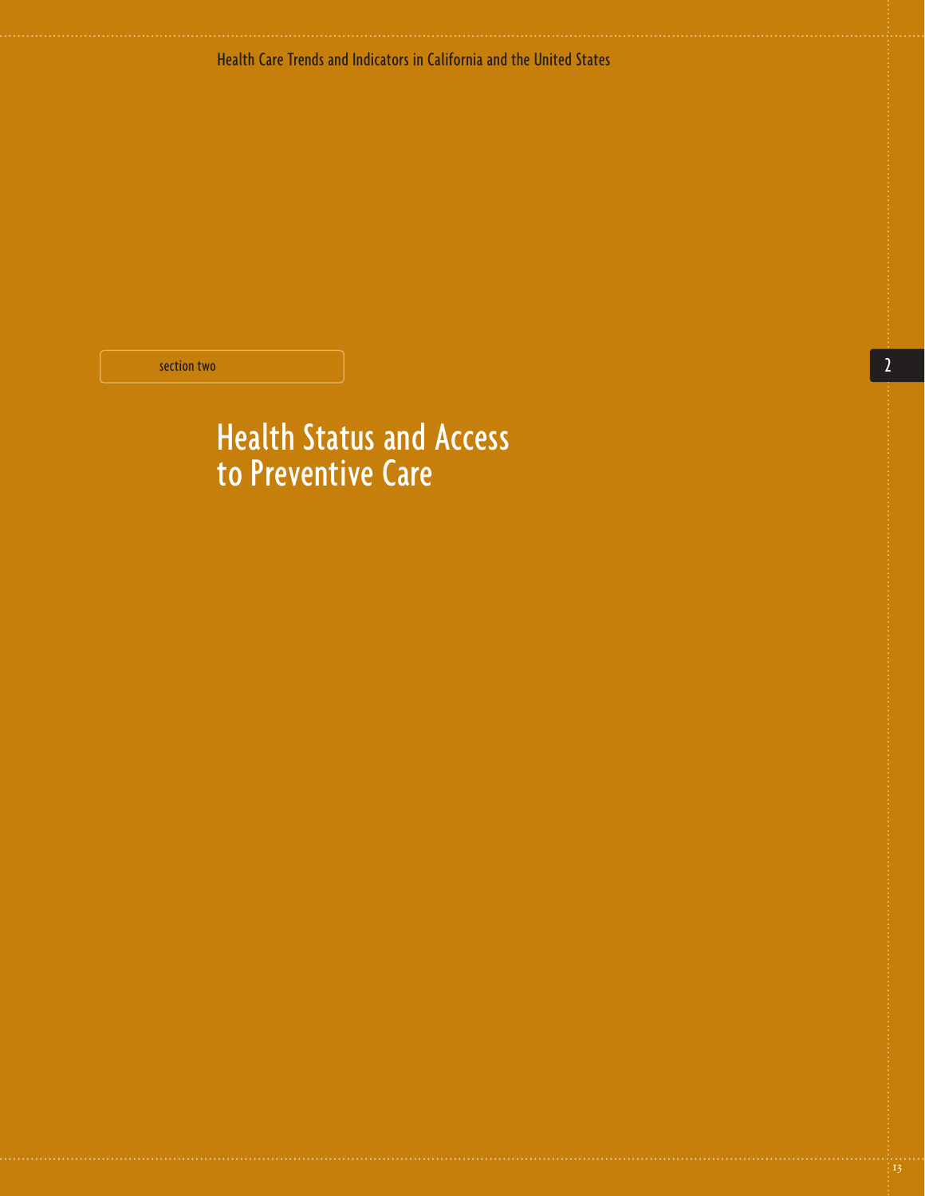section two

# Health Status and Access to Preventive Care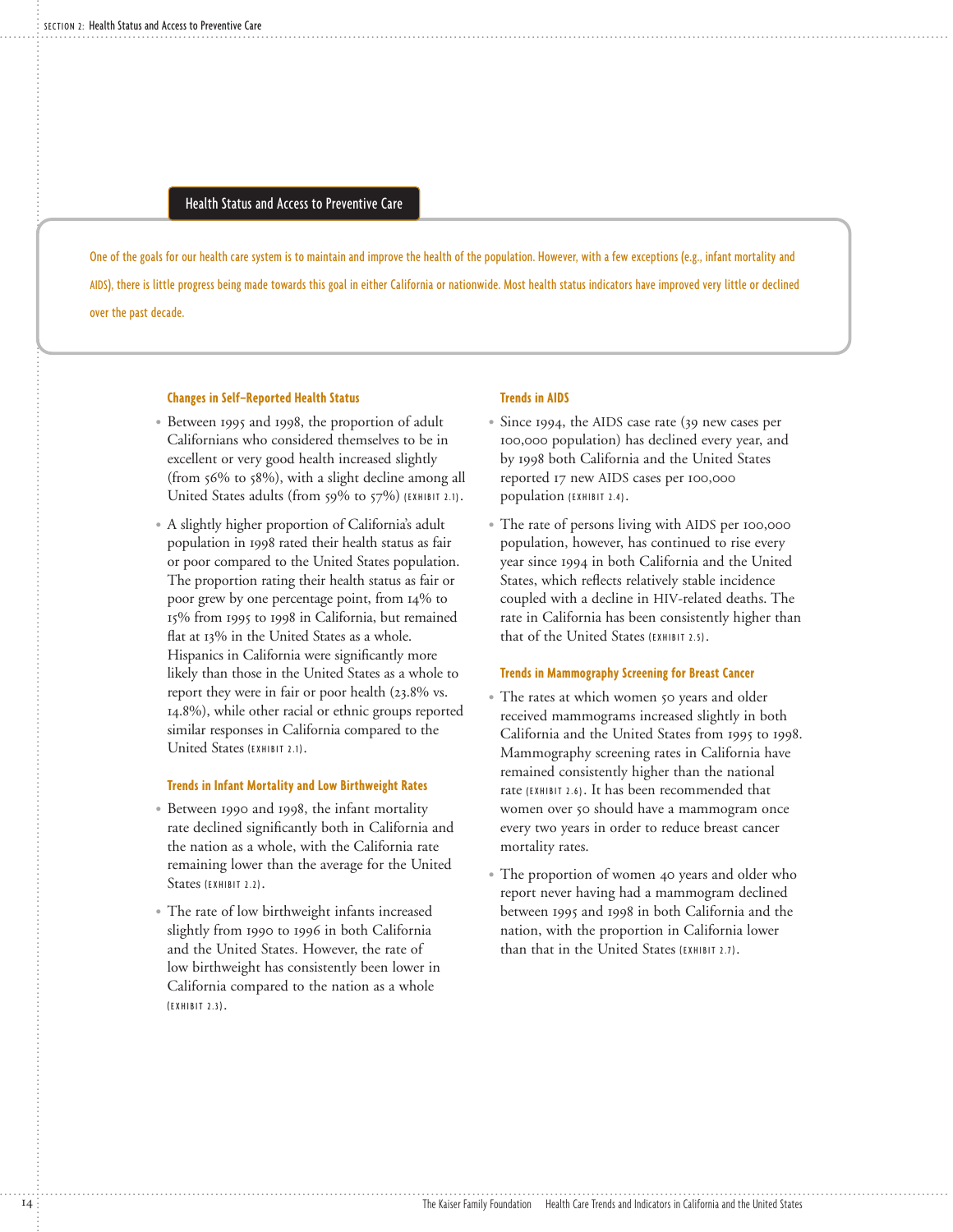## Health Status and Access to Preventive Care

One of the goals for our health care system is to maintain and improve the health of the population. However, with a few exceptions (e.g., infant mortality and AIDS), there is little progress being made towards this goal in either California or nationwide. Most health status indicators have improved very little or declined over the past decade.

### Changes in Self-Reported Health Status

- Between 1995 and 1998, the proportion of adult Californians who considered themselves to be in excellent or very good health increased slightly (from 56% to 58%), with a slight decline among all United States adults (from 59% to 57%) (EXHIBIT 2.1).
- A slightly higher proportion of California's adult population in 1998 rated their health status as fair or poor compared to the United States population. The proportion rating their health status as fair or poor grew by one percentage point, from 14% to 15% from 1995 to 1998 in California, but remained flat at 13% in the United States as a whole. Hispanics in California were significantly more likely than those in the United States as a whole to report they were in fair or poor health (23.8% vs. 14.8%), while other racial or ethnic groups reported similar responses in California compared to the United States (EXHIBIT 2.1).

### Trends in Infant Mortality and Low Birthweight Rates

- Between 1990 and 1998, the infant mortality rate declined significantly both in California and the nation as a whole, with the California rate remaining lower than the average for the United States (EXHIBIT 2.2).
- The rate of low birthweight infants increased slightly from 1990 to 1996 in both California and the United States. However, the rate of low birthweight has consistently been lower in California compared to the nation as a whole (EXHIBIT 2.3).

### Trends in AIDS

- Since 1994, the AIDS case rate (39 new cases per 100,000 population) has declined every year, and by 1998 both California and the United States reported 17 new AIDS cases per 100,000 population (EXHIBIT 2.4).
- The rate of persons living with AIDS per 100,000 population, however, has continued to rise every year since 1994 in both California and the United States, which reflects relatively stable incidence coupled with a decline in HIV-related deaths. The rate in California has been consistently higher than that of the United States (EXHIBIT 2.5).

### Trends in Mammography Screening for Breast Cancer

- The rates at which women 50 years and older received mammograms increased slightly in both California and the United States from 1995 to 1998. Mammography screening rates in California have remained consistently higher than the national rate (EXHIBIT 2.6). It has been recommended that women over 50 should have a mammogram once every two years in order to reduce breast cancer mortality rates.
- The proportion of women 40 years and older who report never having had a mammogram declined between 1995 and 1998 in both California and the nation, with the proportion in California lower than that in the United States (EXHIBIT 2.7).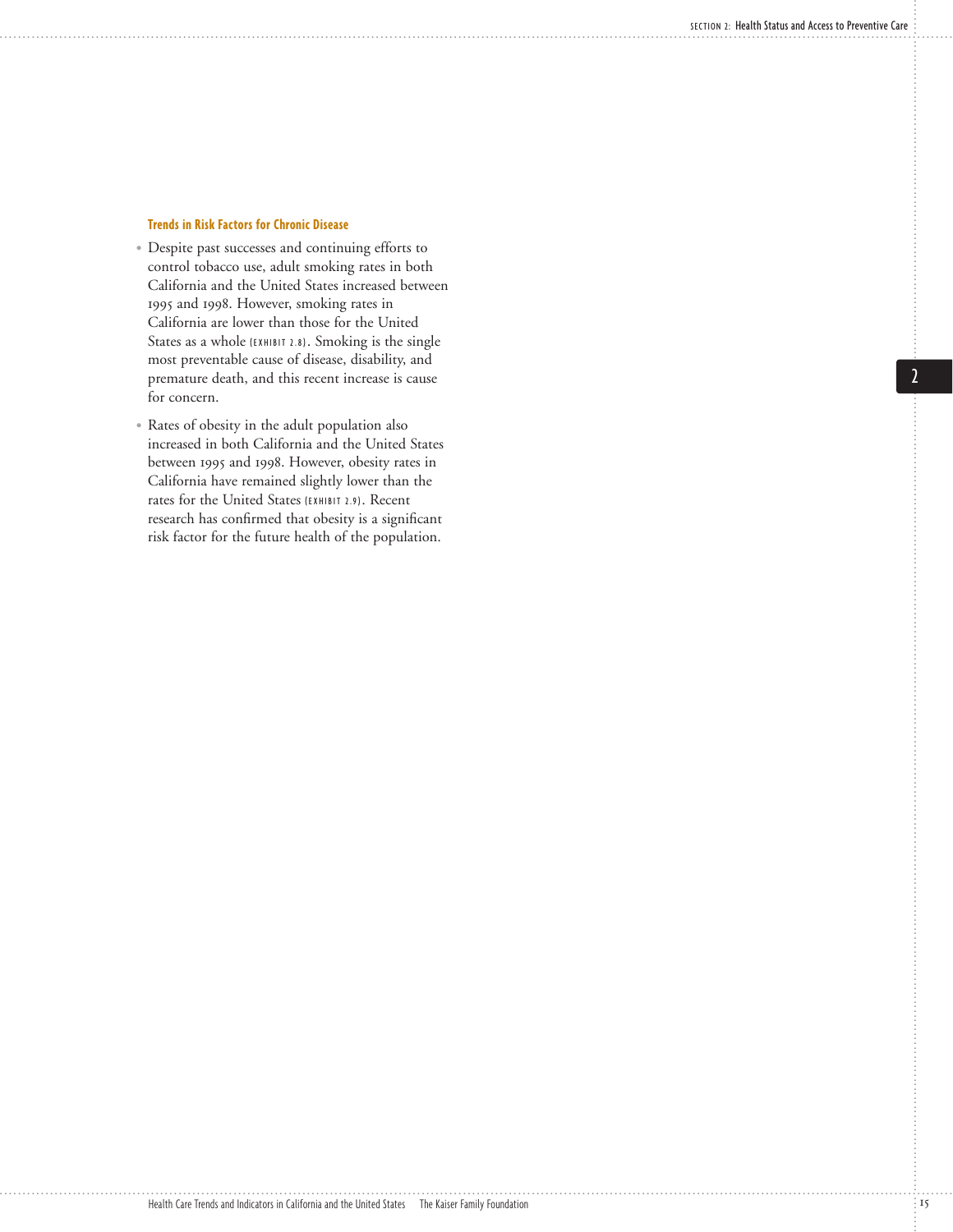### Trends in Risk Factors for Chronic Disease

- Despite past successes and continuing efforts to control tobacco use, adult smoking rates in both California and the United States increased between 1995 and 1998. However, smoking rates in California are lower than those for the United States as a whole (EXHIBIT 2.8). Smoking is the single most preventable cause of disease, disability, and premature death, and this recent increase is cause for concern.
- Rates of obesity in the adult population also increased in both California and the United States between 1995 and 1998. However, obesity rates in California have remained slightly lower than the rates for the United States (EXHIBIT 2.9). Recent research has confirmed that obesity is a significant risk factor for the future health of the population.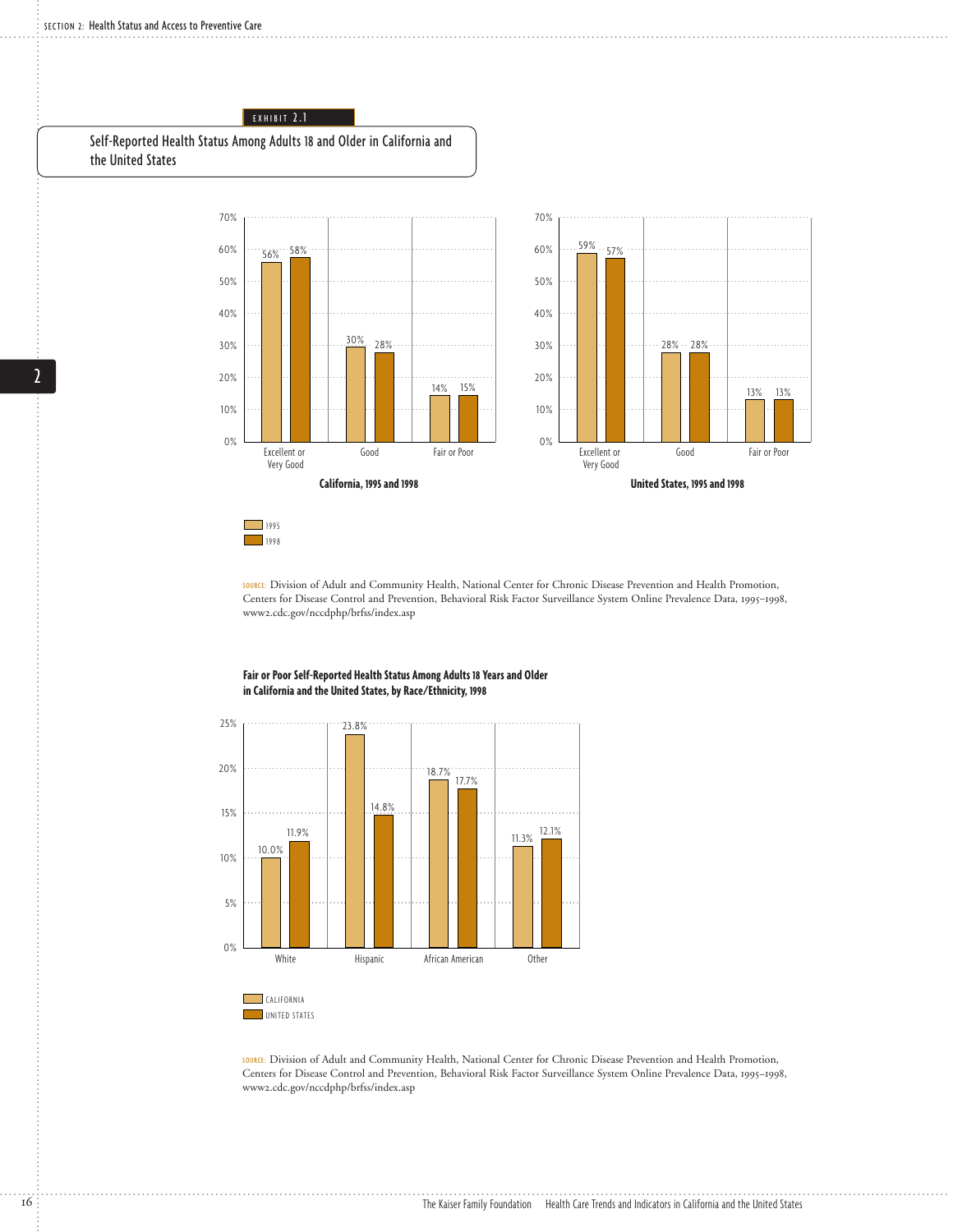EXHIBIT 2.1

## Self-Reported Health Status Among Adults 18 and Older in California and the United States

**California, 1995 and 1998**

| | 1995 | 1998 |
|---|---|---|
| Excellent or Very Good | 56% | 58% |
| Good | 30% | 28% |
| Fair or Poor | 14% | 15% |

**United States, 1995 and 1998**

| | 1995 | 1998 |
|---|---|---|
| Excellent or Very Good | 59% | 57% |
| Good | 28% | 28% |
| Fair or Poor | 13% | 13% |

SOURCE: Division of Adult and Community Health, National Center for Chronic Disease Prevention and Health Promotion, Centers for Disease Control and Prevention, Behavioral Risk Factor Surveillance System Online Prevalence Data, 1995–1998, www2.cdc.gov/nccdphp/brfss/index.asp

**Fair or Poor Self-Reported Health Status Among Adults 18 Years and Older in California and the United States, by Race/Ethnicity, 1998**

| | California | United States |
|---|---|---|
| White | 10.0% | 11.9% |
| Hispanic | 23.8% | 14.8% |
| African American | 18.7% | 17.7% |
| Other | 11.3% | 12.1% |

SOURCE: Division of Adult and Community Health, National Center for Chronic Disease Prevention and Health Promotion, Centers for Disease Control and Prevention, Behavioral Risk Factor Surveillance System Online Prevalence Data, 1995–1998, www2.cdc.gov/nccdphp/brfss/index.asp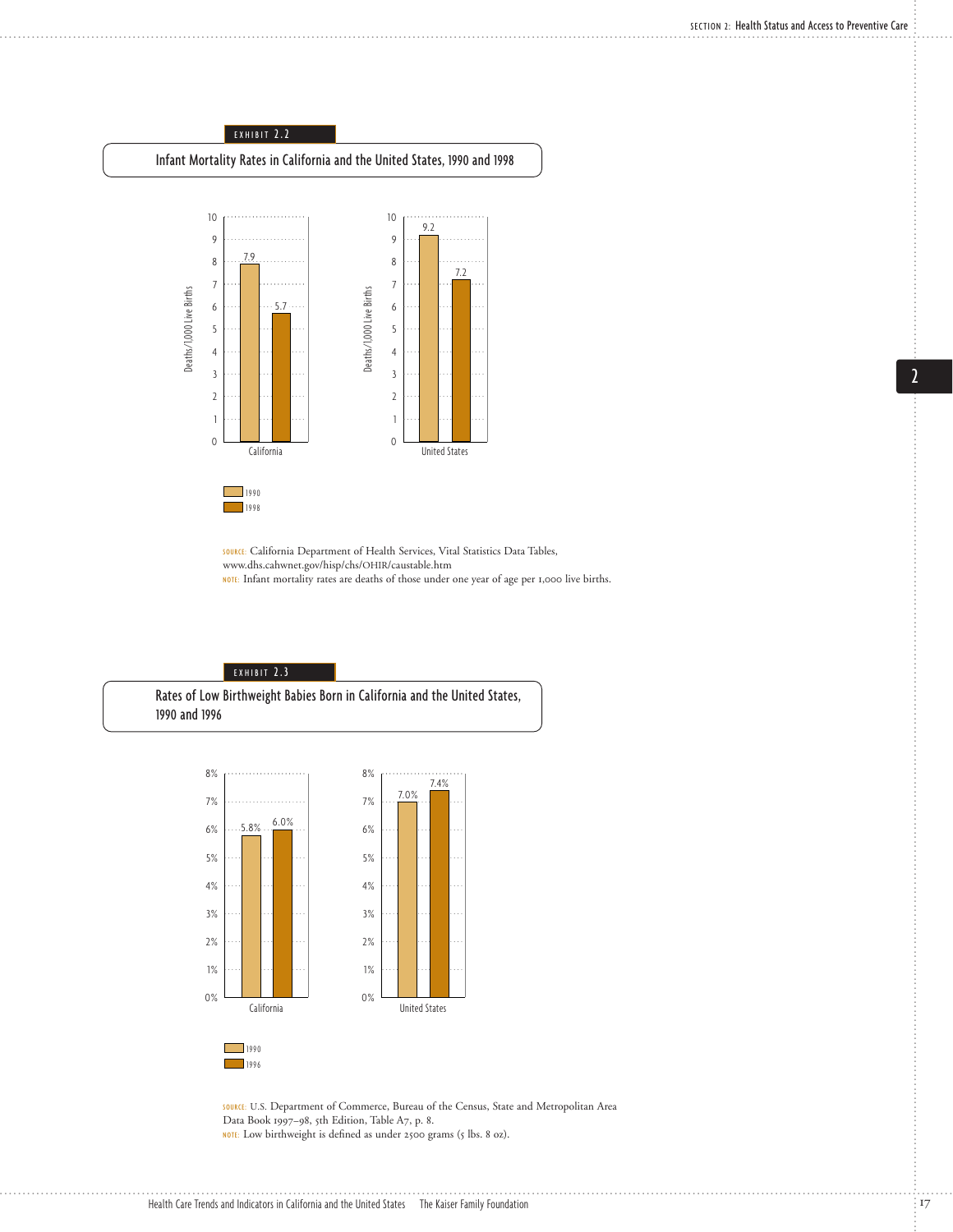EXHIBIT 2.2

## Infant Mortality Rates in California and the United States, 1990 and 1998

| Deaths/1,000 Live Births | 1990 | 1998 |
|---|---|---|
| California | 7.9 | 5.7 |
| United States | 9.2 | 7.2 |

SOURCE: California Department of Health Services, Vital Statistics Data Tables, www.dhs.cahwnet.gov/hisp/chs/OHIR/caustable.htm

NOTE: Infant mortality rates are deaths of those under one year of age per 1,000 live births.

EXHIBIT 2.3

## Rates of Low Birthweight Babies Born in California and the United States, 1990 and 1996

| | 1990 | 1996 |
|---|---|---|
| California | 5.8% | 6.0% |
| United States | 7.0% | 7.4% |

SOURCE: U.S. Department of Commerce, Bureau of the Census, State and Metropolitan Area Data Book 1997–98, 5th Edition, Table A7, p. 8.

NOTE: Low birthweight is defined as under 2500 grams (5 lbs. 8 oz).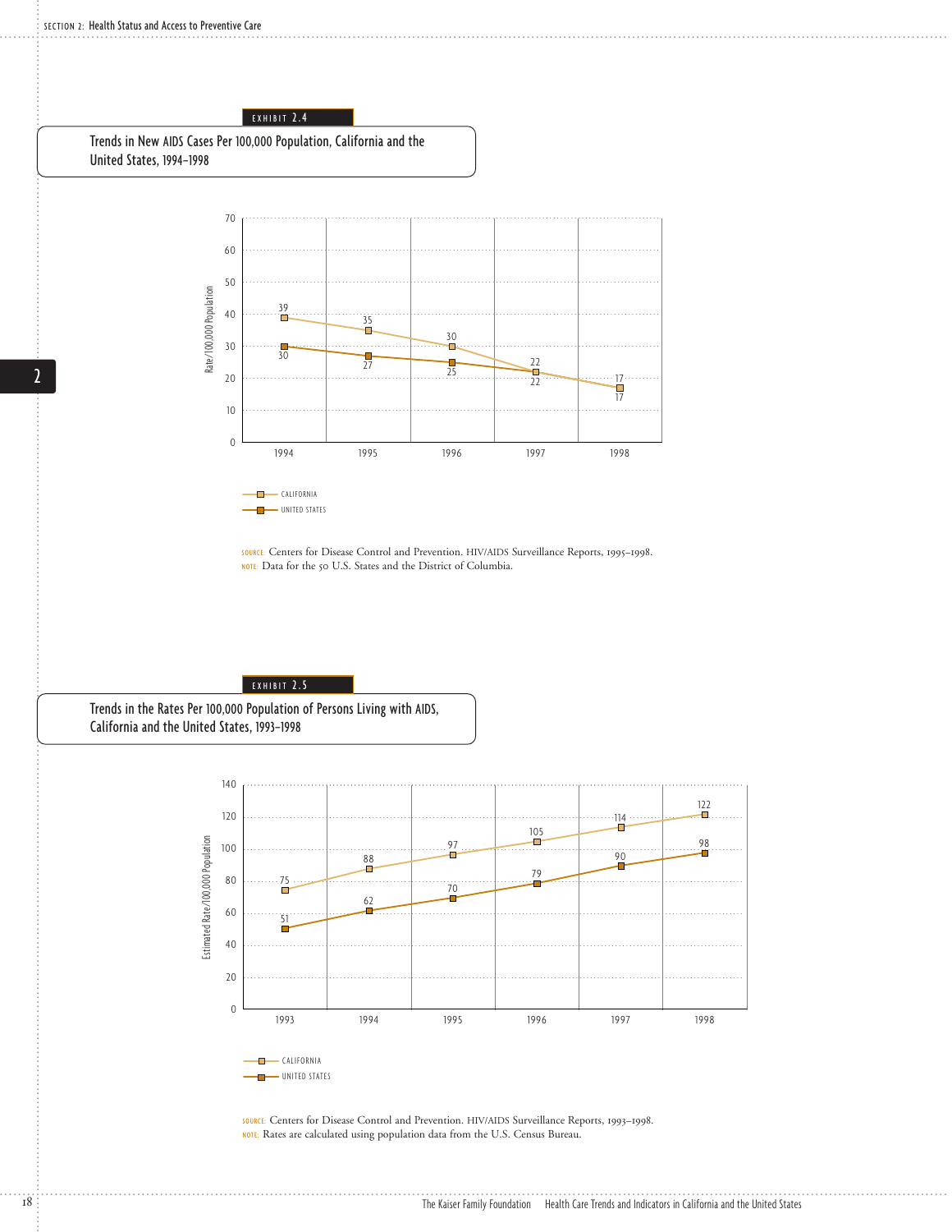EXHIBIT 2.4

## Trends in New AIDS Cases Per 100,000 Population, California and the United States, 1994–1998

| Year | California | United States |
|---|---|---|
| 1994 | 39 | 30 |
| 1995 | 35 | 27 |
| 1996 | 30 | 25 |
| 1997 | 22 | 22 |
| 1998 | 17 | 17 |

Rate/100,000 Population

SOURCE: Centers for Disease Control and Prevention. HIV/AIDS Surveillance Reports, 1995–1998.
NOTE: Data for the 50 U.S. States and the District of Columbia.

EXHIBIT 2.5

## Trends in the Rates Per 100,000 Population of Persons Living with AIDS, California and the United States, 1993–1998

| Year | California | United States |
|---|---|---|
| 1993 | 75 | 51 |
| 1994 | 88 | 62 |
| 1995 | 97 | 70 |
| 1996 | 105 | 79 |
| 1997 | 114 | 90 |
| 1998 | 122 | 98 |

Estimated Rate/100,000 Population

SOURCE: Centers for Disease Control and Prevention. HIV/AIDS Surveillance Reports, 1993–1998.
NOTE: Rates are calculated using population data from the U.S. Census Bureau.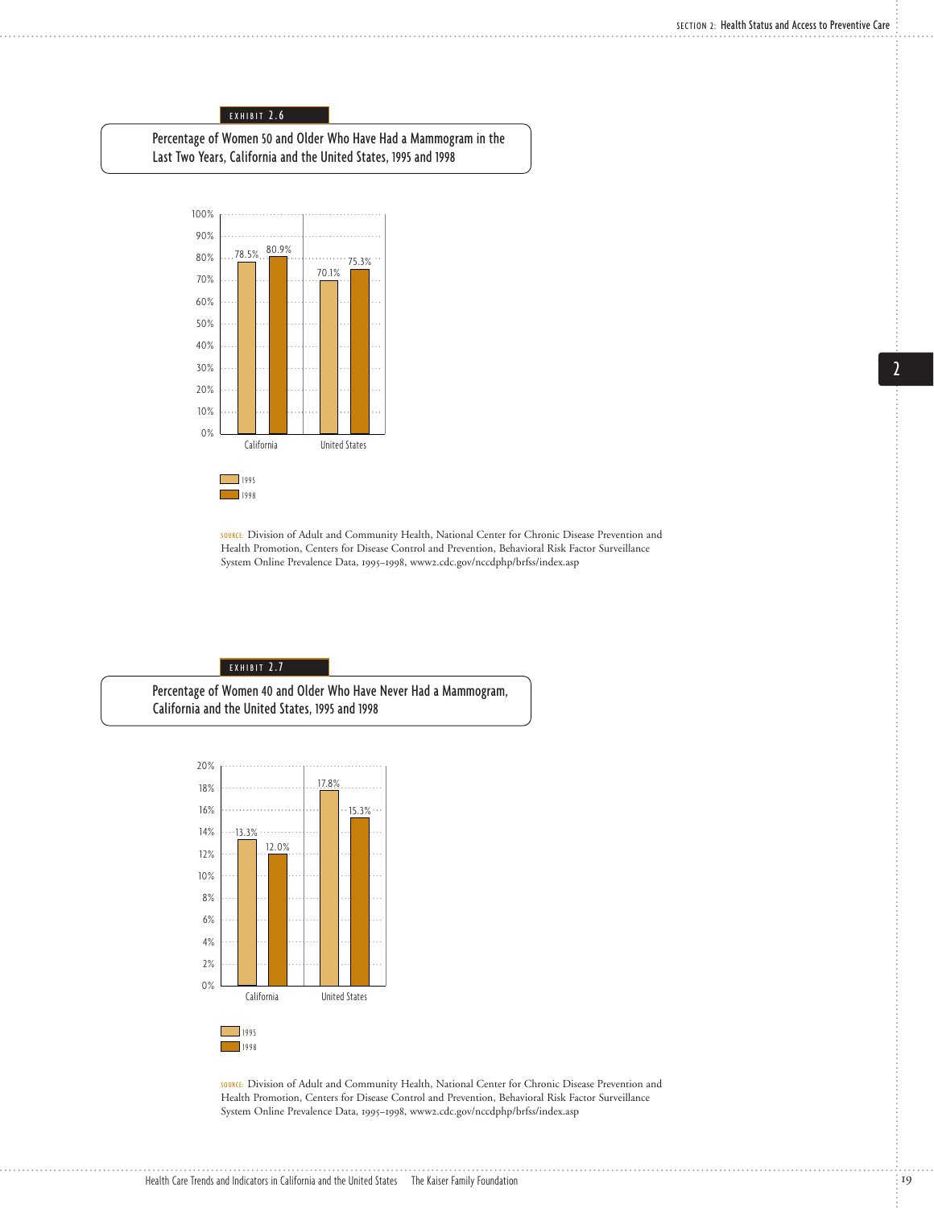EXHIBIT 2.6

**Percentage of Women 50 and Older Who Have Had a Mammogram in the Last Two Years, California and the United States, 1995 and 1998**

| | 1995 | 1998 |
|---|---|---|
| California | 78.5% | 80.9% |
| United States | 70.1% | 75.3% |

SOURCE: Division of Adult and Community Health, National Center for Chronic Disease Prevention and Health Promotion, Centers for Disease Control and Prevention, Behavioral Risk Factor Surveillance System Online Prevalence Data, 1995–1998, www2.cdc.gov/nccdphp/brfss/index.asp

EXHIBIT 2.7

**Percentage of Women 40 and Older Who Have Never Had a Mammogram, California and the United States, 1995 and 1998**

| | 1995 | 1998 |
|---|---|---|
| California | 13.3% | 12.0% |
| United States | 17.8% | 15.3% |

SOURCE: Division of Adult and Community Health, National Center for Chronic Disease Prevention and Health Promotion, Centers for Disease Control and Prevention, Behavioral Risk Factor Surveillance System Online Prevalence Data, 1995–1998, www2.cdc.gov/nccdphp/brfss/index.asp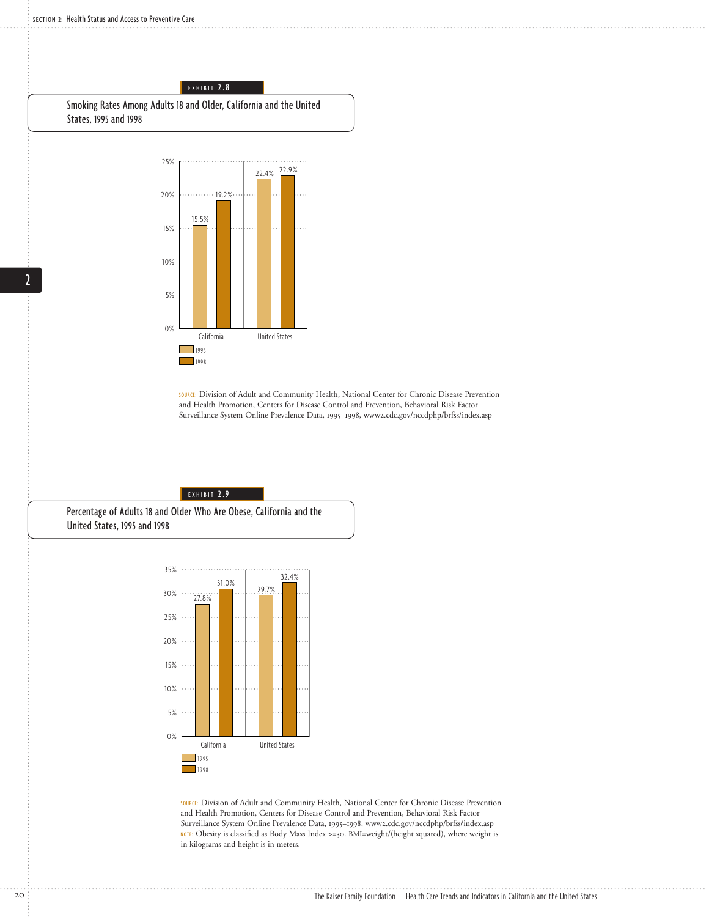EXHIBIT 2.8

## Smoking Rates Among Adults 18 and Older, California and the United States, 1995 and 1998

| | 1995 | 1998 |
|---|---|---|
| California | 15.5% | 19.2% |
| United States | 22.4% | 22.9% |

SOURCE: Division of Adult and Community Health, National Center for Chronic Disease Prevention and Health Promotion, Centers for Disease Control and Prevention, Behavioral Risk Factor Surveillance System Online Prevalence Data, 1995–1998, www2.cdc.gov/nccdphp/brfss/index.asp

EXHIBIT 2.9

## Percentage of Adults 18 and Older Who Are Obese, California and the United States, 1995 and 1998

| | 1995 | 1998 |
|---|---|---|
| California | 27.8% | 31.0% |
| United States | 29.7% | 32.4% |

SOURCE: Division of Adult and Community Health, National Center for Chronic Disease Prevention and Health Promotion, Centers for Disease Control and Prevention, Behavioral Risk Factor Surveillance System Online Prevalence Data, 1995–1998, www2.cdc.gov/nccdphp/brfss/index.asp

NOTE: Obesity is classified as Body Mass Index >=30. BMI=weight/(height squared), where weight is in kilograms and height is in meters.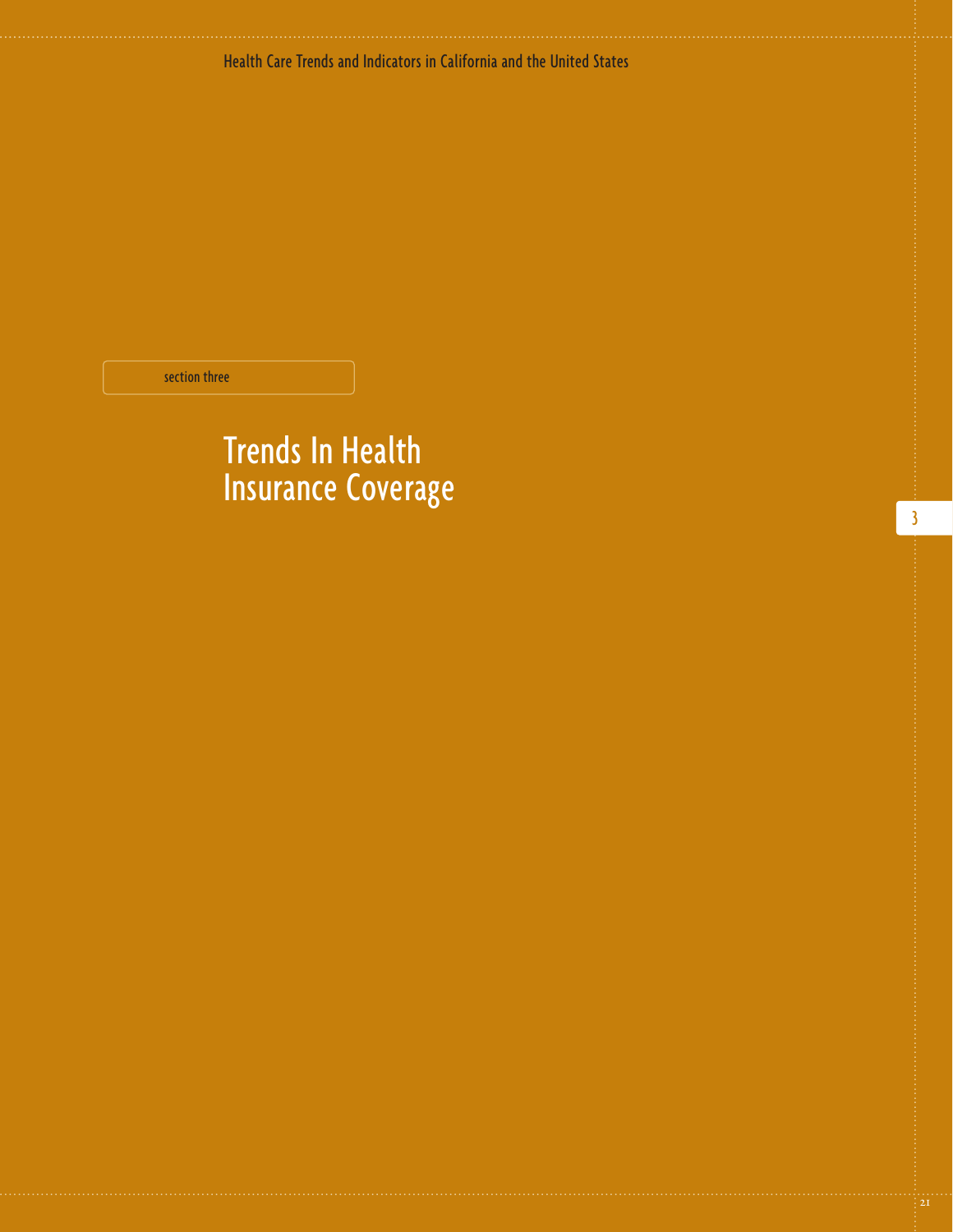section three

# Trends In Health Insurance Coverage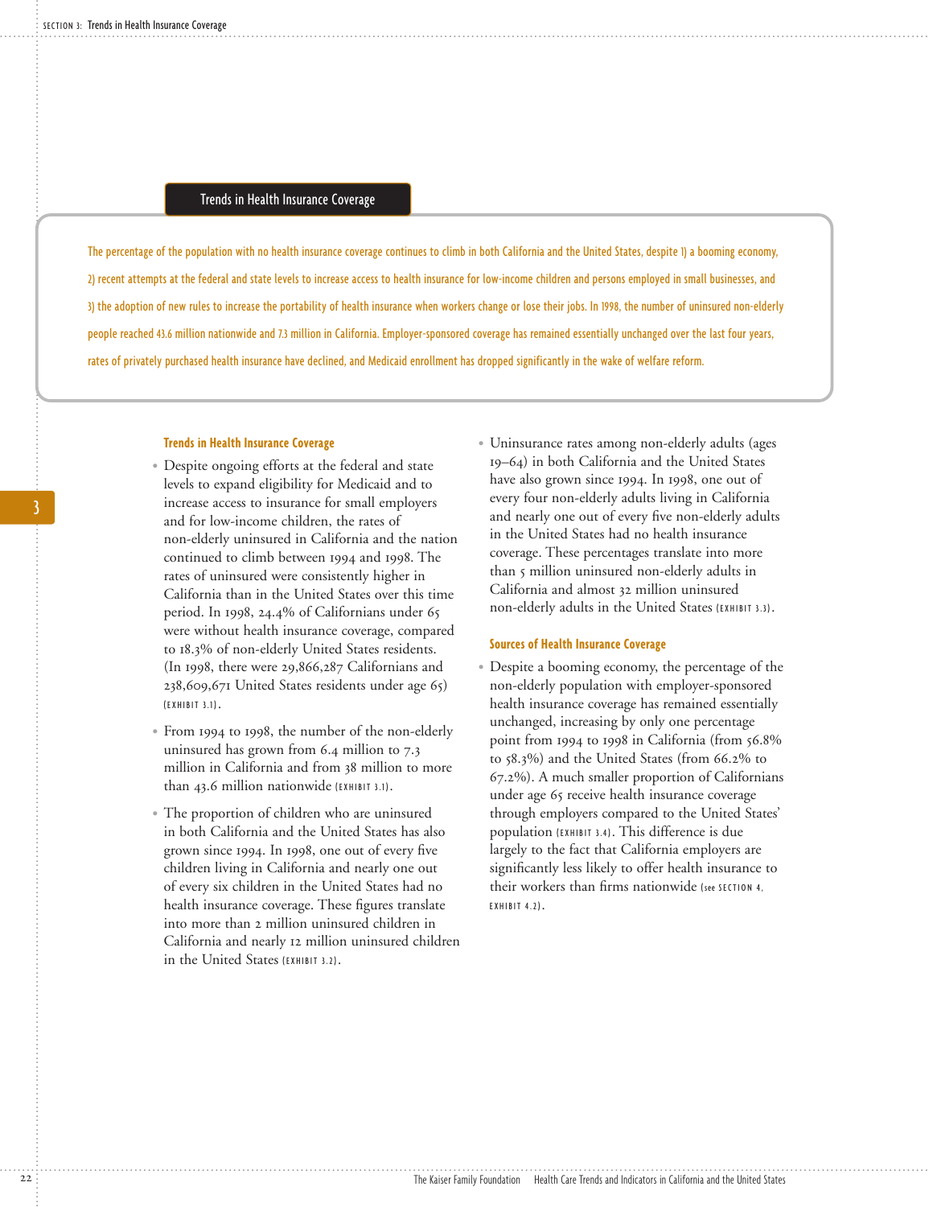## Trends in Health Insurance Coverage

**The percentage of the population with no health insurance coverage continues to climb in both California and the United States, despite 1) a booming economy, 2) recent attempts at the federal and state levels to increase access to health insurance for low-income children and persons employed in small businesses, and 3) the adoption of new rules to increase the portability of health insurance when workers change or lose their jobs. In 1998, the number of uninsured non-elderly people reached 43.6 million nationwide and 7.3 million in California. Employer-sponsored coverage has remained essentially unchanged over the last four years, rates of privately purchased health insurance have declined, and Medicaid enrollment has dropped significantly in the wake of welfare reform.**

### Trends in Health Insurance Coverage

- Despite ongoing efforts at the federal and state levels to expand eligibility for Medicaid and to increase access to insurance for small employers and for low-income children, the rates of non-elderly uninsured in California and the nation continued to climb between 1994 and 1998. The rates of uninsured were consistently higher in California than in the United States over this time period. In 1998, 24.4% of Californians under 65 were without health insurance coverage, compared to 18.3% of non-elderly United States residents. (In 1998, there were 29,866,287 Californians and 238,609,671 United States residents under age 65) (EXHIBIT 3.1).
- From 1994 to 1998, the number of the non-elderly uninsured has grown from 6.4 million to 7.3 million in California and from 38 million to more than 43.6 million nationwide (EXHIBIT 3.1).
- The proportion of children who are uninsured in both California and the United States has also grown since 1994. In 1998, one out of every five children living in California and nearly one out of every six children in the United States had no health insurance coverage. These figures translate into more than 2 million uninsured children in California and nearly 12 million uninsured children in the United States (EXHIBIT 3.2).
- Uninsurance rates among non-elderly adults (ages 19–64) in both California and the United States have also grown since 1994. In 1998, one out of every four non-elderly adults living in California and nearly one out of every five non-elderly adults in the United States had no health insurance coverage. These percentages translate into more than 5 million uninsured non-elderly adults in California and almost 32 million uninsured non-elderly adults in the United States (EXHIBIT 3.3).

### Sources of Health Insurance Coverage

- Despite a booming economy, the percentage of the non-elderly population with employer-sponsored health insurance coverage has remained essentially unchanged, increasing by only one percentage point from 1994 to 1998 in California (from 56.8% to 58.3%) and the United States (from 66.2% to 67.2%). A much smaller proportion of Californians under age 65 receive health insurance coverage through employers compared to the United States' population (EXHIBIT 3.4). This difference is due largely to the fact that California employers are significantly less likely to offer health insurance to their workers than firms nationwide (see SECTION 4, EXHIBIT 4.2).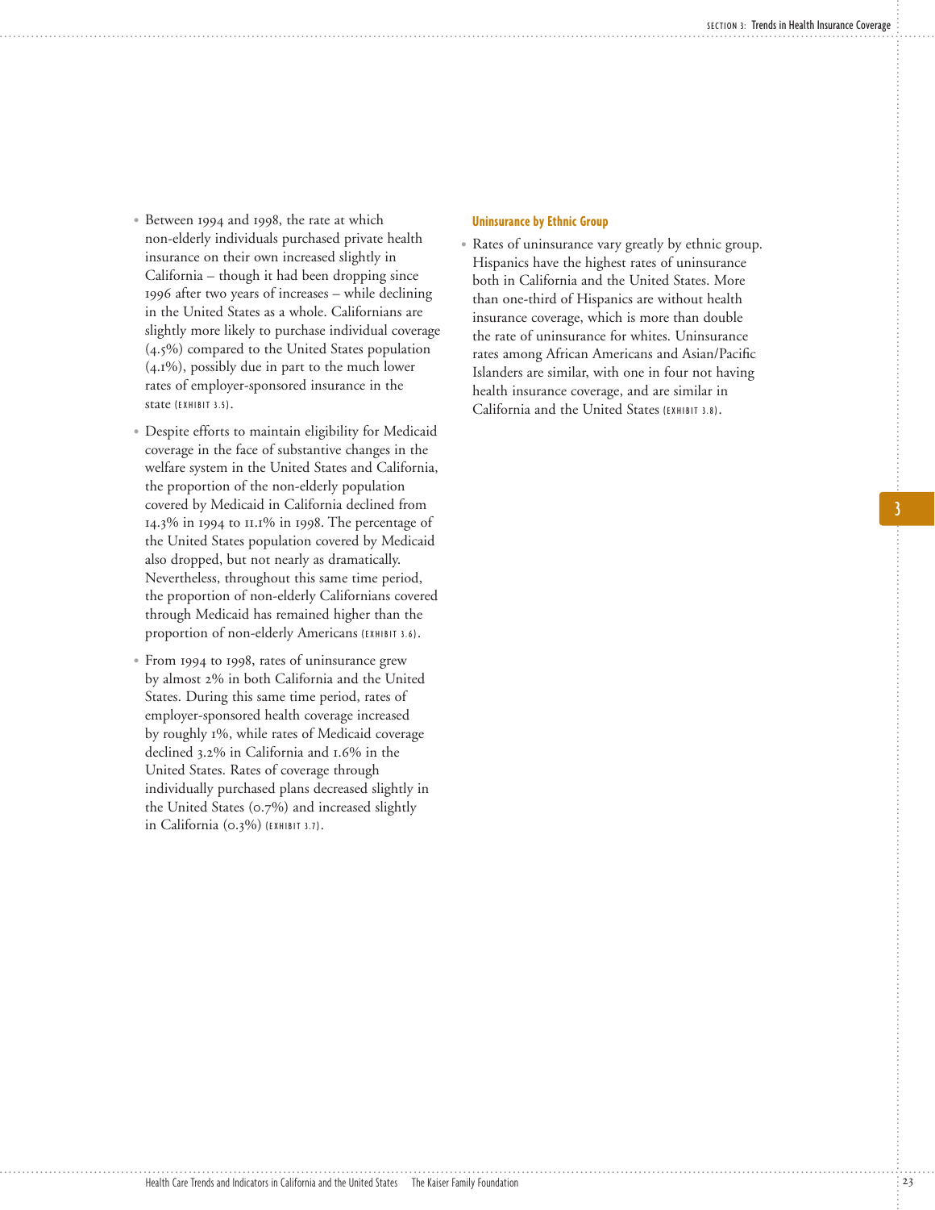- Between 1994 and 1998, the rate at which non-elderly individuals purchased private health insurance on their own increased slightly in California – though it had been dropping since 1996 after two years of increases – while declining in the United States as a whole. Californians are slightly more likely to purchase individual coverage (4.5%) compared to the United States population (4.1%), possibly due in part to the much lower rates of employer-sponsored insurance in the state (EXHIBIT 3.5).
- Despite efforts to maintain eligibility for Medicaid coverage in the face of substantive changes in the welfare system in the United States and California, the proportion of the non-elderly population covered by Medicaid in California declined from 14.3% in 1994 to 11.1% in 1998. The percentage of the United States population covered by Medicaid also dropped, but not nearly as dramatically. Nevertheless, throughout this same time period, the proportion of non-elderly Californians covered through Medicaid has remained higher than the proportion of non-elderly Americans (EXHIBIT 3.6).
- From 1994 to 1998, rates of uninsurance grew by almost 2% in both California and the United States. During this same time period, rates of employer-sponsored health coverage increased by roughly 1%, while rates of Medicaid coverage declined 3.2% in California and 1.6% in the United States. Rates of coverage through individually purchased plans decreased slightly in the United States (0.7%) and increased slightly in California (0.3%) (EXHIBIT 3.7).

### Uninsurance by Ethnic Group

- Rates of uninsurance vary greatly by ethnic group. Hispanics have the highest rates of uninsurance both in California and the United States. More than one-third of Hispanics are without health insurance coverage, which is more than double the rate of uninsurance for whites. Uninsurance rates among African Americans and Asian/Pacific Islanders are similar, with one in four not having health insurance coverage, and are similar in California and the United States (EXHIBIT 3.8).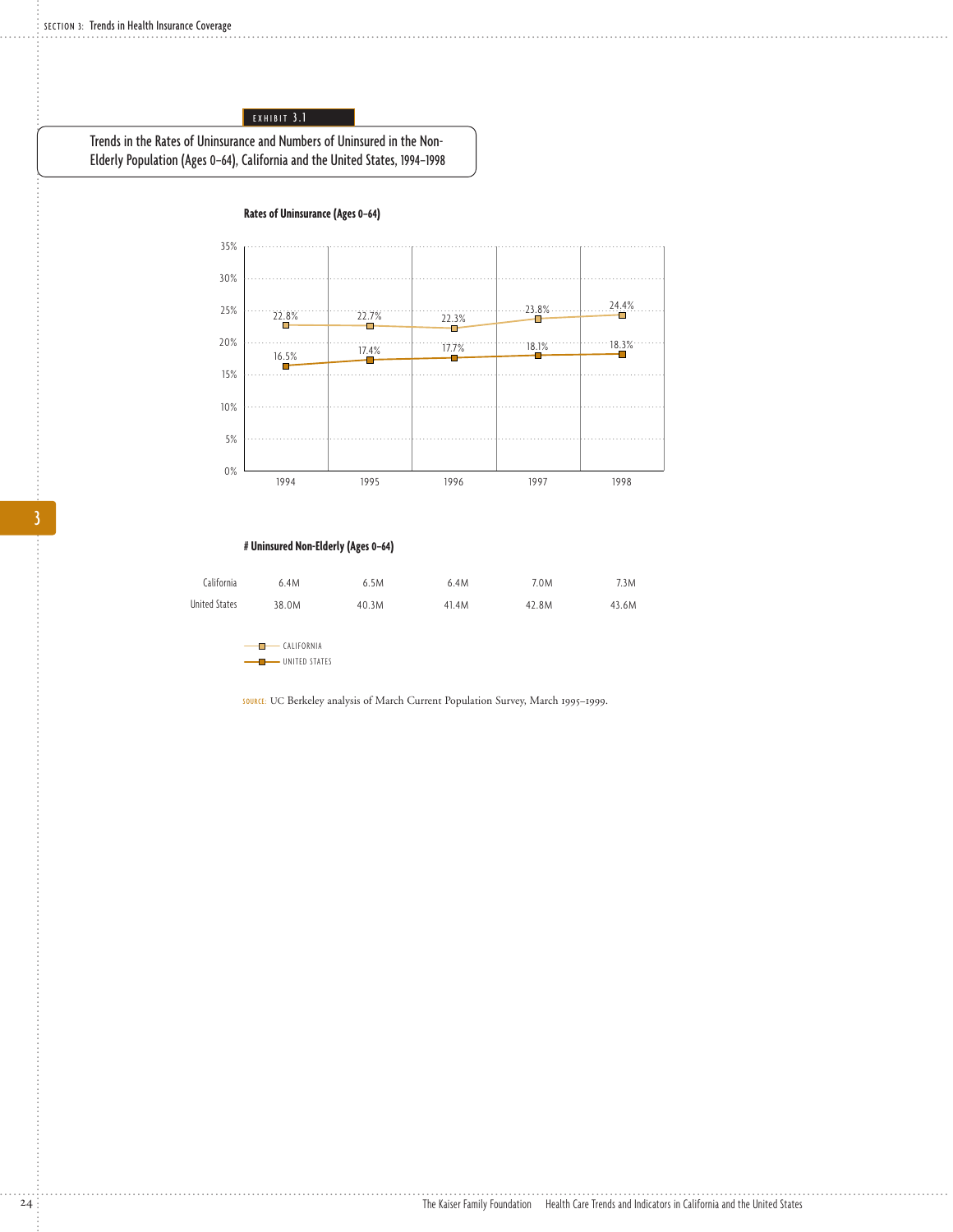EXHIBIT 3.1

## Trends in the Rates of Uninsurance and Numbers of Uninsured in the Non-Elderly Population (Ages 0–64), California and the United States, 1994–1998

**Rates of Uninsurance (Ages 0–64)**

| | 1994 | 1995 | 1996 | 1997 | 1998 |
|---|---|---|---|---|---|
| California | 22.8% | 22.7% | 22.3% | 23.8% | 24.4% |
| United States | 16.5% | 17.4% | 17.7% | 18.1% | 18.3% |

**# Uninsured Non-Elderly (Ages 0–64)**

| | 1994 | 1995 | 1996 | 1997 | 1998 |
|---|---|---|---|---|---|
| California | 6.4M | 6.5M | 6.4M | 7.0M | 7.3M |
| United States | 38.0M | 40.3M | 41.4M | 42.8M | 43.6M |

SOURCE: UC Berkeley analysis of March Current Population Survey, March 1995–1999.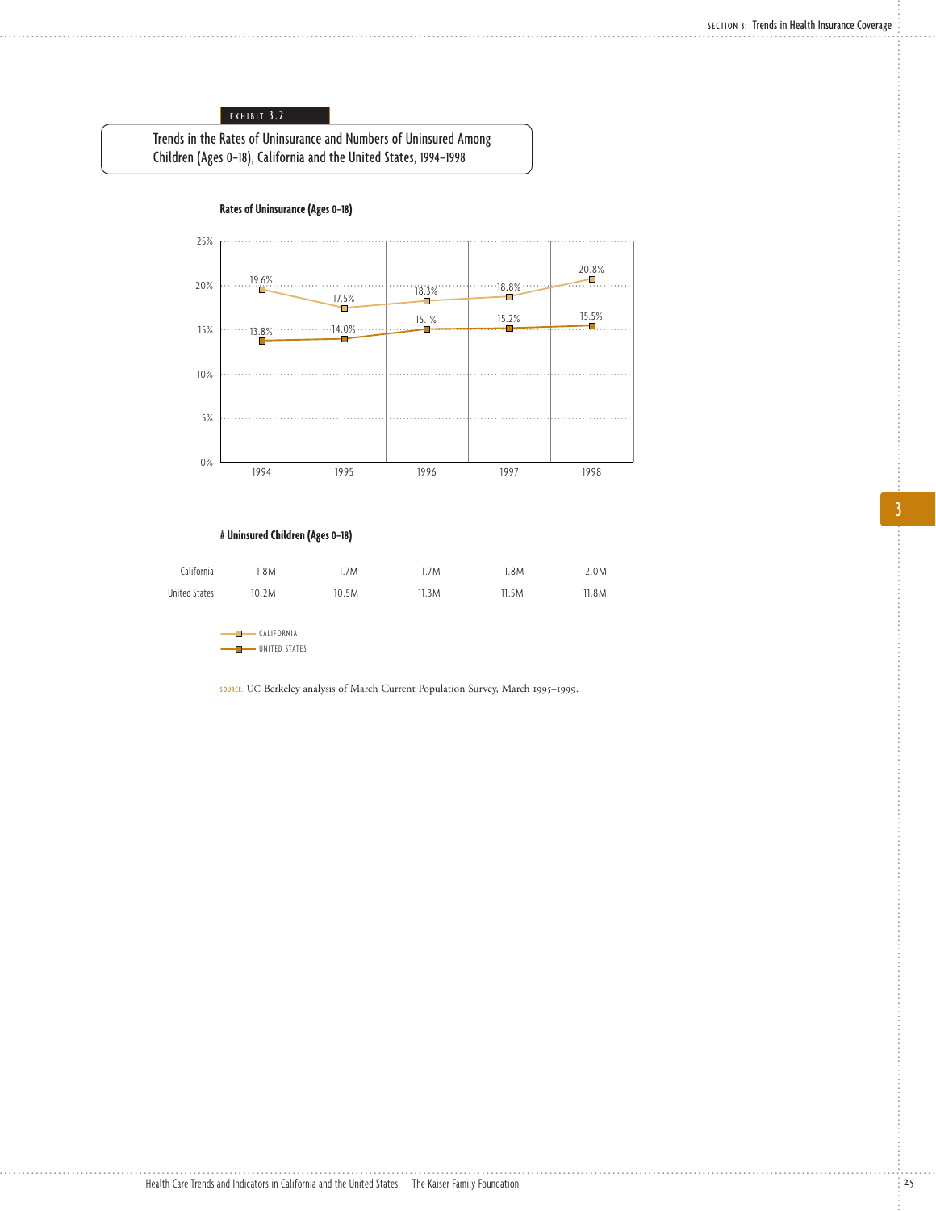EXHIBIT 3.2

## Trends in the Rates of Uninsurance and Numbers of Uninsured Among Children (Ages 0–18), California and the United States, 1994–1998

**Rates of Uninsurance (Ages 0–18)**

| | 1994 | 1995 | 1996 | 1997 | 1998 |
|---|---|---|---|---|---|
| California | 19.6% | 17.5% | 18.3% | 18.8% | 20.8% |
| United States | 13.8% | 14.0% | 15.1% | 15.2% | 15.5% |

**# Uninsured Children (Ages 0–18)**

| | 1994 | 1995 | 1996 | 1997 | 1998 |
|---|---|---|---|---|---|
| California | 1.8M | 1.7M | 1.7M | 1.8M | 2.0M |
| United States | 10.2M | 10.5M | 11.3M | 11.5M | 11.8M |

SOURCE: UC Berkeley analysis of March Current Population Survey, March 1995–1999.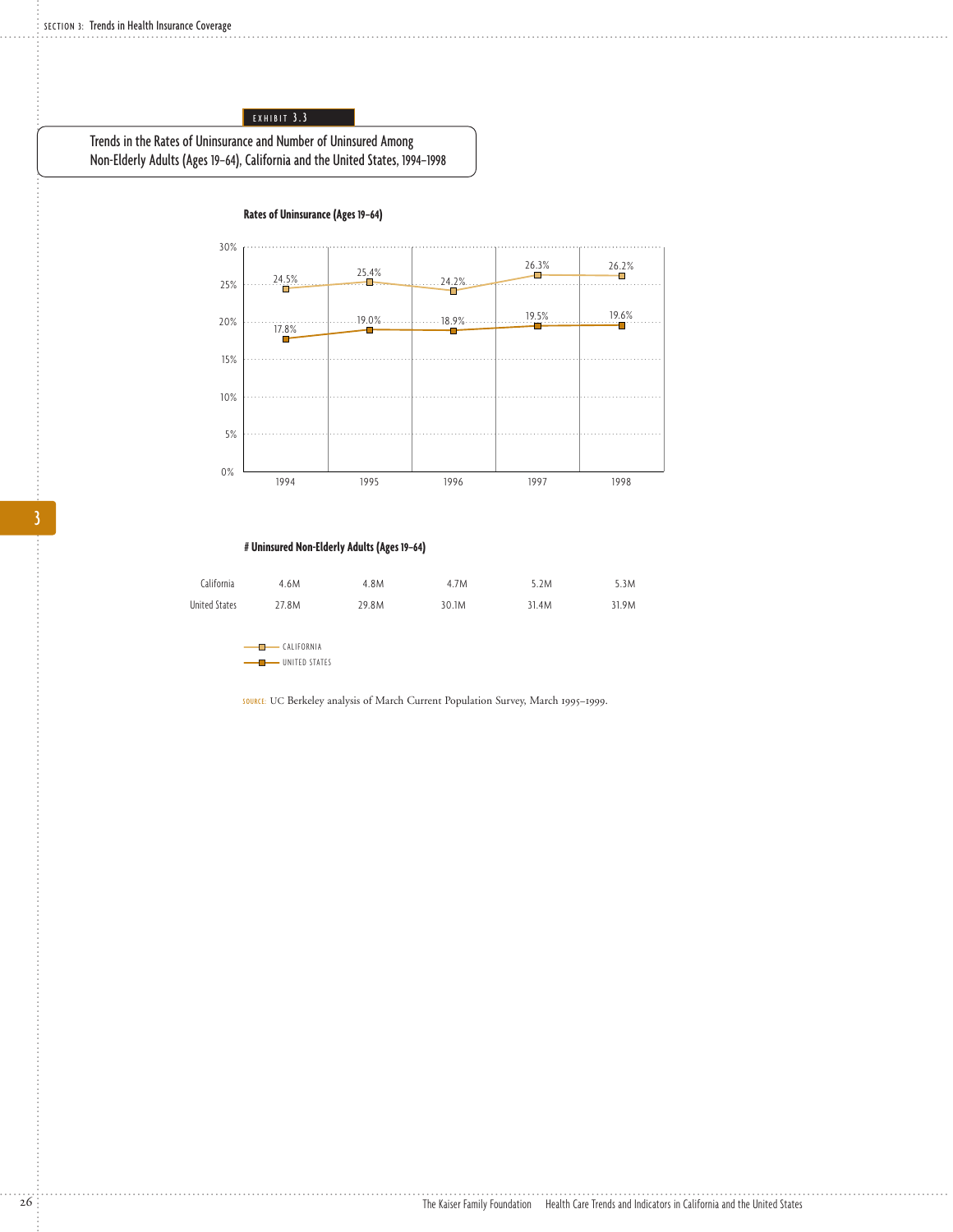EXHIBIT 3.3

## Trends in the Rates of Uninsurance and Number of Uninsured Among Non-Elderly Adults (Ages 19–64), California and the United States, 1994–1998

**Rates of Uninsurance (Ages 19–64)**

| | 1994 | 1995 | 1996 | 1997 | 1998 |
|---|---|---|---|---|---|
| California | 24.5% | 25.4% | 24.2% | 26.3% | 26.2% |
| United States | 17.8% | 19.0% | 18.9% | 19.5% | 19.6% |

**# Uninsured Non-Elderly Adults (Ages 19–64)**

| | 1994 | 1995 | 1996 | 1997 | 1998 |
|---|---|---|---|---|---|
| California | 4.6M | 4.8M | 4.7M | 5.2M | 5.3M |
| United States | 27.8M | 29.8M | 30.1M | 31.4M | 31.9M |

SOURCE: UC Berkeley analysis of March Current Population Survey, March 1995–1999.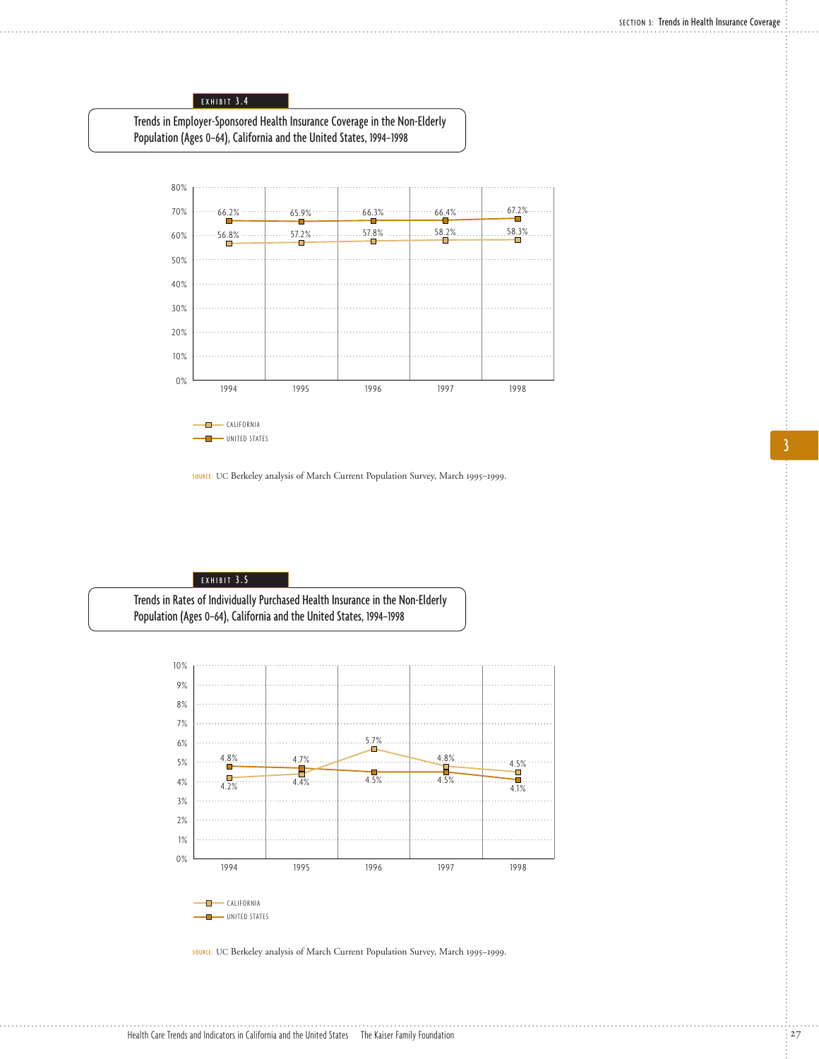EXHIBIT 3.4

**Trends in Employer-Sponsored Health Insurance Coverage in the Non-Elderly Population (Ages 0–64), California and the United States, 1994–1998**

| | 1994 | 1995 | 1996 | 1997 | 1998 |
|---|---|---|---|---|---|
| California | 56.8% | 57.2% | 57.8% | 58.2% | 58.3% |
| United States | 66.2% | 65.9% | 66.3% | 66.4% | 67.2% |

SOURCE: UC Berkeley analysis of March Current Population Survey, March 1995–1999.

EXHIBIT 3.5

**Trends in Rates of Individually Purchased Health Insurance in the Non-Elderly Population (Ages 0–64), California and the United States, 1994–1998**

| | 1994 | 1995 | 1996 | 1997 | 1998 |
|---|---|---|---|---|---|
| California | 4.2% | 4.4% | 5.7% | 4.8% | 4.5% |
| United States | 4.8% | 4.7% | 4.5% | 4.5% | 4.1% |

SOURCE: UC Berkeley analysis of March Current Population Survey, March 1995–1999.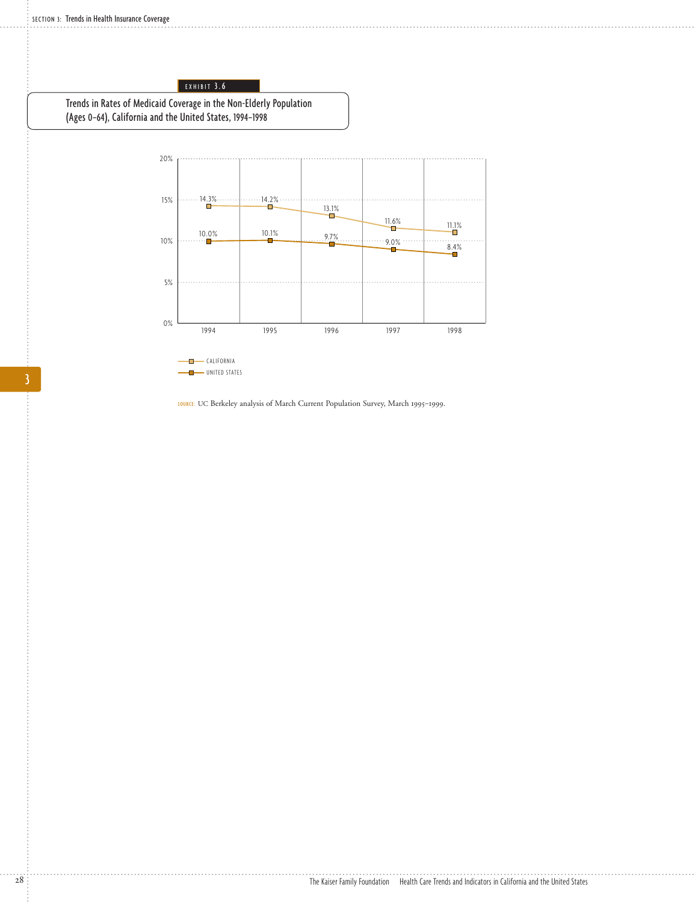EXHIBIT 3.6

## Trends in Rates of Medicaid Coverage in the Non-Elderly Population (Ages 0–64), California and the United States, 1994–1998

| | 1994 | 1995 | 1996 | 1997 | 1998 |
|---|---|---|---|---|---|
| California | 14.3% | 14.2% | 13.1% | 11.6% | 11.1% |
| United States | 10.0% | 10.1% | 9.7% | 9.0% | 8.4% |

SOURCE: UC Berkeley analysis of March Current Population Survey, March 1995–1999.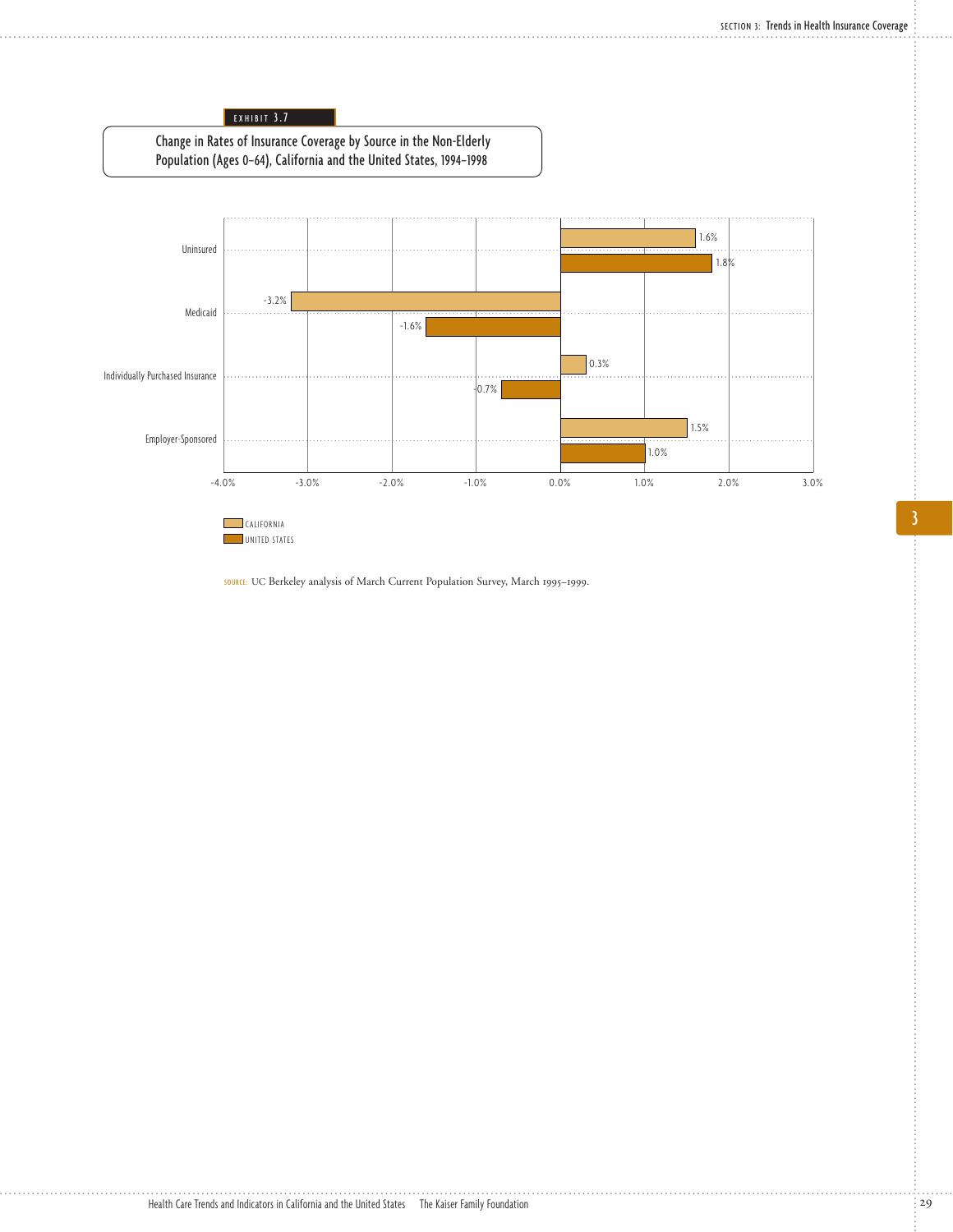EXHIBIT 3.7

## Change in Rates of Insurance Coverage by Source in the Non-Elderly Population (Ages 0–64), California and the United States, 1994–1998

| | California | United States |
|---|---|---|
| Uninsured | 1.6% | 1.8% |
| Medicaid | -3.2% | -1.6% |
| Individually Purchased Insurance | 0.3% | -0.7% |
| Employer-Sponsored | 1.5% | 1.0% |

SOURCE: UC Berkeley analysis of March Current Population Survey, March 1995–1999.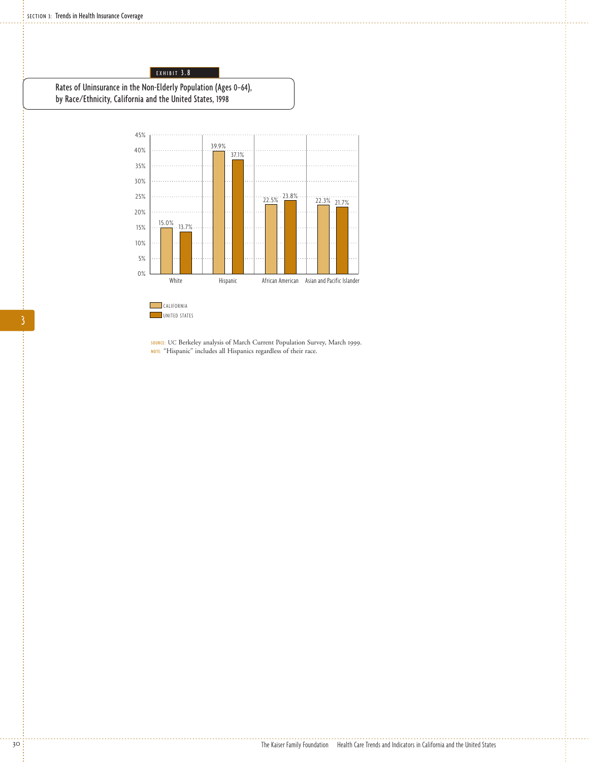EXHIBIT 3.8

## Rates of Uninsurance in the Non-Elderly Population (Ages 0–64), by Race/Ethnicity, California and the United States, 1998

| | California | United States |
|---|---|---|
| White | 15.0% | 13.7% |
| Hispanic | 39.9% | 37.1% |
| African American | 22.5% | 23.8% |
| Asian and Pacific Islander | 22.3% | 21.7% |

SOURCE: UC Berkeley analysis of March Current Population Survey, March 1999.
NOTE: "Hispanic" includes all Hispanics regardless of their race.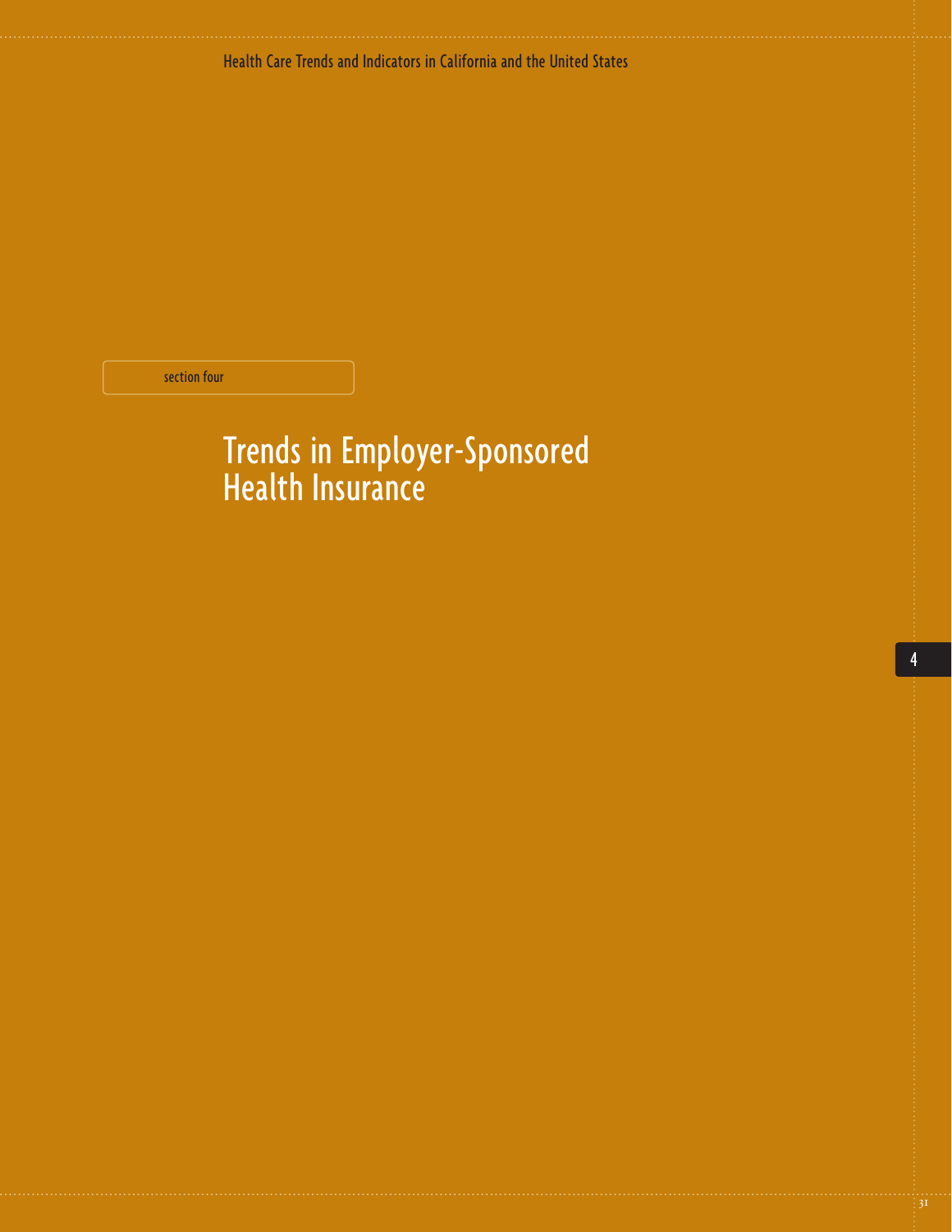section four

# Trends in Employer-Sponsored Health Insurance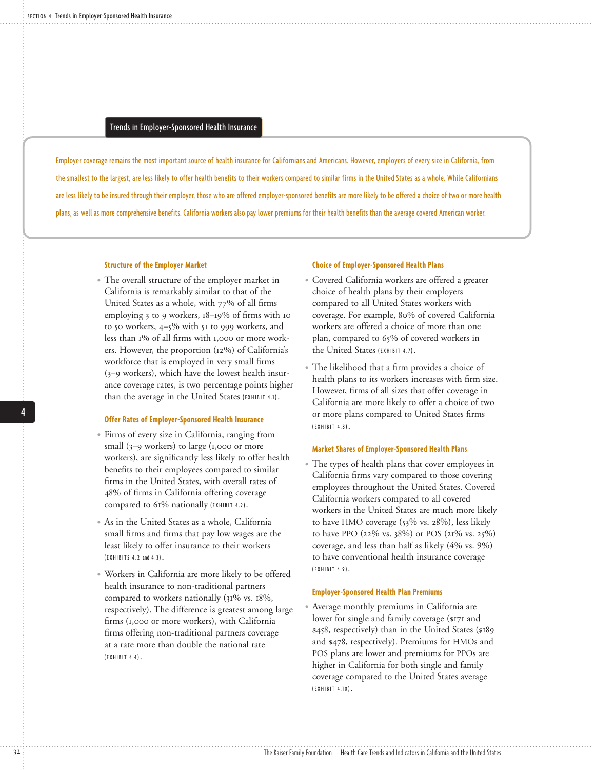## Trends in Employer-Sponsored Health Insurance

Employer coverage remains the most important source of health insurance for Californians and Americans. However, employers of every size in California, from the smallest to the largest, are less likely to offer health benefits to their workers compared to similar firms in the United States as a whole. While Californians are less likely to be insured through their employer, those who are offered employer-sponsored benefits are more likely to be offered a choice of two or more health plans, as well as more comprehensive benefits. California workers also pay lower premiums for their health benefits than the average covered American worker.

### Structure of the Employer Market

- The overall structure of the employer market in California is remarkably similar to that of the United States as a whole, with 77% of all firms employing 3 to 9 workers, 18–19% of firms with 10 to 50 workers, 4–5% with 51 to 999 workers, and less than 1% of all firms with 1,000 or more workers. However, the proportion (12%) of California's workforce that is employed in very small firms (3–9 workers), which have the lowest health insurance coverage rates, is two percentage points higher than the average in the United States (EXHIBIT 4.1).

### Offer Rates of Employer-Sponsored Health Insurance

- Firms of every size in California, ranging from small (3–9 workers) to large (1,000 or more workers), are significantly less likely to offer health benefits to their employees compared to similar firms in the United States, with overall rates of 48% of firms in California offering coverage compared to 61% nationally (EXHIBIT 4.2).
- As in the United States as a whole, California small firms and firms that pay low wages are the least likely to offer insurance to their workers (EXHIBITS 4.2 and 4.3).
- Workers in California are more likely to be offered health insurance to non-traditional partners compared to workers nationally (31% vs. 18%, respectively). The difference is greatest among large firms (1,000 or more workers), with California firms offering non-traditional partners coverage at a rate more than double the national rate (EXHIBIT 4.4).

### Choice of Employer-Sponsored Health Plans

- Covered California workers are offered a greater choice of health plans by their employers compared to all United States workers with coverage. For example, 80% of covered California workers are offered a choice of more than one plan, compared to 65% of covered workers in the United States (EXHIBIT 4.7).
- The likelihood that a firm provides a choice of health plans to its workers increases with firm size. However, firms of all sizes that offer coverage in California are more likely to offer a choice of two or more plans compared to United States firms (EXHIBIT 4.8).

### Market Shares of Employer-Sponsored Health Plans

- The types of health plans that cover employees in California firms vary compared to those covering employees throughout the United States. Covered California workers compared to all covered workers in the United States are much more likely to have HMO coverage (53% vs. 28%), less likely to have PPO (22% vs. 38%) or POS (21% vs. 25%) coverage, and less than half as likely (4% vs. 9%) to have conventional health insurance coverage (EXHIBIT 4.9).

### Employer-Sponsored Health Plan Premiums

- Average monthly premiums in California are lower for single and family coverage ($171 and $458, respectively) than in the United States ($189 and $478, respectively). Premiums for HMOs and POS plans are lower and premiums for PPOs are higher in California for both single and family coverage compared to the United States average (EXHIBIT 4.10).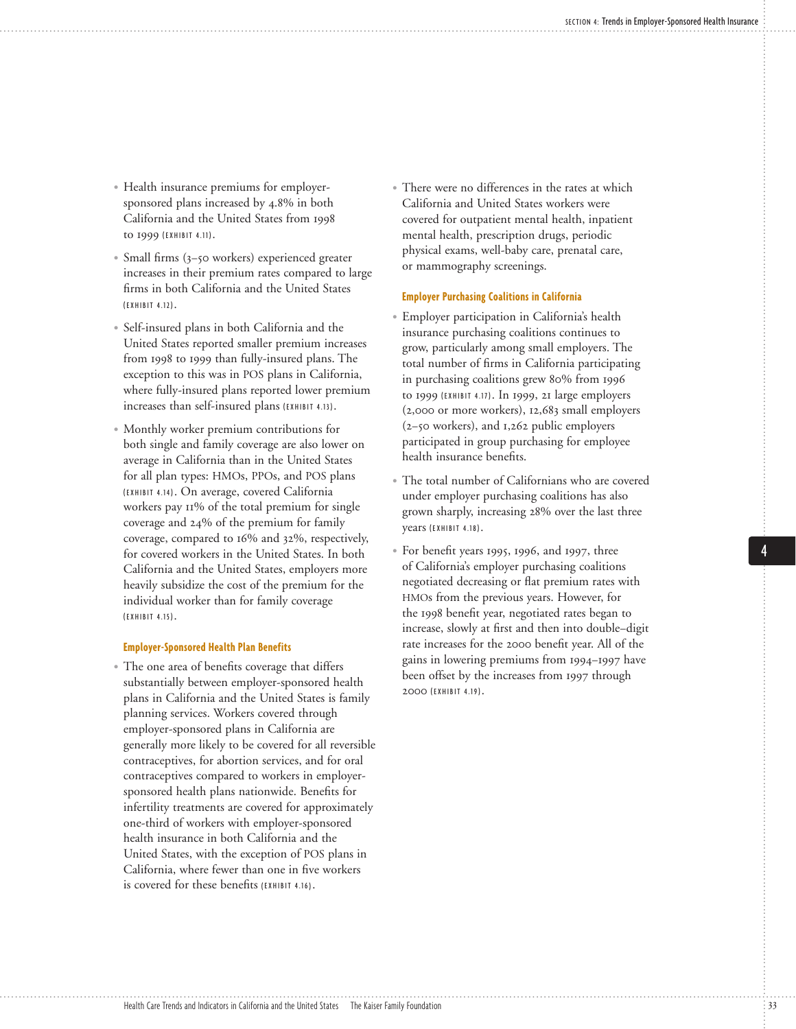- Health insurance premiums for employer-sponsored plans increased by 4.8% in both California and the United States from 1998 to 1999 (EXHIBIT 4.11).
- Small firms (3–50 workers) experienced greater increases in their premium rates compared to large firms in both California and the United States (EXHIBIT 4.12).
- Self-insured plans in both California and the United States reported smaller premium increases from 1998 to 1999 than fully-insured plans. The exception to this was in POS plans in California, where fully-insured plans reported lower premium increases than self-insured plans (EXHIBIT 4.13).
- Monthly worker premium contributions for both single and family coverage are also lower on average in California than in the United States for all plan types: HMOs, PPOs, and POS plans (EXHIBIT 4.14). On average, covered California workers pay 11% of the total premium for single coverage and 24% of the premium for family coverage, compared to 16% and 32%, respectively, for covered workers in the United States. In both California and the United States, employers more heavily subsidize the cost of the premium for the individual worker than for family coverage (EXHIBIT 4.15).

### Employer-Sponsored Health Plan Benefits

- The one area of benefits coverage that differs substantially between employer-sponsored health plans in California and the United States is family planning services. Workers covered through employer-sponsored plans in California are generally more likely to be covered for all reversible contraceptives, for abortion services, and for oral contraceptives compared to workers in employer-sponsored health plans nationwide. Benefits for infertility treatments are covered for approximately one-third of workers with employer-sponsored health insurance in both California and the United States, with the exception of POS plans in California, where fewer than one in five workers is covered for these benefits (EXHIBIT 4.16).
- There were no differences in the rates at which California and United States workers were covered for outpatient mental health, inpatient mental health, prescription drugs, periodic physical exams, well-baby care, prenatal care, or mammography screenings.

### Employer Purchasing Coalitions in California

- Employer participation in California's health insurance purchasing coalitions continues to grow, particularly among small employers. The total number of firms in California participating in purchasing coalitions grew 80% from 1996 to 1999 (EXHIBIT 4.17). In 1999, 21 large employers (2,000 or more workers), 12,683 small employers (2–50 workers), and 1,262 public employers participated in group purchasing for employee health insurance benefits.
- The total number of Californians who are covered under employer purchasing coalitions has also grown sharply, increasing 28% over the last three years (EXHIBIT 4.18).
- For benefit years 1995, 1996, and 1997, three of California's employer purchasing coalitions negotiated decreasing or flat premium rates with HMOs from the previous years. However, for the 1998 benefit year, negotiated rates began to increase, slowly at first and then into double-digit rate increases for the 2000 benefit year. All of the gains in lowering premiums from 1994–1997 have been offset by the increases from 1997 through 2000 (EXHIBIT 4.19).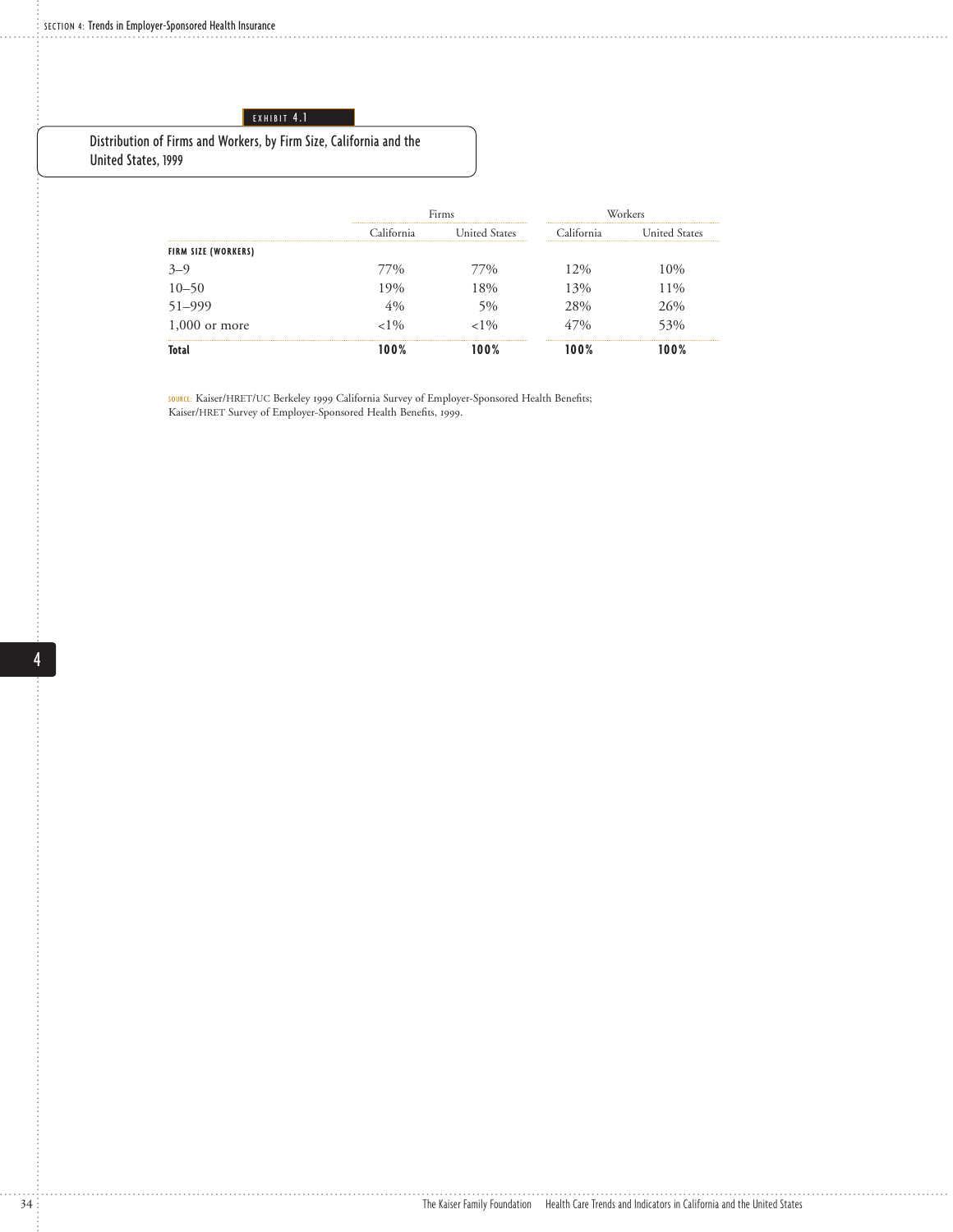EXHIBIT 4.1

## Distribution of Firms and Workers, by Firm Size, California and the United States, 1999

| | Firms | | Workers | |
|---|---|---|---|---|
| | California | United States | California | United States |
| **FIRM SIZE (WORKERS)** | | | | |
| 3–9 | 77% | 77% | 12% | 10% |
| 10–50 | 19% | 18% | 13% | 11% |
| 51–999 | 4% | 5% | 28% | 26% |
| 1,000 or more | <1% | <1% | 47% | 53% |
| **Total** | **100%** | **100%** | **100%** | **100%** |

SOURCE: Kaiser/HRET/UC Berkeley 1999 California Survey of Employer-Sponsored Health Benefits; Kaiser/HRET Survey of Employer-Sponsored Health Benefits, 1999.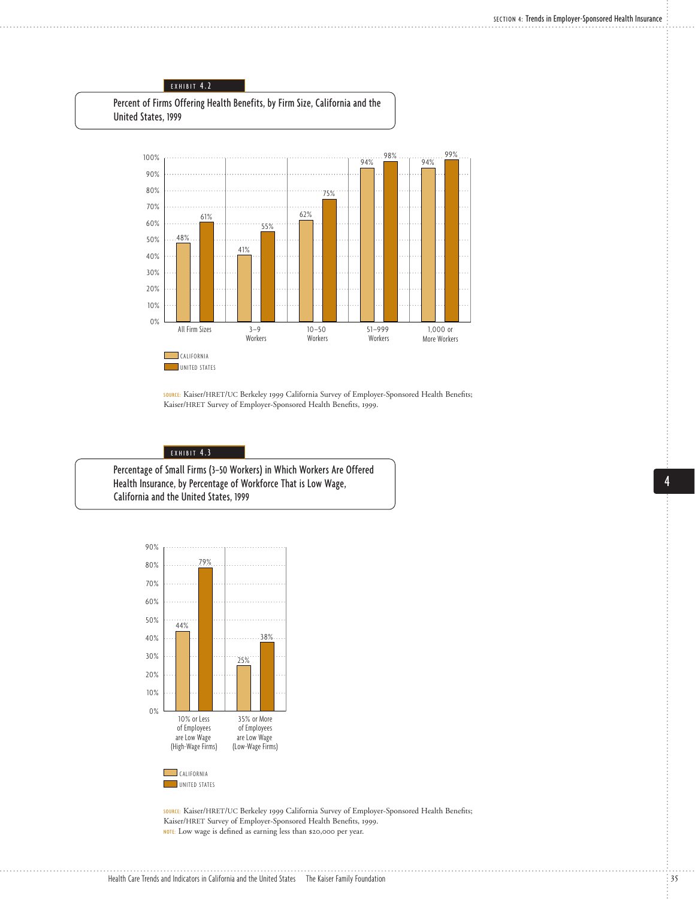EXHIBIT 4.2

**Percent of Firms Offering Health Benefits, by Firm Size, California and the United States, 1999**

| | California | United States |
|---|---|---|
| All Firm Sizes | 48% | 61% |
| 3–9 Workers | 41% | 55% |
| 10–50 Workers | 62% | 75% |
| 51–999 Workers | 94% | 98% |
| 1,000 or More Workers | 94% | 99% |

SOURCE: Kaiser/HRET/UC Berkeley 1999 California Survey of Employer-Sponsored Health Benefits; Kaiser/HRET Survey of Employer-Sponsored Health Benefits, 1999.

EXHIBIT 4.3

**Percentage of Small Firms (3–50 Workers) in Which Workers Are Offered Health Insurance, by Percentage of Workforce That is Low Wage, California and the United States, 1999**

| | California | United States |
|---|---|---|
| 10% or Less of Employees are Low Wage (High-Wage Firms) | 44% | 79% |
| 35% or More of Employees are Low Wage (Low-Wage Firms) | 25% | 38% |

SOURCE: Kaiser/HRET/UC Berkeley 1999 California Survey of Employer-Sponsored Health Benefits; Kaiser/HRET Survey of Employer-Sponsored Health Benefits, 1999.

NOTE: Low wage is defined as earning less than $20,000 per year.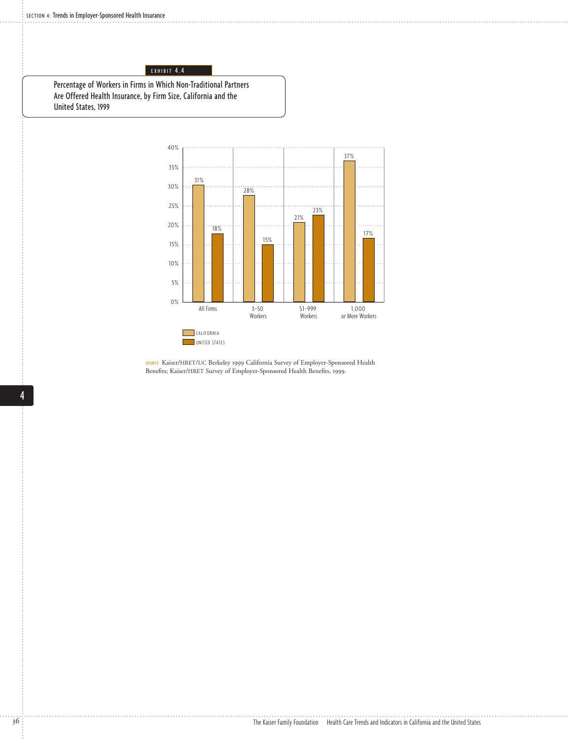EXHIBIT 4.4

## Percentage of Workers in Firms in Which Non-Traditional Partners Are Offered Health Insurance, by Firm Size, California and the United States, 1999

| | All Firms | 3–50 Workers | 51–999 Workers | 1,000 or More Workers |
|---|---|---|---|---|
| California | 31% | 28% | 21% | 37% |
| United States | 18% | 15% | 23% | 17% |

SOURCE: Kaiser/HRET/UC Berkeley 1999 California Survey of Employer-Sponsored Health Benefits; Kaiser/HRET Survey of Employer-Sponsored Health Benefits, 1999.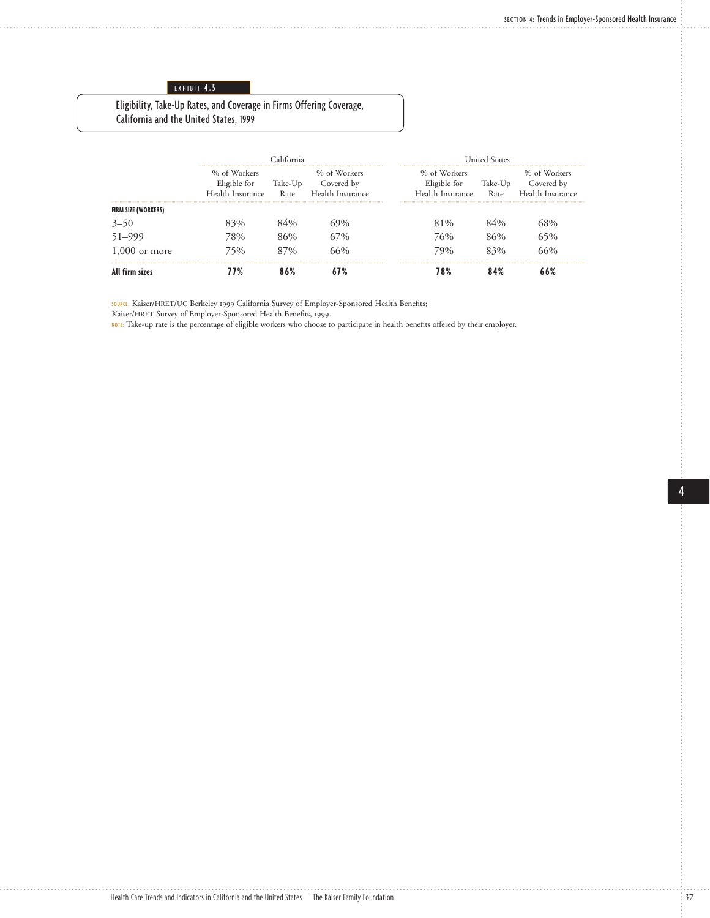EXHIBIT 4.5

## Eligibility, Take-Up Rates, and Coverage in Firms Offering Coverage, California and the United States, 1999

| | California | | | United States | | |
|---|---|---|---|---|---|---|
| | % of Workers Eligible for Health Insurance | Take-Up Rate | % of Workers Covered by Health Insurance | % of Workers Eligible for Health Insurance | Take-Up Rate | % of Workers Covered by Health Insurance |
| **FIRM SIZE (WORKERS)** | | | | | | |
| 3–50 | 83% | 84% | 69% | 81% | 84% | 68% |
| 51–999 | 78% | 86% | 67% | 76% | 86% | 65% |
| 1,000 or more | 75% | 87% | 66% | 79% | 83% | 66% |
| **All firm sizes** | **77%** | **86%** | **67%** | **78%** | **84%** | **66%** |

SOURCE: Kaiser/HRET/UC Berkeley 1999 California Survey of Employer-Sponsored Health Benefits; Kaiser/HRET Survey of Employer-Sponsored Health Benefits, 1999.

NOTE: Take-up rate is the percentage of eligible workers who choose to participate in health benefits offered by their employer.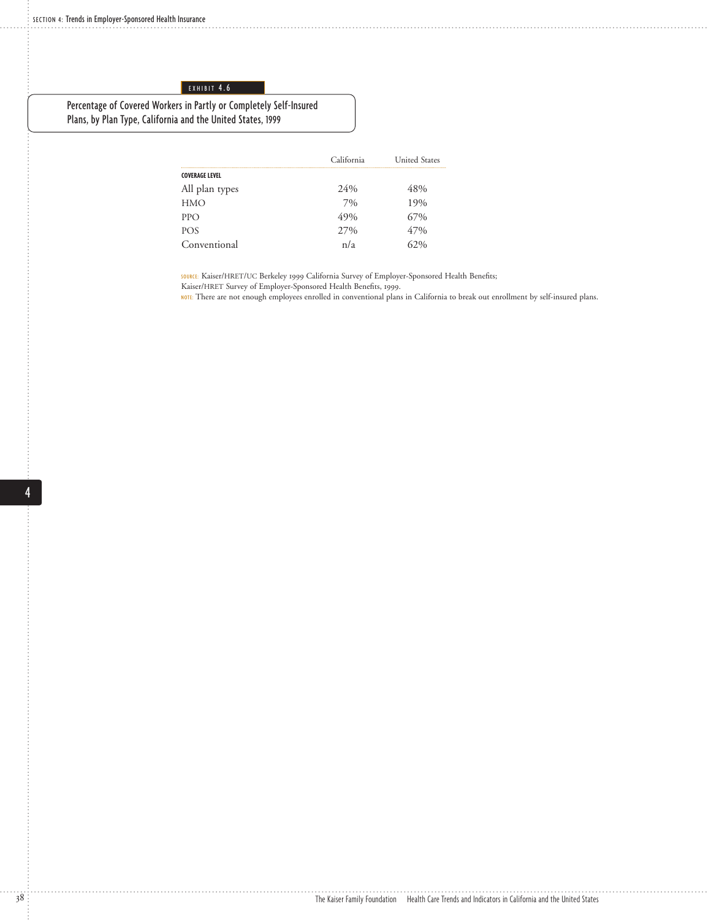EXHIBIT 4.6

## Percentage of Covered Workers in Partly or Completely Self-Insured Plans, by Plan Type, California and the United States, 1999

| | California | United States |
|---|---|---|
| **COVERAGE LEVEL** | | |
| All plan types | 24% | 48% |
| HMO | 7% | 19% |
| PPO | 49% | 67% |
| POS | 27% | 47% |
| Conventional | n/a | 62% |

SOURCE: Kaiser/HRET/UC Berkeley 1999 California Survey of Employer-Sponsored Health Benefits; Kaiser/HRET Survey of Employer-Sponsored Health Benefits, 1999.

NOTE: There are not enough employees enrolled in conventional plans in California to break out enrollment by self-insured plans.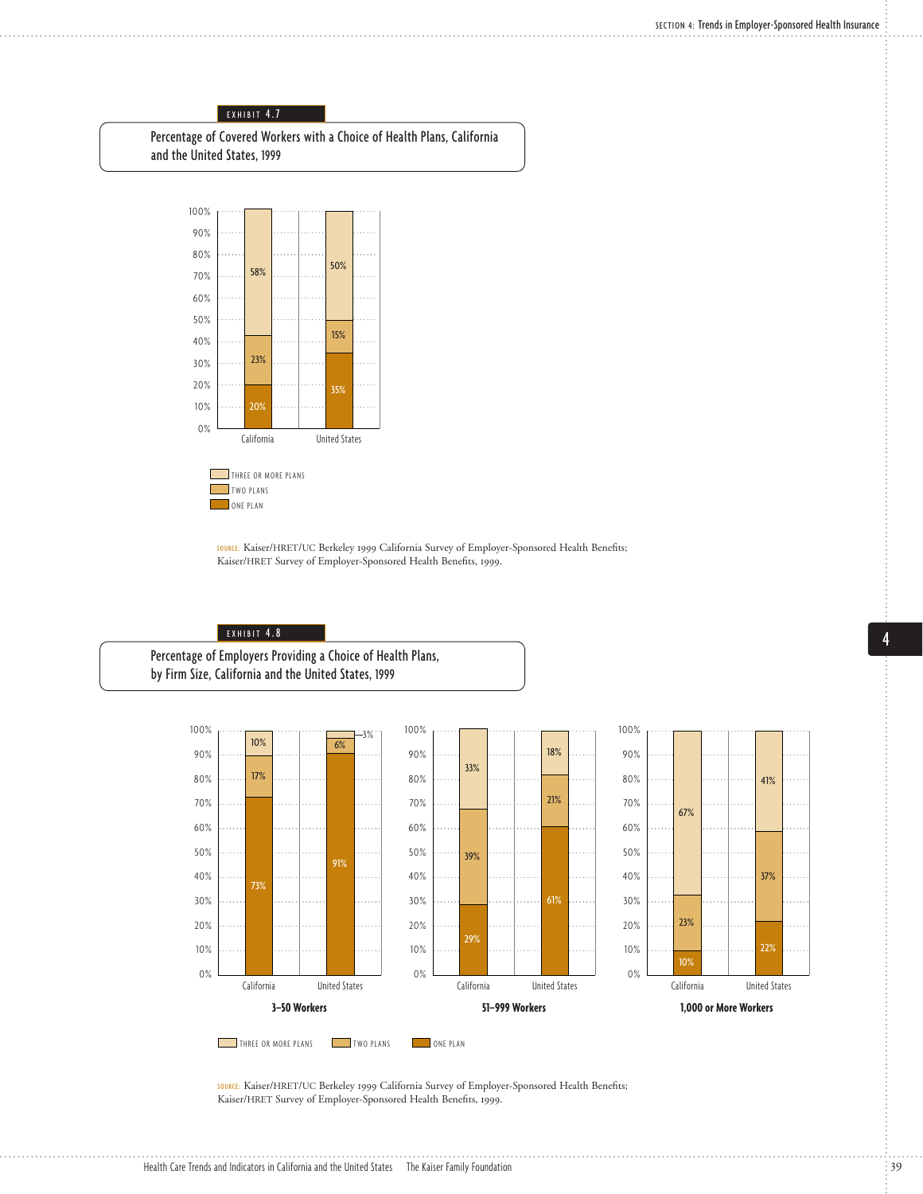EXHIBIT 4.7

## Percentage of Covered Workers with a Choice of Health Plans, California and the United States, 1999

| | California | United States |
|---|---|---|
| Three or more plans | 58% | 50% |
| Two plans | 23% | 15% |
| One plan | 20% | 35% |

SOURCE: Kaiser/HRET/UC Berkeley 1999 California Survey of Employer-Sponsored Health Benefits; Kaiser/HRET Survey of Employer-Sponsored Health Benefits, 1999.

EXHIBIT 4.8

## Percentage of Employers Providing a Choice of Health Plans, by Firm Size, California and the United States, 1999

| | 3–50 Workers: California | 3–50 Workers: United States | 51–999 Workers: California | 51–999 Workers: United States | 1,000 or More Workers: California | 1,000 or More Workers: United States |
|---|---|---|---|---|---|---|
| Three or more plans | 10% | 3% | 33% | 18% | 67% | 41% |
| Two plans | 17% | 6% | 39% | 21% | 23% | 37% |
| One plan | 73% | 91% | 29% | 61% | 10% | 22% |

SOURCE: Kaiser/HRET/UC Berkeley 1999 California Survey of Employer-Sponsored Health Benefits; Kaiser/HRET Survey of Employer-Sponsored Health Benefits, 1999.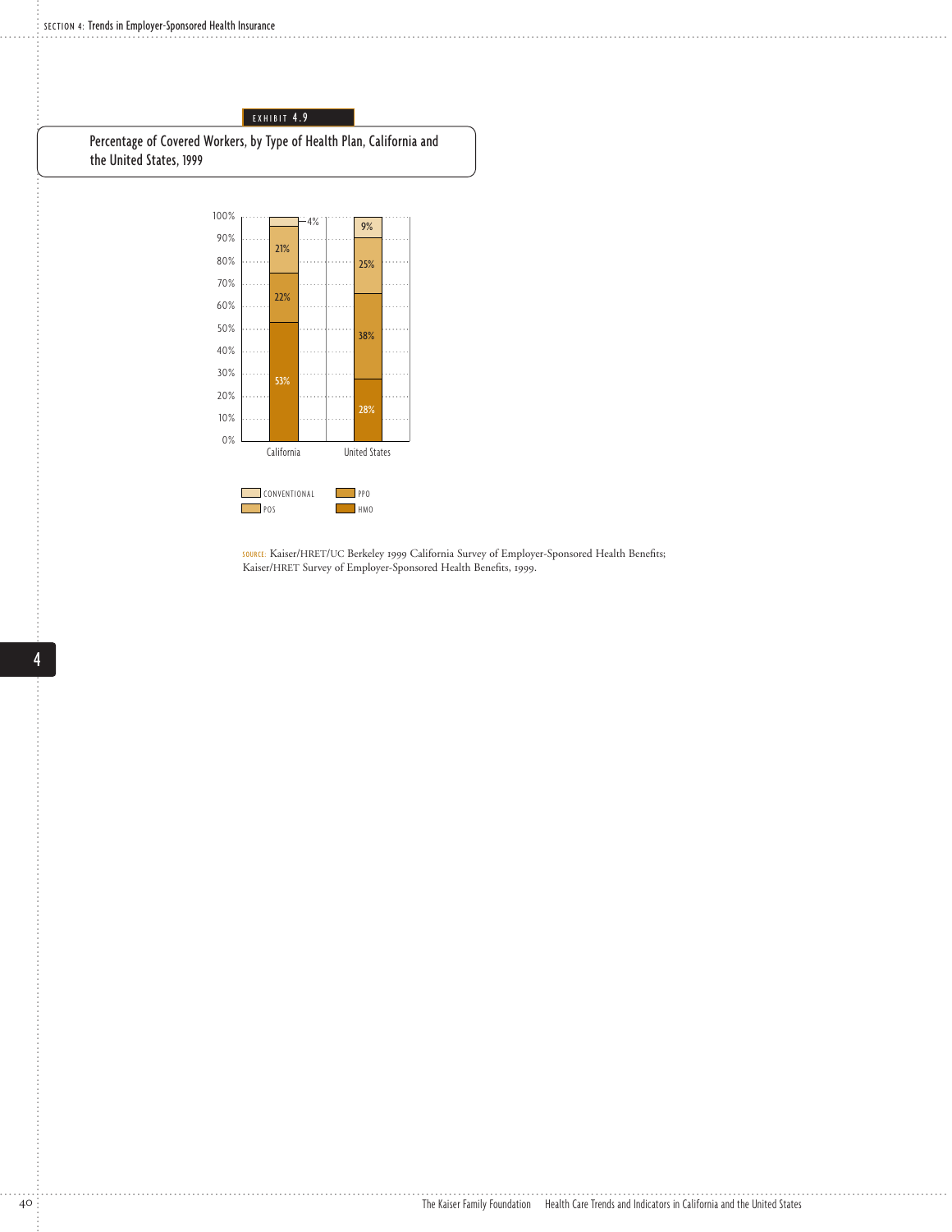EXHIBIT 4.9

## Percentage of Covered Workers, by Type of Health Plan, California and the United States, 1999

| | California | United States |
|---|---|---|
| Conventional | 4% | 9% |
| POS | 21% | 25% |
| PPO | 22% | 38% |
| HMO | 53% | 28% |

SOURCE: Kaiser/HRET/UC Berkeley 1999 California Survey of Employer-Sponsored Health Benefits; Kaiser/HRET Survey of Employer-Sponsored Health Benefits, 1999.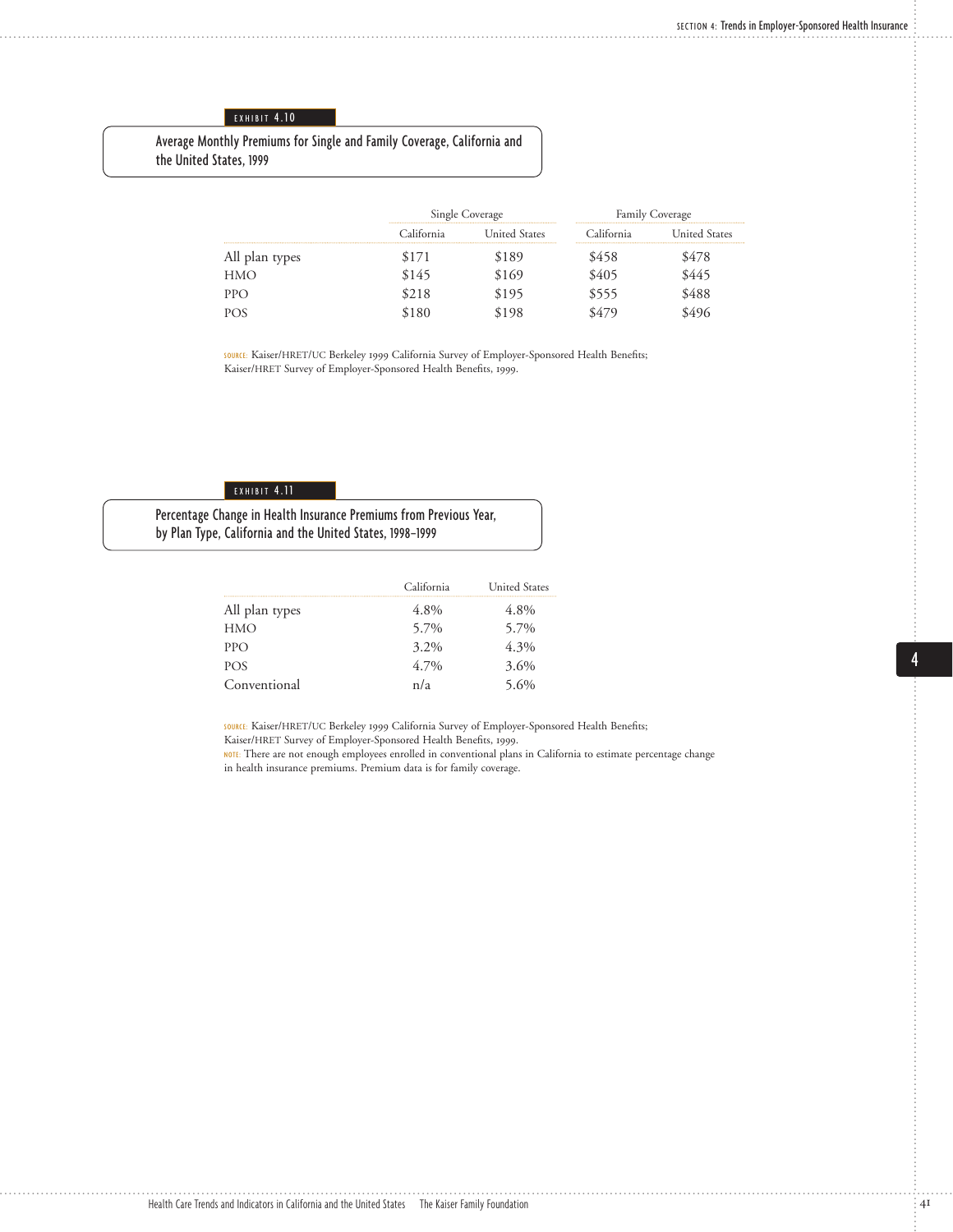EXHIBIT 4.10

## Average Monthly Premiums for Single and Family Coverage, California and the United States, 1999

| | Single Coverage | | Family Coverage | |
|---|---|---|---|---|
| | California | United States | California | United States |
| All plan types | $171 | $189 | $458 | $478 |
| HMO | $145 | $169 | $405 | $445 |
| PPO | $218 | $195 | $555 | $488 |
| POS | $180 | $198 | $479 | $496 |

SOURCE: Kaiser/HRET/UC Berkeley 1999 California Survey of Employer-Sponsored Health Benefits; Kaiser/HRET Survey of Employer-Sponsored Health Benefits, 1999.

EXHIBIT 4.11

## Percentage Change in Health Insurance Premiums from Previous Year, by Plan Type, California and the United States, 1998–1999

| | California | United States |
|---|---|---|
| All plan types | 4.8% | 4.8% |
| HMO | 5.7% | 5.7% |
| PPO | 3.2% | 4.3% |
| POS | 4.7% | 3.6% |
| Conventional | n/a | 5.6% |

SOURCE: Kaiser/HRET/UC Berkeley 1999 California Survey of Employer-Sponsored Health Benefits; Kaiser/HRET Survey of Employer-Sponsored Health Benefits, 1999.

NOTE: There are not enough employees enrolled in conventional plans in California to estimate percentage change in health insurance premiums. Premium data is for family coverage.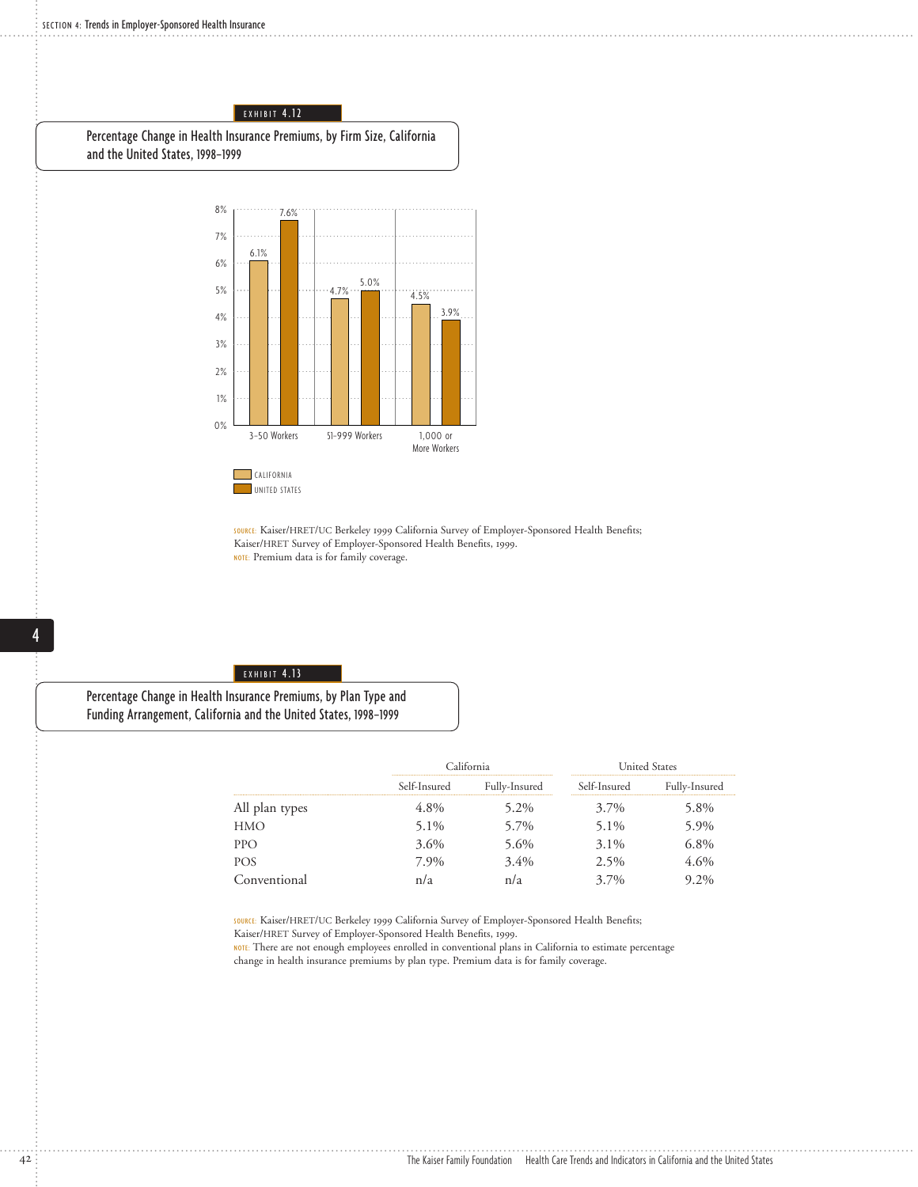EXHIBIT 4.12

## Percentage Change in Health Insurance Premiums, by Firm Size, California and the United States, 1998–1999

| | California | United States |
|---|---|---|
| 3–50 Workers | 6.1% | 7.6% |
| 51–999 Workers | 4.7% | 5.0% |
| 1,000 or More Workers | 4.5% | 3.9% |

SOURCE: Kaiser/HRET/UC Berkeley 1999 California Survey of Employer-Sponsored Health Benefits; Kaiser/HRET Survey of Employer-Sponsored Health Benefits, 1999.
NOTE: Premium data is for family coverage.

EXHIBIT 4.13

## Percentage Change in Health Insurance Premiums, by Plan Type and Funding Arrangement, California and the United States, 1998–1999

| | California | | United States | |
|---|---|---|---|---|
| | Self-Insured | Fully-Insured | Self-Insured | Fully-Insured |
| All plan types | 4.8% | 5.2% | 3.7% | 5.8% |
| HMO | 5.1% | 5.7% | 5.1% | 5.9% |
| PPO | 3.6% | 5.6% | 3.1% | 6.8% |
| POS | 7.9% | 3.4% | 2.5% | 4.6% |
| Conventional | n/a | n/a | 3.7% | 9.2% |

SOURCE: Kaiser/HRET/UC Berkeley 1999 California Survey of Employer-Sponsored Health Benefits; Kaiser/HRET Survey of Employer-Sponsored Health Benefits, 1999.
NOTE: There are not enough employees enrolled in conventional plans in California to estimate percentage change in health insurance premiums by plan type. Premium data is for family coverage.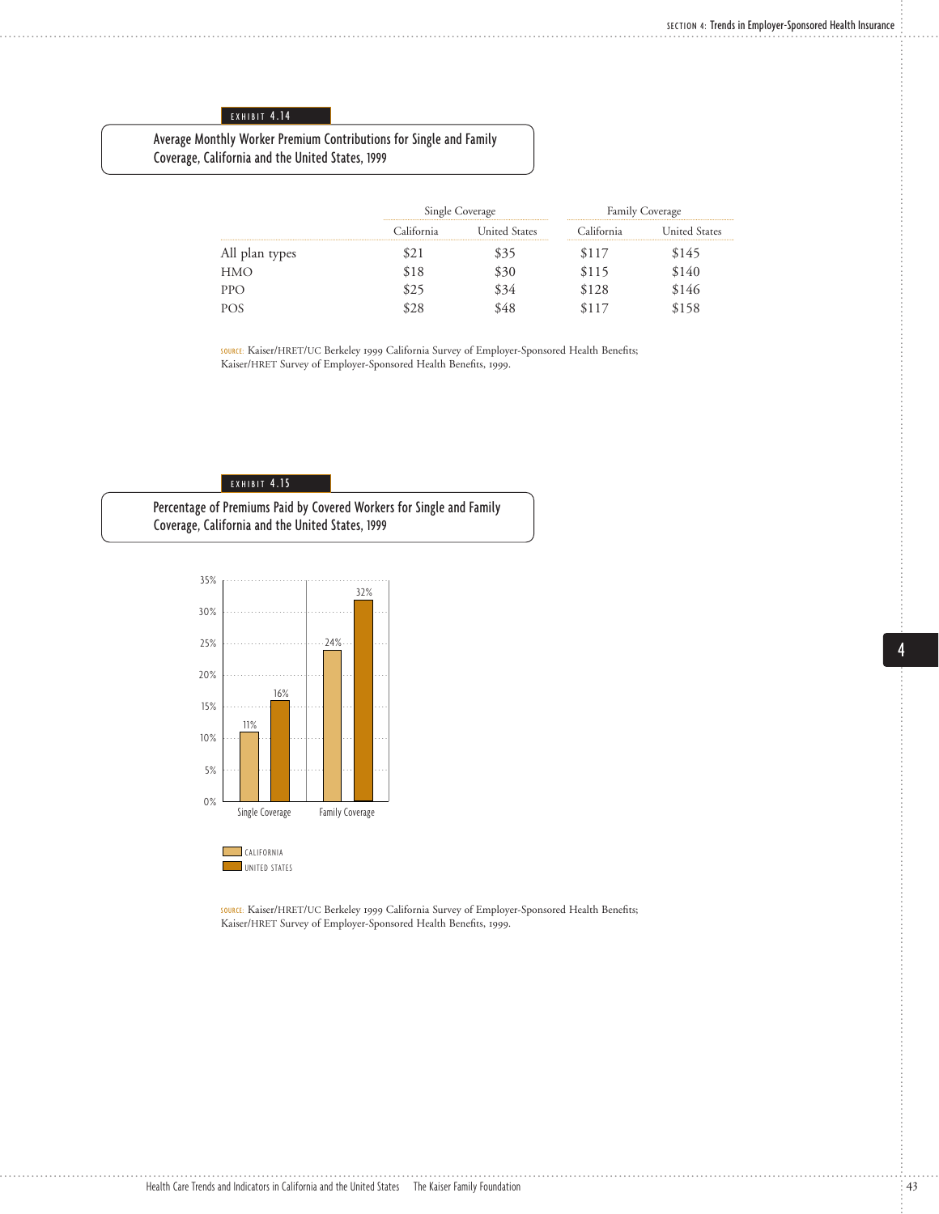EXHIBIT 4.14

## Average Monthly Worker Premium Contributions for Single and Family Coverage, California and the United States, 1999

| | Single Coverage | | Family Coverage | |
|---|---|---|---|---|
| | California | United States | California | United States |
| All plan types | $21 | $35 | $117 | $145 |
| HMO | $18 | $30 | $115 | $140 |
| PPO | $25 | $34 | $128 | $146 |
| POS | $28 | $48 | $117 | $158 |

SOURCE: Kaiser/HRET/UC Berkeley 1999 California Survey of Employer-Sponsored Health Benefits; Kaiser/HRET Survey of Employer-Sponsored Health Benefits, 1999.

EXHIBIT 4.15

## Percentage of Premiums Paid by Covered Workers for Single and Family Coverage, California and the United States, 1999

| | California | United States |
|---|---|---|
| Single Coverage | 11% | 16% |
| Family Coverage | 24% | 32% |

SOURCE: Kaiser/HRET/UC Berkeley 1999 California Survey of Employer-Sponsored Health Benefits; Kaiser/HRET Survey of Employer-Sponsored Health Benefits, 1999.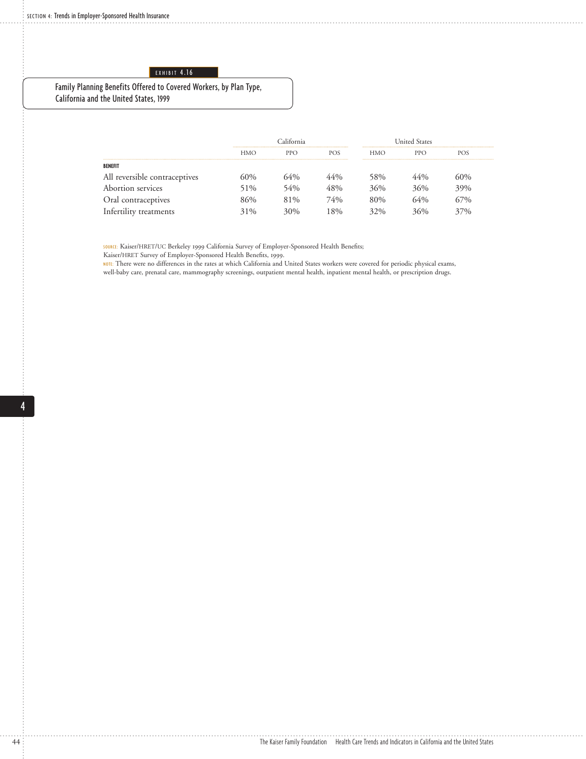EXHIBIT 4.16

## Family Planning Benefits Offered to Covered Workers, by Plan Type, California and the United States, 1999

| | California | | | United States | | |
|---|---|---|---|---|---|---|
| | HMO | PPO | POS | HMO | PPO | POS |
| **BENEFIT** | | | | | | |
| All reversible contraceptives | 60% | 64% | 44% | 58% | 44% | 60% |
| Abortion services | 51% | 54% | 48% | 36% | 36% | 39% |
| Oral contraceptives | 86% | 81% | 74% | 80% | 64% | 67% |
| Infertility treatments | 31% | 30% | 18% | 32% | 36% | 37% |

SOURCE: Kaiser/HRET/UC Berkeley 1999 California Survey of Employer-Sponsored Health Benefits; Kaiser/HRET Survey of Employer-Sponsored Health Benefits, 1999.

NOTE: There were no differences in the rates at which California and United States workers were covered for periodic physical exams, well-baby care, prenatal care, mammography screenings, outpatient mental health, inpatient mental health, or prescription drugs.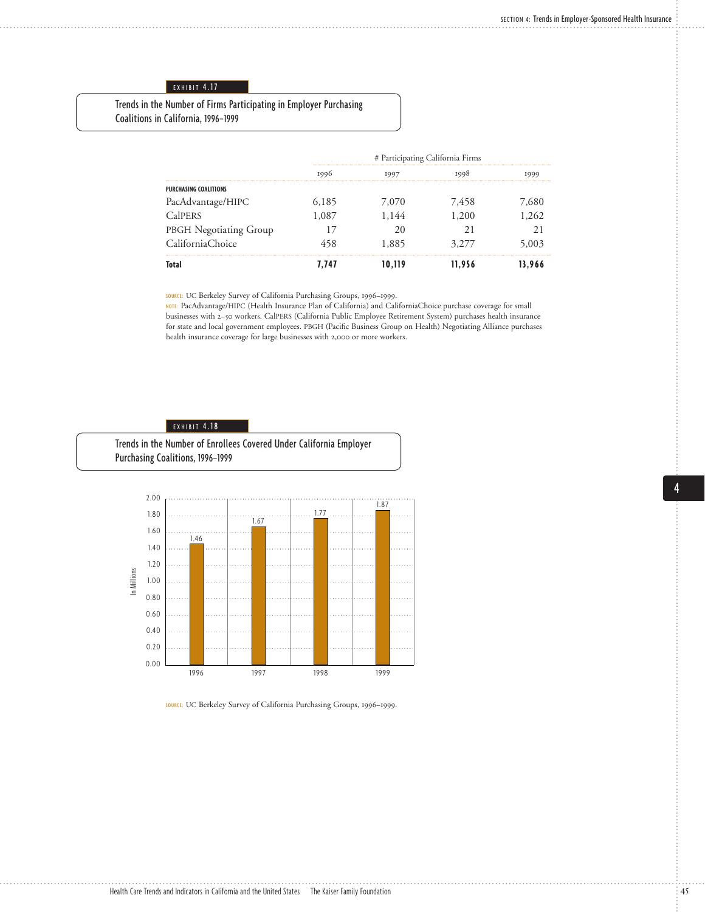EXHIBIT 4.17

## Trends in the Number of Firms Participating in Employer Purchasing Coalitions in California, 1996–1999

| | # Participating California Firms | | | |
|---|---|---|---|---|
| | 1996 | 1997 | 1998 | 1999 |
| **PURCHASING COALITIONS** | | | | |
| PacAdvantage/HIPC | 6,185 | 7,070 | 7,458 | 7,680 |
| CalPERS | 1,087 | 1,144 | 1,200 | 1,262 |
| PBGH Negotiating Group | 17 | 20 | 21 | 21 |
| CaliforniaChoice | 458 | 1,885 | 3,277 | 5,003 |
| **Total** | **7,747** | **10,119** | **11,956** | **13,966** |

SOURCE: UC Berkeley Survey of California Purchasing Groups, 1996–1999.

NOTE: PacAdvantage/HIPC (Health Insurance Plan of California) and CaliforniaChoice purchase coverage for small businesses with 2–50 workers. CalPERS (California Public Employee Retirement System) purchases health insurance for state and local government employees. PBGH (Pacific Business Group on Health) Negotiating Alliance purchases health insurance coverage for large businesses with 2,000 or more workers.

EXHIBIT 4.18

## Trends in the Number of Enrollees Covered Under California Employer Purchasing Coalitions, 1996–1999

| Year | Enrollees (In Millions) |
|---|---|
| 1996 | 1.46 |
| 1997 | 1.67 |
| 1998 | 1.77 |
| 1999 | 1.87 |

SOURCE: UC Berkeley Survey of California Purchasing Groups, 1996–1999.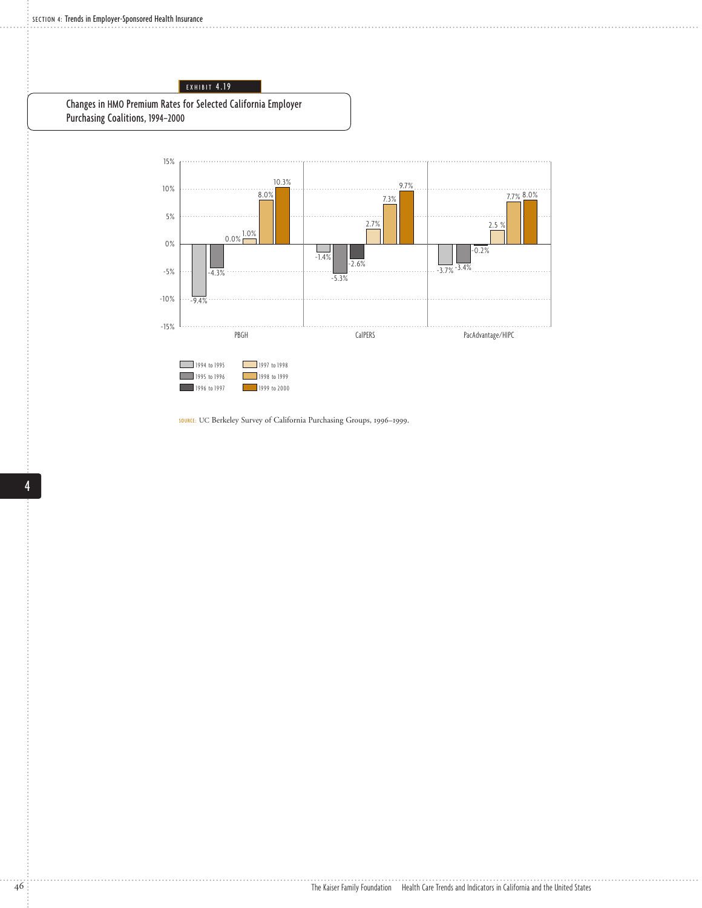EXHIBIT 4.19

## Changes in HMO Premium Rates for Selected California Employer Purchasing Coalitions, 1994–2000

| | 1994 to 1995 | 1995 to 1996 | 1996 to 1997 | 1997 to 1998 | 1998 to 1999 | 1999 to 2000 |
|---|---|---|---|---|---|---|
| PBGH | -9.4% | -4.3% | 0.0% | 1.0% | 8.0% | 10.3% |
| CalPERS | -1.4% | -5.3% | -2.6% | 2.7% | 7.3% | 9.7% |
| PacAdvantage/HIPC | -3.7% | -3.4% | -0.2% | 2.5 % | 7.7% | 8.0% |

SOURCE: UC Berkeley Survey of California Purchasing Groups, 1996–1999.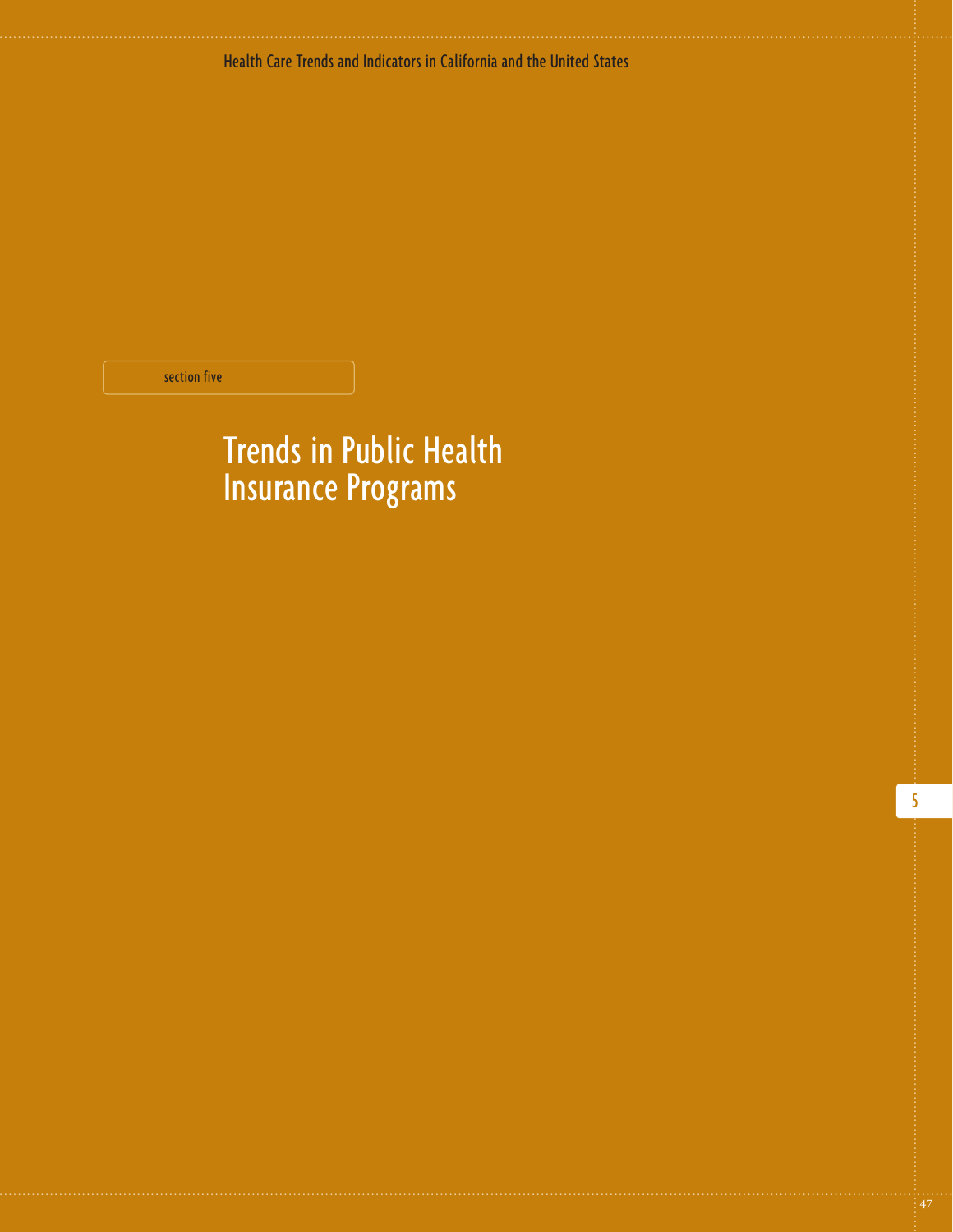section five

# Trends in Public Health Insurance Programs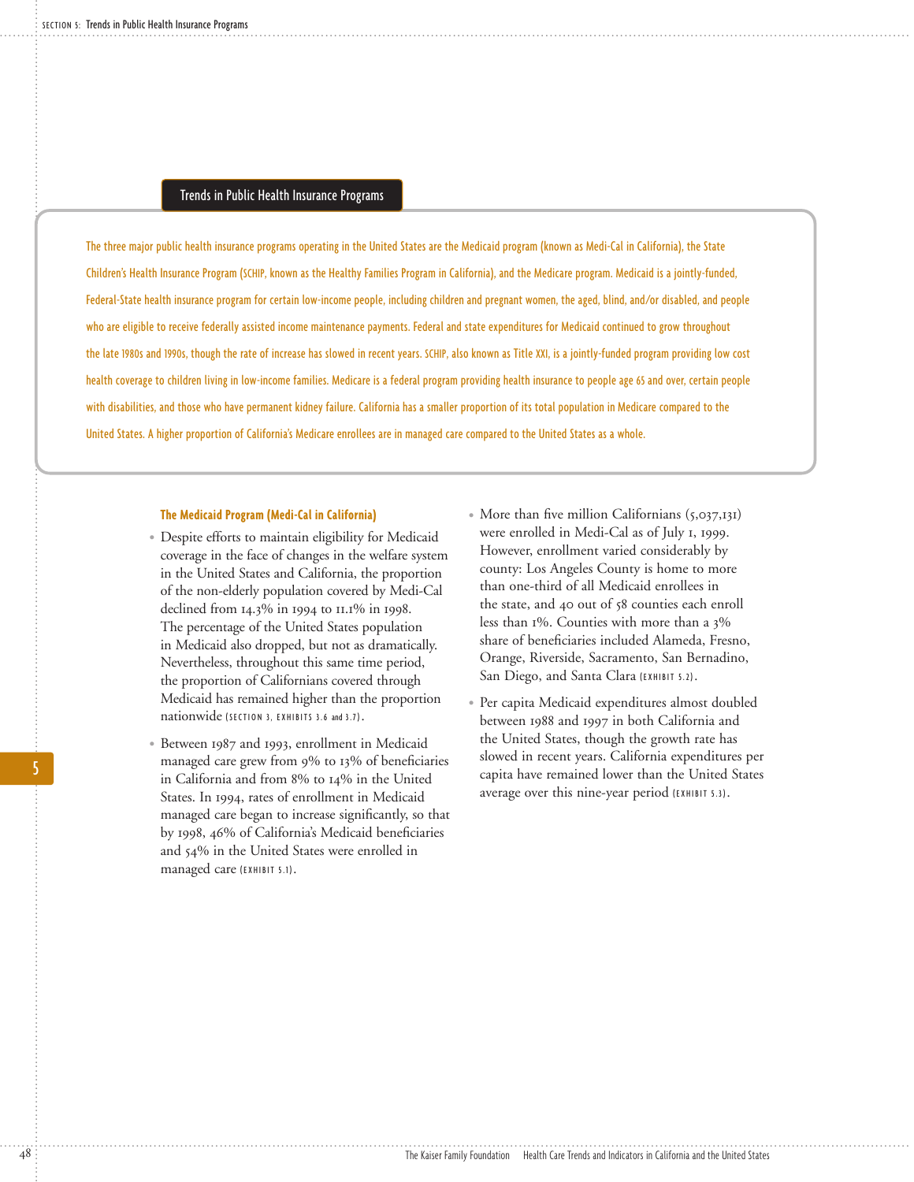## Trends in Public Health Insurance Programs

The three major public health insurance programs operating in the United States are the Medicaid program (known as Medi-Cal in California), the State Children's Health Insurance Program (SCHIP, known as the Healthy Families Program in California), and the Medicare program. Medicaid is a jointly-funded, Federal-State health insurance program for certain low-income people, including children and pregnant women, the aged, blind, and/or disabled, and people who are eligible to receive federally assisted income maintenance payments. Federal and state expenditures for Medicaid continued to grow throughout the late 1980s and 1990s, though the rate of increase has slowed in recent years. SCHIP, also known as Title XXI, is a jointly-funded program providing low cost health coverage to children living in low-income families. Medicare is a federal program providing health insurance to people age 65 and over, certain people with disabilities, and those who have permanent kidney failure. California has a smaller proportion of its total population in Medicare compared to the United States. A higher proportion of California's Medicare enrollees are in managed care compared to the United States as a whole.

### The Medicaid Program (Medi-Cal in California)

- Despite efforts to maintain eligibility for Medicaid coverage in the face of changes in the welfare system in the United States and California, the proportion of the non-elderly population covered by Medi-Cal declined from 14.3% in 1994 to 11.1% in 1998. The percentage of the United States population in Medicaid also dropped, but not as dramatically. Nevertheless, throughout this same time period, the proportion of Californians covered through Medicaid has remained higher than the proportion nationwide (SECTION 3, EXHIBITS 3.6 and 3.7).
- Between 1987 and 1993, enrollment in Medicaid managed care grew from 9% to 13% of beneficiaries in California and from 8% to 14% in the United States. In 1994, rates of enrollment in Medicaid managed care began to increase significantly, so that by 1998, 46% of California's Medicaid beneficiaries and 54% in the United States were enrolled in managed care (EXHIBIT 5.1).
- More than five million Californians (5,037,131) were enrolled in Medi-Cal as of July 1, 1999. However, enrollment varied considerably by county: Los Angeles County is home to more than one-third of all Medicaid enrollees in the state, and 40 out of 58 counties each enroll less than 1%. Counties with more than a 3% share of beneficiaries included Alameda, Fresno, Orange, Riverside, Sacramento, San Bernadino, San Diego, and Santa Clara (EXHIBIT 5.2).
- Per capita Medicaid expenditures almost doubled between 1988 and 1997 in both California and the United States, though the growth rate has slowed in recent years. California expenditures per capita have remained lower than the United States average over this nine-year period (EXHIBIT 5.3).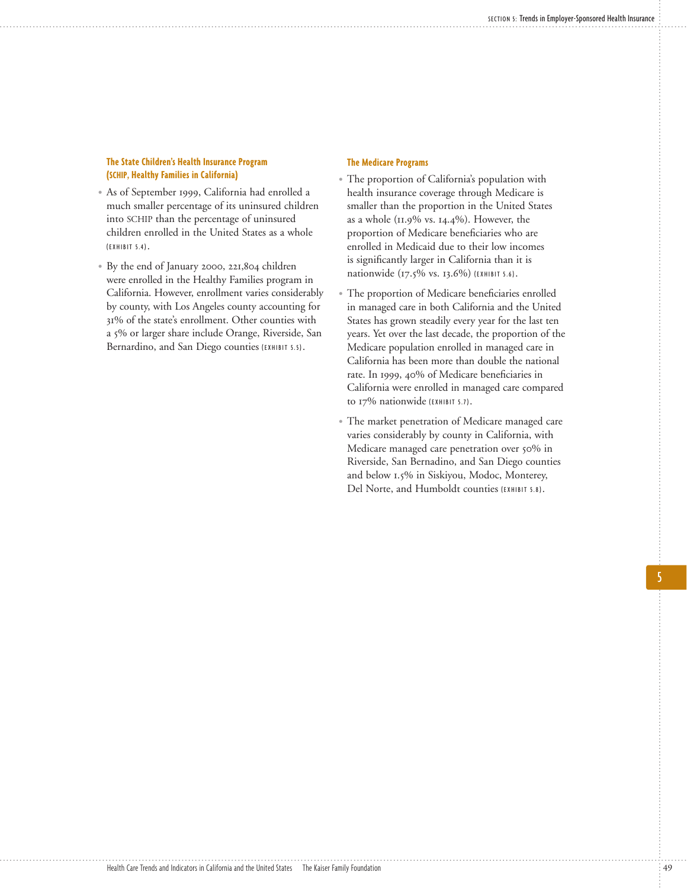### The State Children's Health Insurance Program (SCHIP, Healthy Families in California)

- As of September 1999, California had enrolled a much smaller percentage of its uninsured children into SCHIP than the percentage of uninsured children enrolled in the United States as a whole (EXHIBIT 5.4).
- By the end of January 2000, 221,804 children were enrolled in the Healthy Families program in California. However, enrollment varies considerably by county, with Los Angeles county accounting for 31% of the state's enrollment. Other counties with a 5% or larger share include Orange, Riverside, San Bernardino, and San Diego counties (EXHIBIT 5.5).

### The Medicare Programs

- The proportion of California's population with health insurance coverage through Medicare is smaller than the proportion in the United States as a whole (11.9% vs. 14.4%). However, the proportion of Medicare beneficiaries who are enrolled in Medicaid due to their low incomes is significantly larger in California than it is nationwide (17.5% vs. 13.6%) (EXHIBIT 5.6).
- The proportion of Medicare beneficiaries enrolled in managed care in both California and the United States has grown steadily every year for the last ten years. Yet over the last decade, the proportion of the Medicare population enrolled in managed care in California has been more than double the national rate. In 1999, 40% of Medicare beneficiaries in California were enrolled in managed care compared to 17% nationwide (EXHIBIT 5.7).
- The market penetration of Medicare managed care varies considerably by county in California, with Medicare managed care penetration over 50% in Riverside, San Bernadino, and San Diego counties and below 1.5% in Siskiyou, Modoc, Monterey, Del Norte, and Humboldt counties (EXHIBIT 5.8).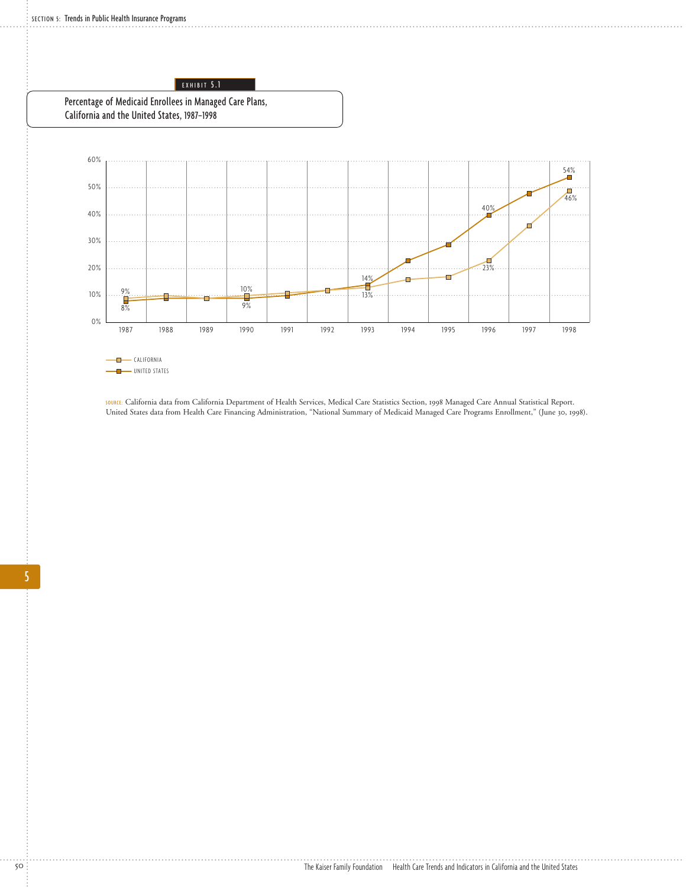EXHIBIT 5.1

## Percentage of Medicaid Enrollees in Managed Care Plans, California and the United States, 1987–1998

| Year | California | United States |
|---|---|---|
| 1987 | 9% | 8% |
| 1990 | 10% | 9% |
| 1993 | 13% | 14% |
| 1996 | 23% | 40% |
| 1998 | 46% | 54% |

SOURCE: California data from California Department of Health Services, Medical Care Statistics Section, 1998 Managed Care Annual Statistical Report. United States data from Health Care Financing Administration, "National Summary of Medicaid Managed Care Programs Enrollment," (June 30, 1998).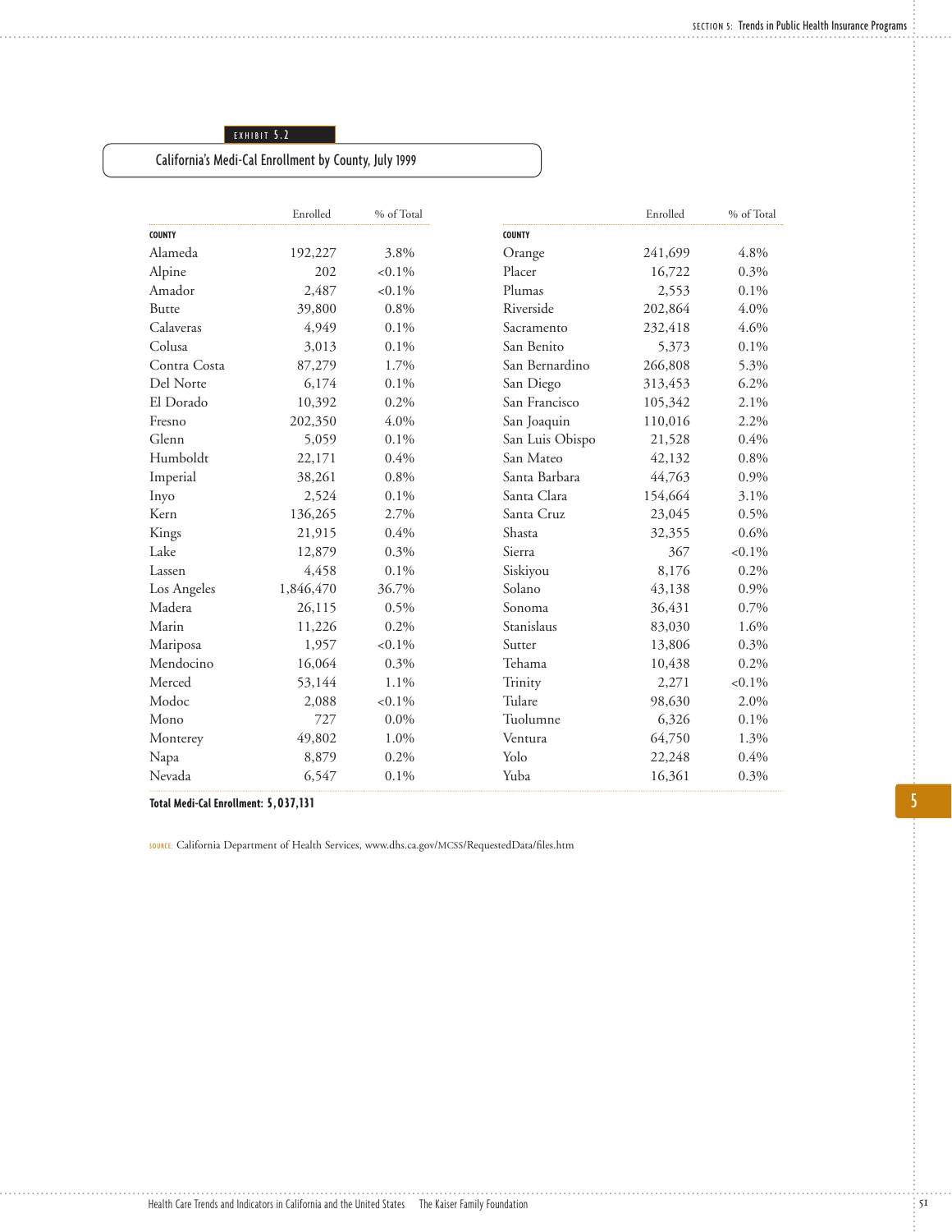EXHIBIT 5.2

## California's Medi-Cal Enrollment by County, July 1999

| County | Enrolled | % of Total |
|---|---|---|
| Alameda | 192,227 | 3.8% |
| Alpine | 202 | <0.1% |
| Amador | 2,487 | <0.1% |
| Butte | 39,800 | 0.8% |
| Calaveras | 4,949 | 0.1% |
| Colusa | 3,013 | 0.1% |
| Contra Costa | 87,279 | 1.7% |
| Del Norte | 6,174 | 0.1% |
| El Dorado | 10,392 | 0.2% |
| Fresno | 202,350 | 4.0% |
| Glenn | 5,059 | 0.1% |
| Humboldt | 22,171 | 0.4% |
| Imperial | 38,261 | 0.8% |
| Inyo | 2,524 | 0.1% |
| Kern | 136,265 | 2.7% |
| Kings | 21,915 | 0.4% |
| Lake | 12,879 | 0.3% |
| Lassen | 4,458 | 0.1% |
| Los Angeles | 1,846,470 | 36.7% |
| Madera | 26,115 | 0.5% |
| Marin | 11,226 | 0.2% |
| Mariposa | 1,957 | <0.1% |
| Mendocino | 16,064 | 0.3% |
| Merced | 53,144 | 1.1% |
| Modoc | 2,088 | <0.1% |
| Mono | 727 | 0.0% |
| Monterey | 49,802 | 1.0% |
| Napa | 8,879 | 0.2% |
| Nevada | 6,547 | 0.1% |
| Orange | 241,699 | 4.8% |
| Placer | 16,722 | 0.3% |
| Plumas | 2,553 | 0.1% |
| Riverside | 202,864 | 4.0% |
| Sacramento | 232,418 | 4.6% |
| San Benito | 5,373 | 0.1% |
| San Bernardino | 266,808 | 5.3% |
| San Diego | 313,453 | 6.2% |
| San Francisco | 105,342 | 2.1% |
| San Joaquin | 110,016 | 2.2% |
| San Luis Obispo | 21,528 | 0.4% |
| San Mateo | 42,132 | 0.8% |
| Santa Barbara | 44,763 | 0.9% |
| Santa Clara | 154,664 | 3.1% |
| Santa Cruz | 23,045 | 0.5% |
| Shasta | 32,355 | 0.6% |
| Sierra | 367 | <0.1% |
| Siskiyou | 8,176 | 0.2% |
| Solano | 43,138 | 0.9% |
| Sonoma | 36,431 | 0.7% |
| Stanislaus | 83,030 | 1.6% |
| Sutter | 13,806 | 0.3% |
| Tehama | 10,438 | 0.2% |
| Trinity | 2,271 | <0.1% |
| Tulare | 98,630 | 2.0% |
| Tuolumne | 6,326 | 0.1% |
| Ventura | 64,750 | 1.3% |
| Yolo | 22,248 | 0.4% |
| Yuba | 16,361 | 0.3% |

**Total Medi-Cal Enrollment: 5,037,131**

SOURCE: California Department of Health Services, www.dhs.ca.gov/MCSS/RequestedData/files.htm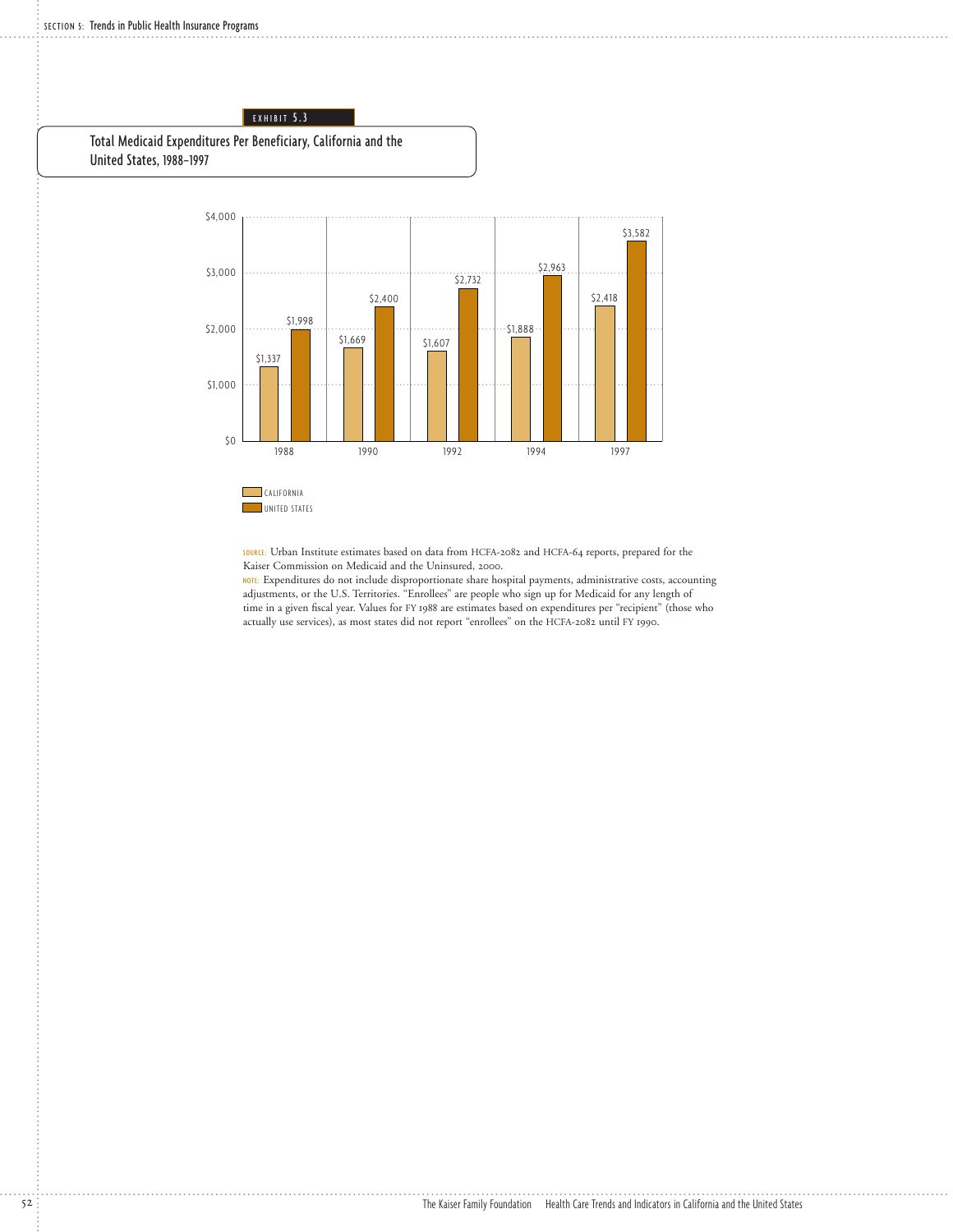EXHIBIT 5.3

## Total Medicaid Expenditures Per Beneficiary, California and the United States, 1988–1997

| Year | California | United States |
|---|---|---|
| 1988 | $1,337 | $1,998 |
| 1990 | $1,669 | $2,400 |
| 1992 | $1,607 | $2,732 |
| 1994 | $1,888 | $2,963 |
| 1997 | $2,418 | $3,582 |

SOURCE: Urban Institute estimates based on data from HCFA-2082 and HCFA-64 reports, prepared for the Kaiser Commission on Medicaid and the Uninsured, 2000.

NOTE: Expenditures do not include disproportionate share hospital payments, administrative costs, accounting adjustments, or the U.S. Territories. "Enrollees" are people who sign up for Medicaid for any length of time in a given fiscal year. Values for FY 1988 are estimates based on expenditures per "recipient" (those who actually use services), as most states did not report "enrollees" on the HCFA-2082 until FY 1990.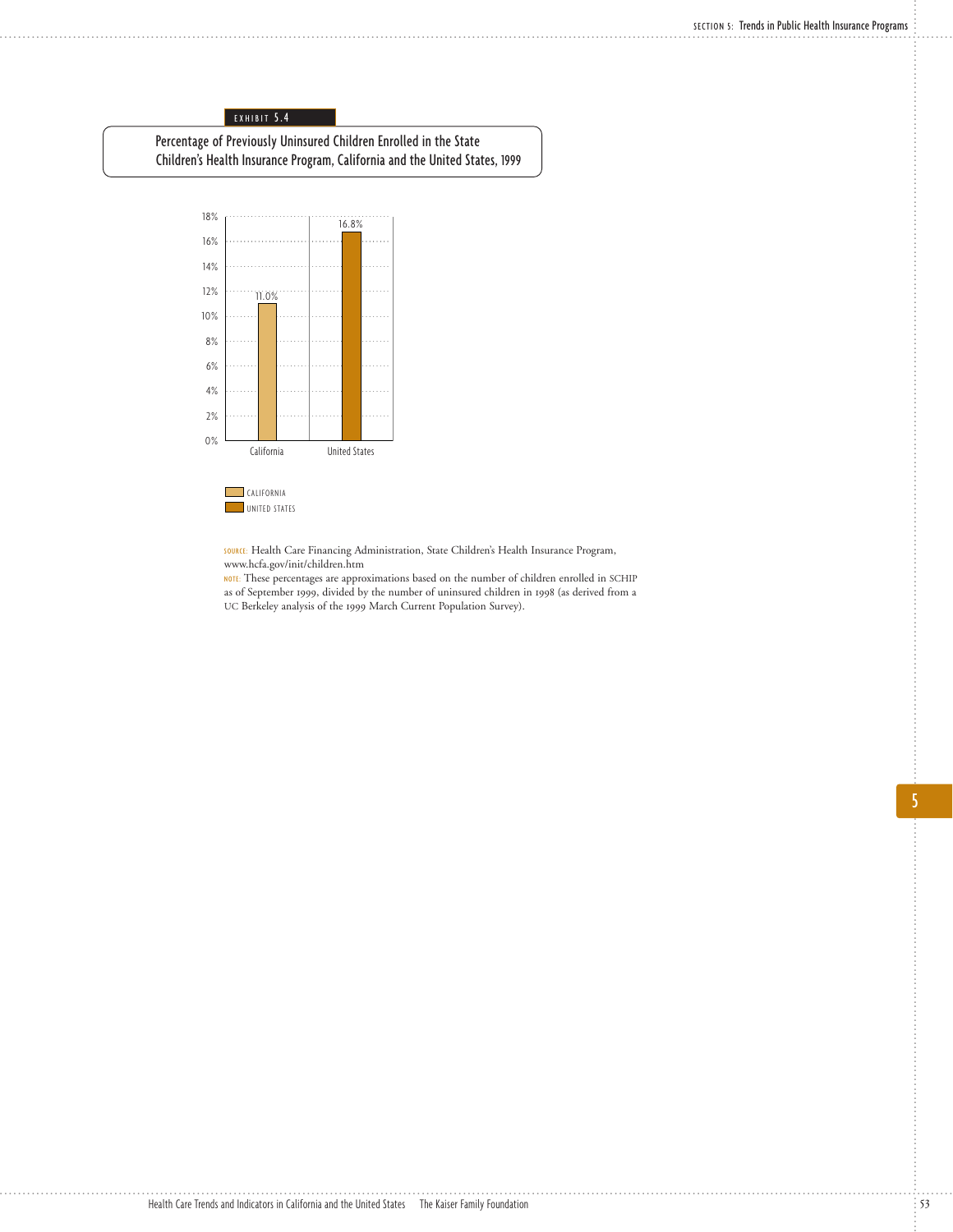EXHIBIT 5.4

## Percentage of Previously Uninsured Children Enrolled in the State Children's Health Insurance Program, California and the United States, 1999

| | Percentage |
|---|---|
| California | 11.0% |
| United States | 16.8% |

SOURCE: Health Care Financing Administration, State Children's Health Insurance Program, www.hcfa.gov/init/children.htm

NOTE: These percentages are approximations based on the number of children enrolled in SCHIP as of September 1999, divided by the number of uninsured children in 1998 (as derived from a UC Berkeley analysis of the 1999 March Current Population Survey).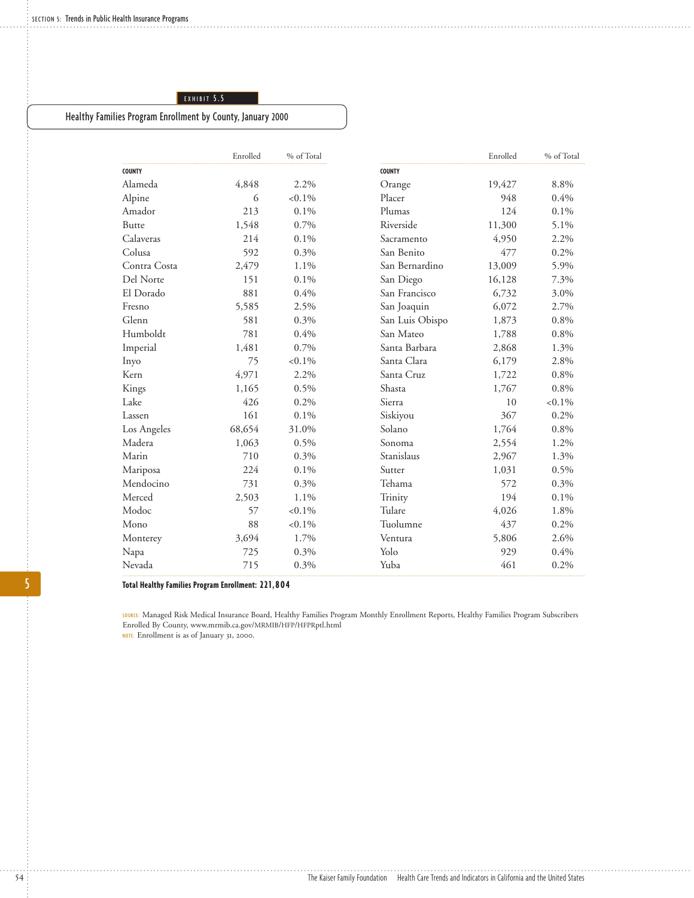EXHIBIT 5.5

## Healthy Families Program Enrollment by County, January 2000

| COUNTY | Enrolled | % of Total |
|---|---|---|
| Alameda | 4,848 | 2.2% |
| Alpine | 6 | <0.1% |
| Amador | 213 | 0.1% |
| Butte | 1,548 | 0.7% |
| Calaveras | 214 | 0.1% |
| Colusa | 592 | 0.3% |
| Contra Costa | 2,479 | 1.1% |
| Del Norte | 151 | 0.1% |
| El Dorado | 881 | 0.4% |
| Fresno | 5,585 | 2.5% |
| Glenn | 581 | 0.3% |
| Humboldt | 781 | 0.4% |
| Imperial | 1,481 | 0.7% |
| Inyo | 75 | <0.1% |
| Kern | 4,971 | 2.2% |
| Kings | 1,165 | 0.5% |
| Lake | 426 | 0.2% |
| Lassen | 161 | 0.1% |
| Los Angeles | 68,654 | 31.0% |
| Madera | 1,063 | 0.5% |
| Marin | 710 | 0.3% |
| Mariposa | 224 | 0.1% |
| Mendocino | 731 | 0.3% |
| Merced | 2,503 | 1.1% |
| Modoc | 57 | <0.1% |
| Mono | 88 | <0.1% |
| Monterey | 3,694 | 1.7% |
| Napa | 725 | 0.3% |
| Nevada | 715 | 0.3% |
| Orange | 19,427 | 8.8% |
| Placer | 948 | 0.4% |
| Plumas | 124 | 0.1% |
| Riverside | 11,300 | 5.1% |
| Sacramento | 4,950 | 2.2% |
| San Benito | 477 | 0.2% |
| San Bernardino | 13,009 | 5.9% |
| San Diego | 16,128 | 7.3% |
| San Francisco | 6,732 | 3.0% |
| San Joaquin | 6,072 | 2.7% |
| San Luis Obispo | 1,873 | 0.8% |
| San Mateo | 1,788 | 0.8% |
| Santa Barbara | 2,868 | 1.3% |
| Santa Clara | 6,179 | 2.8% |
| Santa Cruz | 1,722 | 0.8% |
| Shasta | 1,767 | 0.8% |
| Sierra | 10 | <0.1% |
| Siskiyou | 367 | 0.2% |
| Solano | 1,764 | 0.8% |
| Sonoma | 2,554 | 1.2% |
| Stanislaus | 2,967 | 1.3% |
| Sutter | 1,031 | 0.5% |
| Tehama | 572 | 0.3% |
| Trinity | 194 | 0.1% |
| Tulare | 4,026 | 1.8% |
| Tuolumne | 437 | 0.2% |
| Ventura | 5,806 | 2.6% |
| Yolo | 929 | 0.4% |
| Yuba | 461 | 0.2% |

**Total Healthy Families Program Enrollment: 221,804**

SOURCE: Managed Risk Medical Insurance Board, Healthy Families Program Monthly Enrollment Reports, Healthy Families Program Subscribers Enrolled By County, www.mrmib.ca.gov/MRMIB/HFP/HFPRptl.html

NOTE: Enrollment is as of January 31, 2000.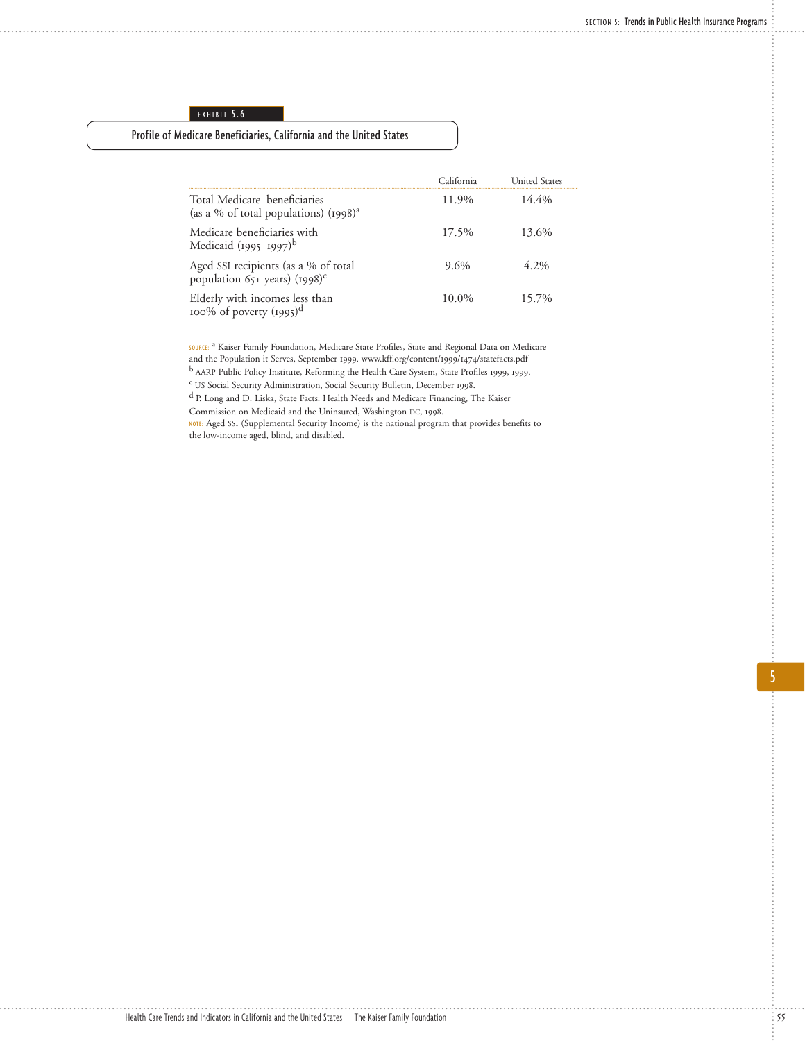EXHIBIT 5.6

## Profile of Medicare Beneficiaries, California and the United States

| | California | United States |
|---|---|---|
| Total Medicare beneficiaries (as a % of total populations) (1998)[a] | 11.9% | 14.4% |
| Medicare beneficiaries with Medicaid (1995–1997)[b] | 17.5% | 13.6% |
| Aged SSI recipients (as a % of total population 65+ years) (1998)[c] | 9.6% | 4.2% |
| Elderly with incomes less than 100% of poverty (1995)[d] | 10.0% | 15.7% |

SOURCE: [a] Kaiser Family Foundation, Medicare State Profiles, State and Regional Data on Medicare and the Population it Serves, September 1999. www.kff.org/content/1999/1474/statefacts.pdf
[b] AARP Public Policy Institute, Reforming the Health Care System, State Profiles 1999, 1999.
[c] US Social Security Administration, Social Security Bulletin, December 1998.
[d] P. Long and D. Liska, State Facts: Health Needs and Medicare Financing, The Kaiser Commission on Medicaid and the Uninsured, Washington DC, 1998.
NOTE: Aged SSI (Supplemental Security Income) is the national program that provides benefits to the low-income aged, blind, and disabled.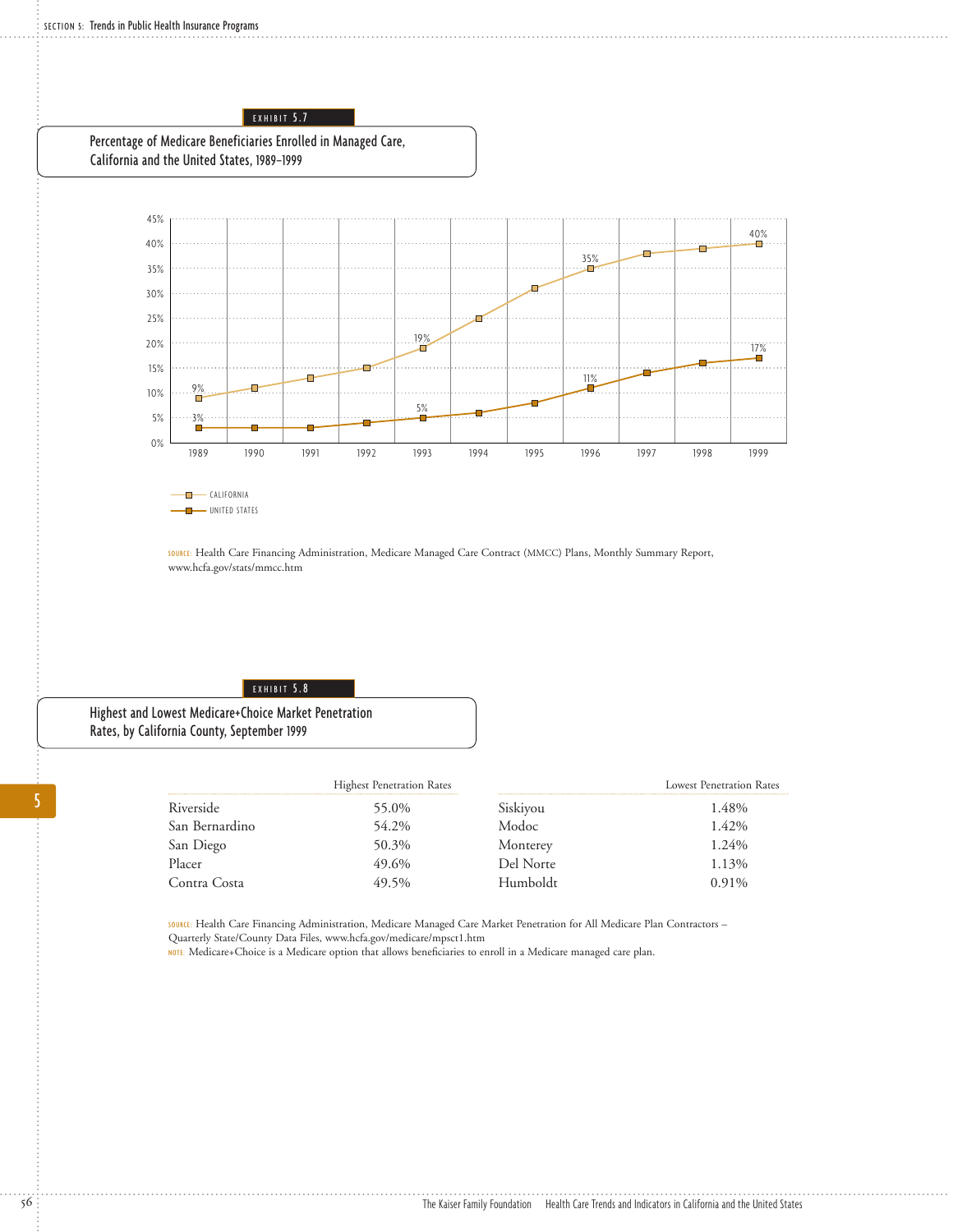EXHIBIT 5.7

## Percentage of Medicare Beneficiaries Enrolled in Managed Care, California and the United States, 1989–1999

| Year | California | United States |
|---|---|---|
| 1989 | 9% | 3% |
| 1993 | 19% | 5% |
| 1996 | 35% | 11% |
| 1999 | 40% | 17% |

CALIFORNIA
UNITED STATES

SOURCE: Health Care Financing Administration, Medicare Managed Care Contract (MMCC) Plans, Monthly Summary Report, www.hcfa.gov/stats/mmcc.htm

EXHIBIT 5.8

## Highest and Lowest Medicare+Choice Market Penetration Rates, by California County, September 1999

| | Highest Penetration Rates | | Lowest Penetration Rates |
|---|---|---|---|
| Riverside | 55.0% | Siskiyou | 1.48% |
| San Bernardino | 54.2% | Modoc | 1.42% |
| San Diego | 50.3% | Monterey | 1.24% |
| Placer | 49.6% | Del Norte | 1.13% |
| Contra Costa | 49.5% | Humboldt | 0.91% |

SOURCE: Health Care Financing Administration, Medicare Managed Care Market Penetration for All Medicare Plan Contractors – Quarterly State/County Data Files, www.hcfa.gov/medicare/mpsct1.htm

NOTE: Medicare+Choice is a Medicare option that allows beneficiaries to enroll in a Medicare managed care plan.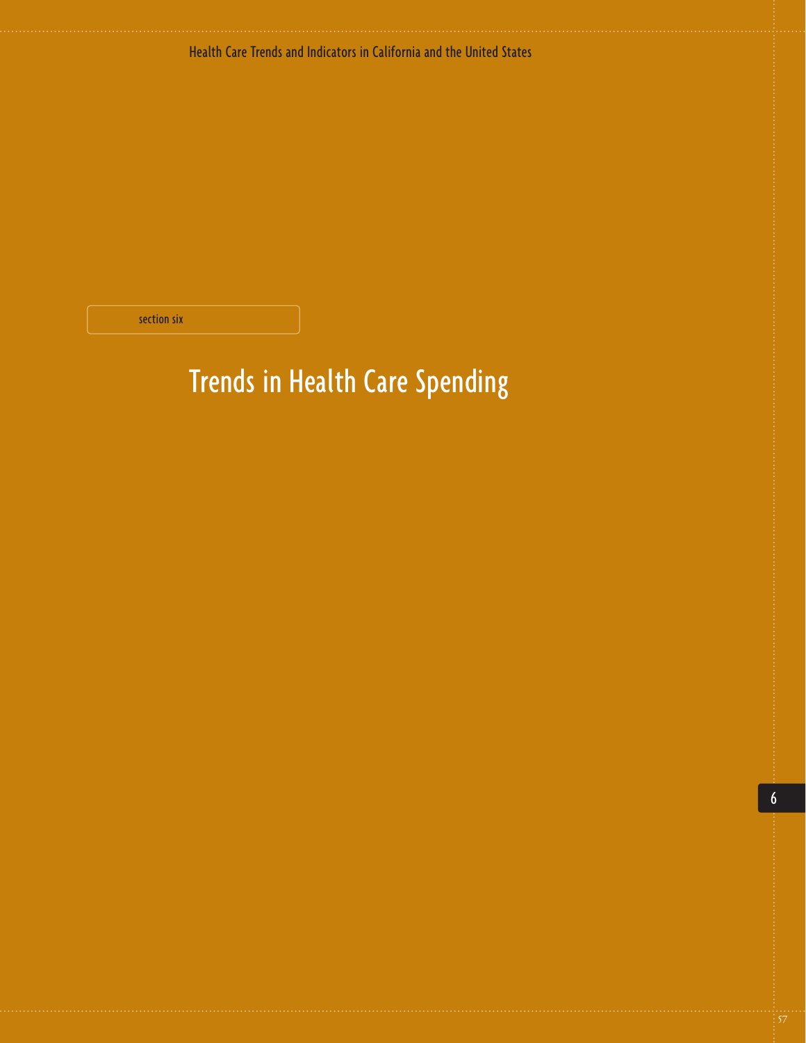section six

# Trends in Health Care Spending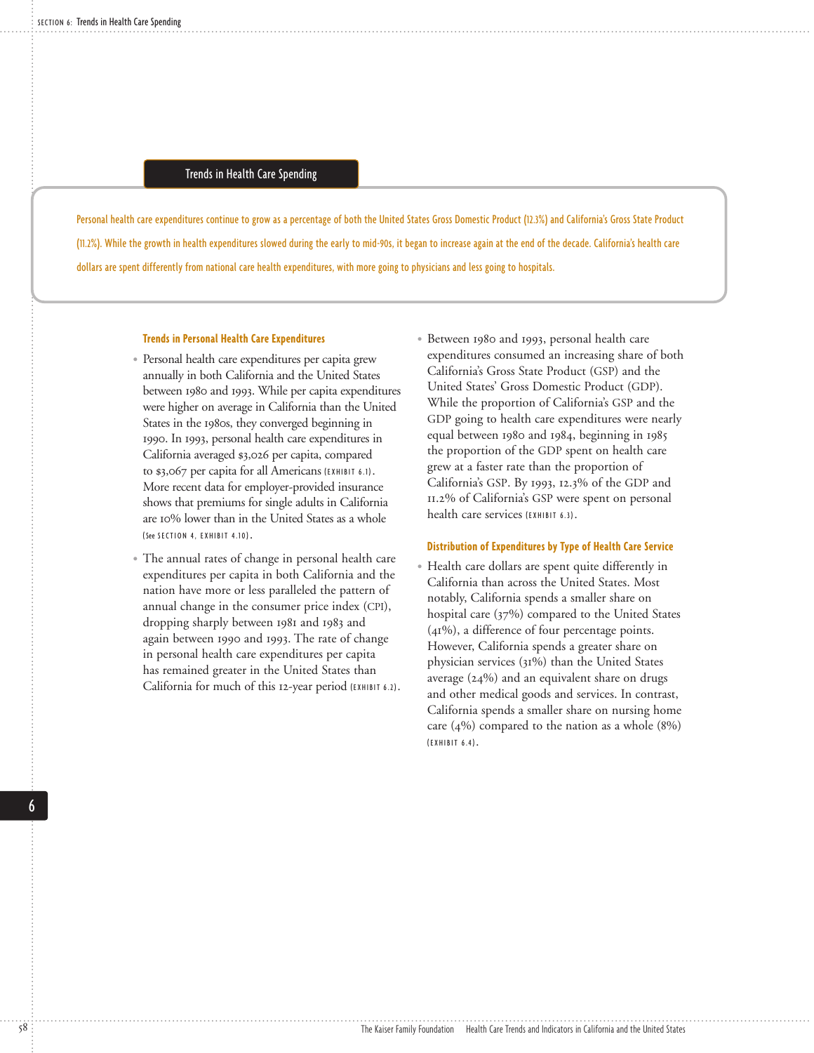## Trends in Health Care Spending

Personal health care expenditures continue to grow as a percentage of both the United States Gross Domestic Product (12.3%) and California's Gross State Product (11.2%). While the growth in health expenditures slowed during the early to mid-90s, it began to increase again at the end of the decade. California's health care dollars are spent differently from national care health expenditures, with more going to physicians and less going to hospitals.

### Trends in Personal Health Care Expenditures

- Personal health care expenditures per capita grew annually in both California and the United States between 1980 and 1993. While per capita expenditures were higher on average in California than the United States in the 1980s, they converged beginning in 1990. In 1993, personal health care expenditures in California averaged $3,026 per capita, compared to $3,067 per capita for all Americans (EXHIBIT 6.1). More recent data for employer-provided insurance shows that premiums for single adults in California are 10% lower than in the United States as a whole (See SECTION 4, EXHIBIT 4.10).
- The annual rates of change in personal health care expenditures per capita in both California and the nation have more or less paralleled the pattern of annual change in the consumer price index (CPI), dropping sharply between 1981 and 1983 and again between 1990 and 1993. The rate of change in personal health care expenditures per capita has remained greater in the United States than California for much of this 12-year period (EXHIBIT 6.2).
- Between 1980 and 1993, personal health care expenditures consumed an increasing share of both California's Gross State Product (GSP) and the United States' Gross Domestic Product (GDP). While the proportion of California's GSP and the GDP going to health care expenditures were nearly equal between 1980 and 1984, beginning in 1985 the proportion of the GDP spent on health care grew at a faster rate than the proportion of California's GSP. By 1993, 12.3% of the GDP and 11.2% of California's GSP were spent on personal health care services (EXHIBIT 6.3).

### Distribution of Expenditures by Type of Health Care Service

- Health care dollars are spent quite differently in California than across the United States. Most notably, California spends a smaller share on hospital care (37%) compared to the United States (41%), a difference of four percentage points. However, California spends a greater share on physician services (31%) than the United States average (24%) and an equivalent share on drugs and other medical goods and services. In contrast, California spends a smaller share on nursing home care (4%) compared to the nation as a whole (8%) (EXHIBIT 6.4).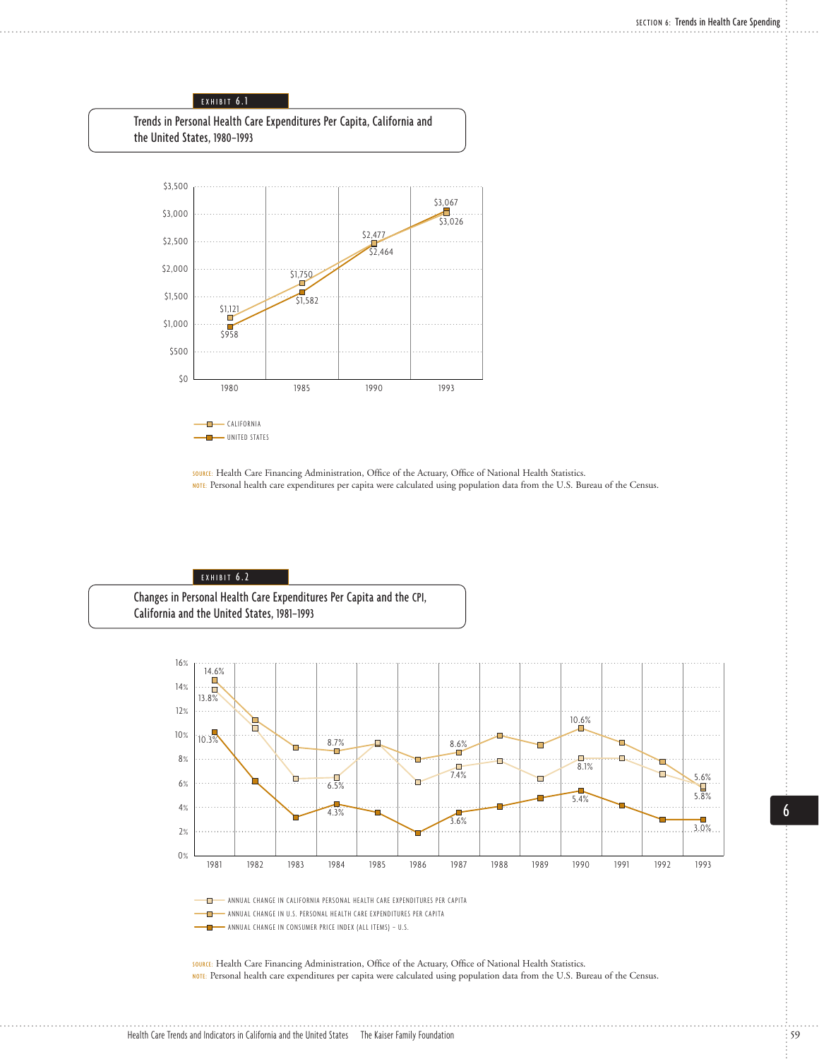EXHIBIT 6.1

## Trends in Personal Health Care Expenditures Per Capita, California and the United States, 1980–1993

| Year | California | United States |
|---|---|---|
| 1980 | $1,121 | $958 |
| 1985 | $1,750 | $1,582 |
| 1990 | $2,477 | $2,464 |
| 1993 | $3,026 | $3,067 |

SOURCE: Health Care Financing Administration, Office of the Actuary, Office of National Health Statistics.
NOTE: Personal health care expenditures per capita were calculated using population data from the U.S. Bureau of the Census.

EXHIBIT 6.2

## Changes in Personal Health Care Expenditures Per Capita and the CPI, California and the United States, 1981–1993

| Year | Annual Change in California Personal Health Care Expenditures Per Capita | Annual Change in U.S. Personal Health Care Expenditures Per Capita | Annual Change in Consumer Price Index (All Items) – U.S. |
|---|---|---|---|
| 1981 | 13.8% | 14.6% | 10.3% |
| 1984 | 6.5% | 8.7% | 4.3% |
| 1987 | 7.4% | 8.6% | 3.6% |
| 1990 | 8.1% | 10.6% | 5.4% |
| 1993 | 5.6% | 5.8% | 3.0% |

SOURCE: Health Care Financing Administration, Office of the Actuary, Office of National Health Statistics.
NOTE: Personal health care expenditures per capita were calculated using population data from the U.S. Bureau of the Census.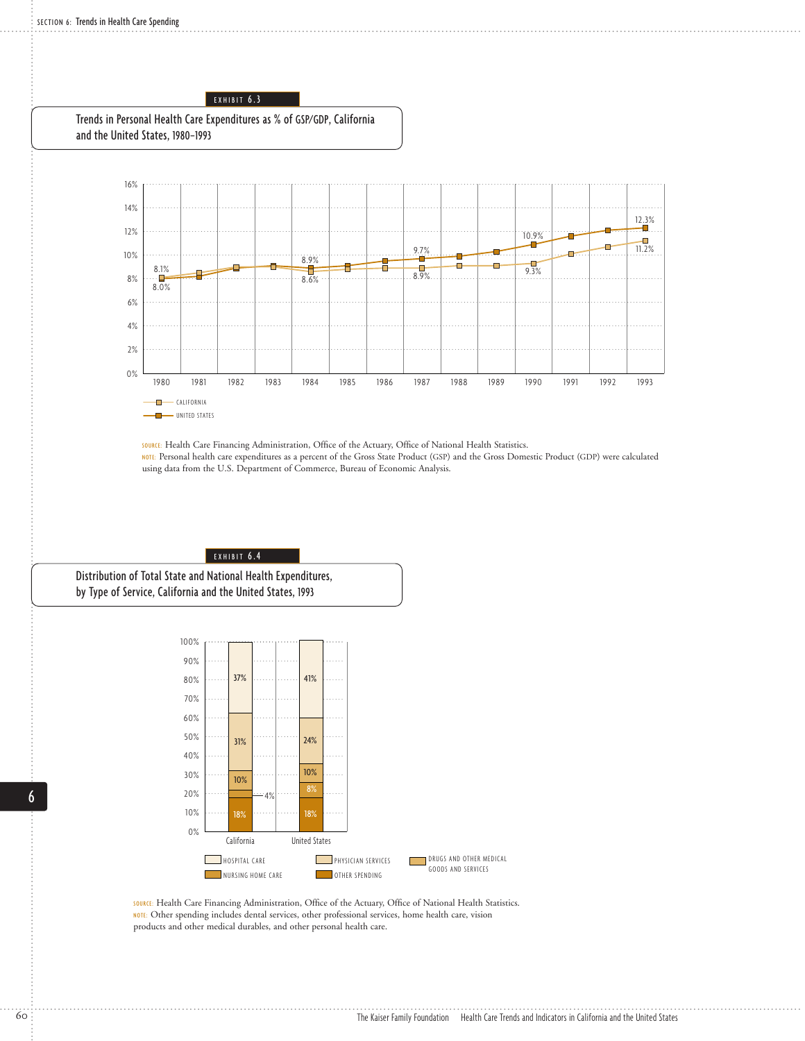EXHIBIT 6.3

## Trends in Personal Health Care Expenditures as % of GSP/GDP, California and the United States, 1980–1993

| Year | California | United States |
|---|---|---|
| 1980 | 8.1% | 8.0% |
| 1984 | 8.6% | 8.9% |
| 1987 | 8.9% | 9.7% |
| 1990 | 9.3% | 10.9% |
| 1993 | 11.2% | 12.3% |

CALIFORNIA
UNITED STATES

SOURCE: Health Care Financing Administration, Office of the Actuary, Office of National Health Statistics.
NOTE: Personal health care expenditures as a percent of the Gross State Product (GSP) and the Gross Domestic Product (GDP) were calculated using data from the U.S. Department of Commerce, Bureau of Economic Analysis.

EXHIBIT 6.4

## Distribution of Total State and National Health Expenditures, by Type of Service, California and the United States, 1993

| Type of Service | California | United States |
|---|---|---|
| Hospital Care | 37% | 41% |
| Physician Services | 31% | 24% |
| Drugs and Other Medical Goods and Services | 10% | 10% |
| Nursing Home Care | 4% | 8% |
| Other Spending | 18% | 18% |

SOURCE: Health Care Financing Administration, Office of the Actuary, Office of National Health Statistics.
NOTE: Other spending includes dental services, other professional services, home health care, vision products and other medical durables, and other personal health care.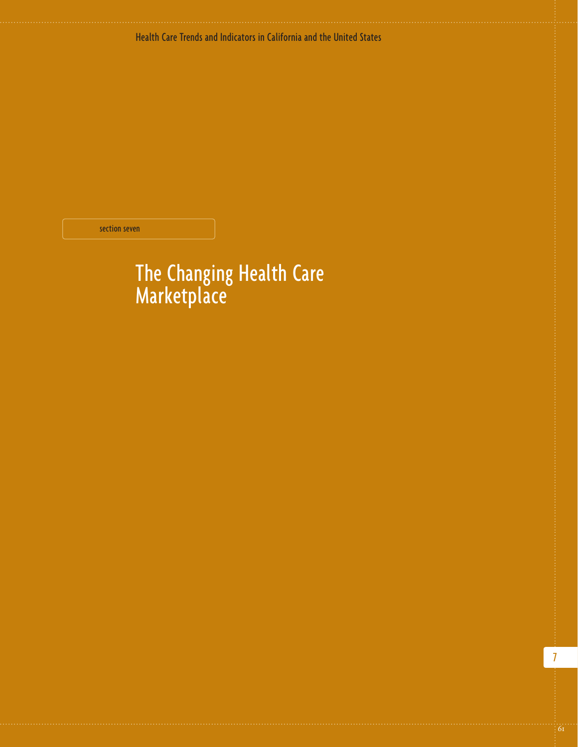section seven

# The Changing Health Care Marketplace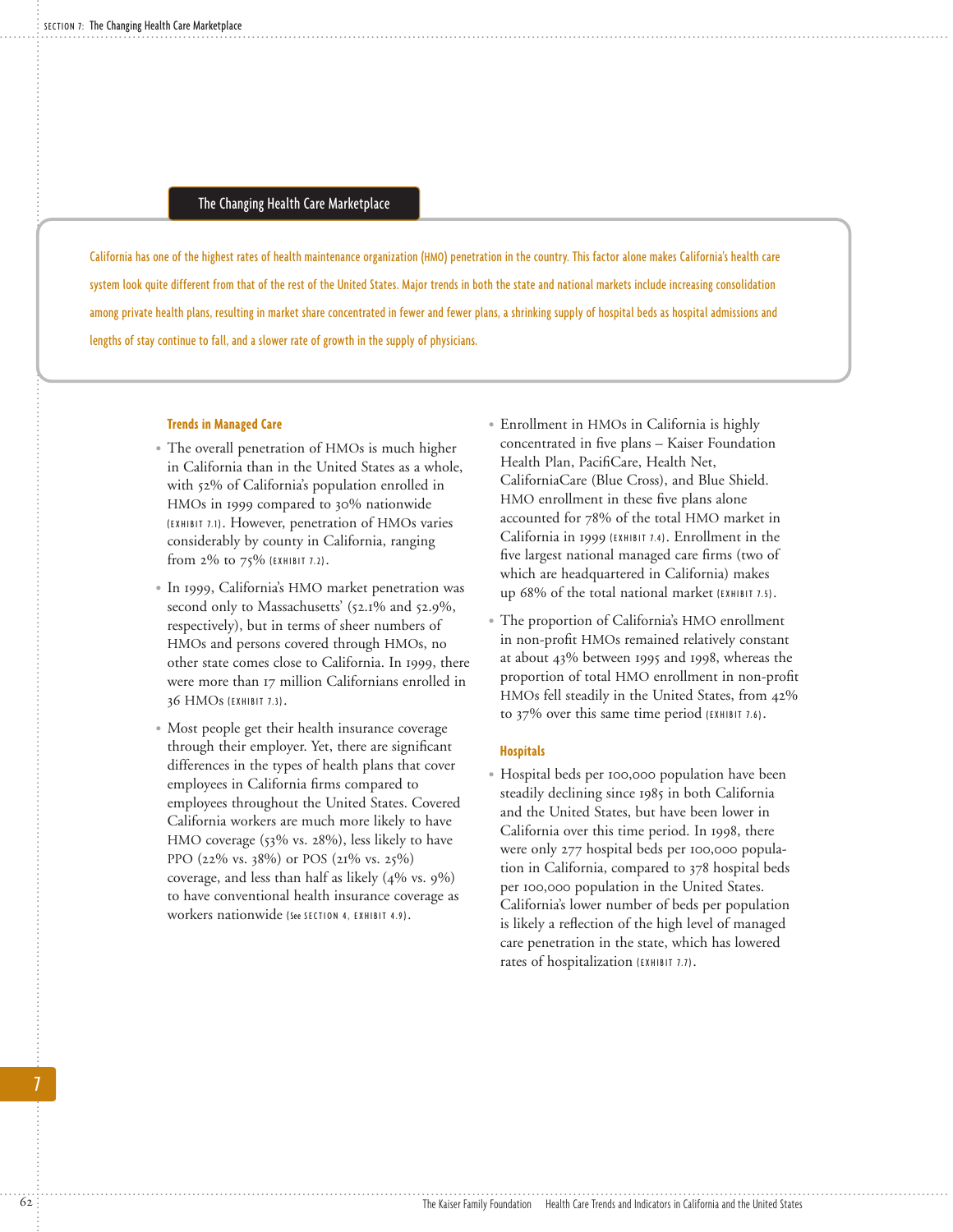## The Changing Health Care Marketplace

California has one of the highest rates of health maintenance organization (HMO) penetration in the country. This factor alone makes California's health care system look quite different from that of the rest of the United States. Major trends in both the state and national markets include increasing consolidation among private health plans, resulting in market share concentrated in fewer and fewer plans, a shrinking supply of hospital beds as hospital admissions and lengths of stay continue to fall, and a slower rate of growth in the supply of physicians.

### Trends in Managed Care

- The overall penetration of HMOs is much higher in California than in the United States as a whole, with 52% of California's population enrolled in HMOs in 1999 compared to 30% nationwide (EXHIBIT 7.1). However, penetration of HMOs varies considerably by county in California, ranging from 2% to 75% (EXHIBIT 7.2).
- In 1999, California's HMO market penetration was second only to Massachusetts' (52.1% and 52.9%, respectively), but in terms of sheer numbers of HMOs and persons covered through HMOs, no other state comes close to California. In 1999, there were more than 17 million Californians enrolled in 36 HMOs (EXHIBIT 7.3).
- Most people get their health insurance coverage through their employer. Yet, there are significant differences in the types of health plans that cover employees in California firms compared to employees throughout the United States. Covered California workers are much more likely to have HMO coverage (53% vs. 28%), less likely to have PPO (22% vs. 38%) or POS (21% vs. 25%) coverage, and less than half as likely (4% vs. 9%) to have conventional health insurance coverage as workers nationwide (See SECTION 4, EXHIBIT 4.9).
- Enrollment in HMOs in California is highly concentrated in five plans – Kaiser Foundation Health Plan, PacifiCare, Health Net, CaliforniaCare (Blue Cross), and Blue Shield. HMO enrollment in these five plans alone accounted for 78% of the total HMO market in California in 1999 (EXHIBIT 7.4). Enrollment in the five largest national managed care firms (two of which are headquartered in California) makes up 68% of the total national market (EXHIBIT 7.5).
- The proportion of California's HMO enrollment in non-profit HMOs remained relatively constant at about 43% between 1995 and 1998, whereas the proportion of total HMO enrollment in non-profit HMOs fell steadily in the United States, from 42% to 37% over this same time period (EXHIBIT 7.6).

### Hospitals

- Hospital beds per 100,000 population have been steadily declining since 1985 in both California and the United States, but have been lower in California over this time period. In 1998, there were only 277 hospital beds per 100,000 population in California, compared to 378 hospital beds per 100,000 population in the United States. California's lower number of beds per population is likely a reflection of the high level of managed care penetration in the state, which has lowered rates of hospitalization (EXHIBIT 7.7).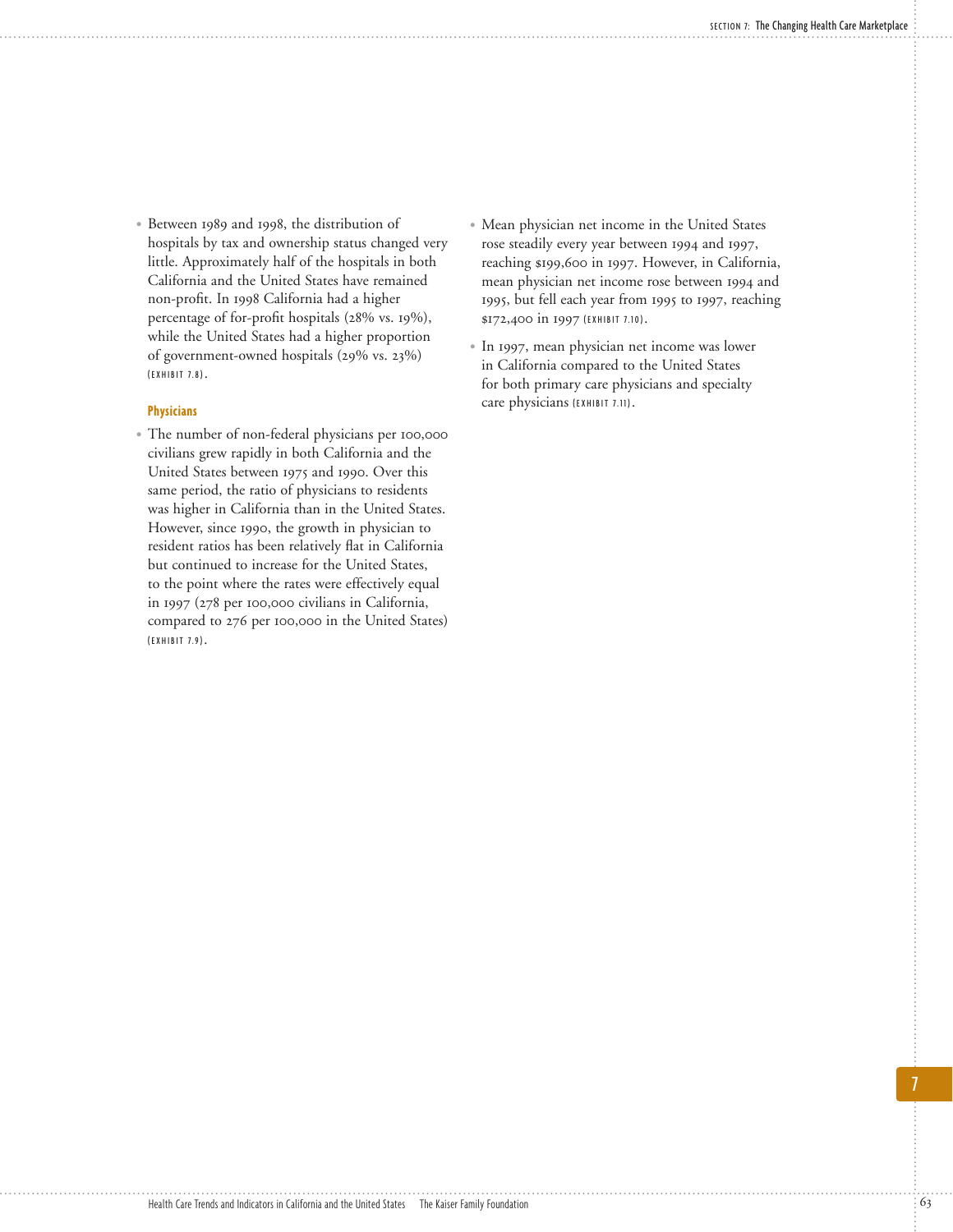- Between 1989 and 1998, the distribution of hospitals by tax and ownership status changed very little. Approximately half of the hospitals in both California and the United States have remained non-profit. In 1998 California had a higher percentage of for-profit hospitals (28% vs. 19%), while the United States had a higher proportion of government-owned hospitals (29% vs. 23%) (EXHIBIT 7.8).

### Physicians

- The number of non-federal physicians per 100,000 civilians grew rapidly in both California and the United States between 1975 and 1990. Over this same period, the ratio of physicians to residents was higher in California than in the United States. However, since 1990, the growth in physician to resident ratios has been relatively flat in California but continued to increase for the United States, to the point where the rates were effectively equal in 1997 (278 per 100,000 civilians in California, compared to 276 per 100,000 in the United States) (EXHIBIT 7.9).
- Mean physician net income in the United States rose steadily every year between 1994 and 1997, reaching $199,600 in 1997. However, in California, mean physician net income rose between 1994 and 1995, but fell each year from 1995 to 1997, reaching $172,400 in 1997 (EXHIBIT 7.10).
- In 1997, mean physician net income was lower in California compared to the United States for both primary care physicians and specialty care physicians (EXHIBIT 7.11).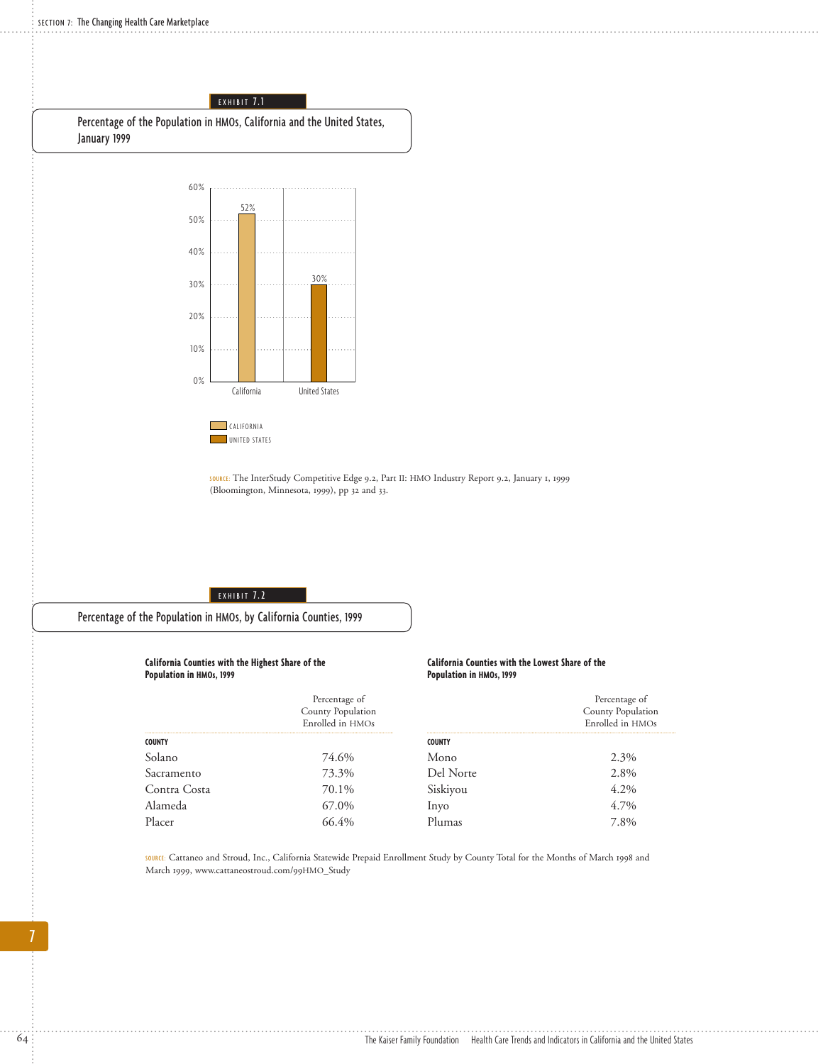EXHIBIT 7.1

## Percentage of the Population in HMOs, California and the United States, January 1999

| | Percentage |
|---|---|
| California | 52% |
| United States | 30% |

SOURCE: The InterStudy Competitive Edge 9.2, Part II: HMO Industry Report 9.2, January 1, 1999 (Bloomington, Minnesota, 1999), pp 32 and 33.

EXHIBIT 7.2

## Percentage of the Population in HMOs, by California Counties, 1999

**California Counties with the Highest Share of the Population in HMOs, 1999**

| COUNTY | Percentage of County Population Enrolled in HMOs |
|---|---|
| Solano | 74.6% |
| Sacramento | 73.3% |
| Contra Costa | 70.1% |
| Alameda | 67.0% |
| Placer | 66.4% |

**California Counties with the Lowest Share of the Population in HMOs, 1999**

| COUNTY | Percentage of County Population Enrolled in HMOs |
|---|---|
| Mono | 2.3% |
| Del Norte | 2.8% |
| Siskiyou | 4.2% |
| Inyo | 4.7% |
| Plumas | 7.8% |

SOURCE: Cattaneo and Stroud, Inc., California Statewide Prepaid Enrollment Study by County Total for the Months of March 1998 and March 1999, www.cattaneostroud.com/99HMO_Study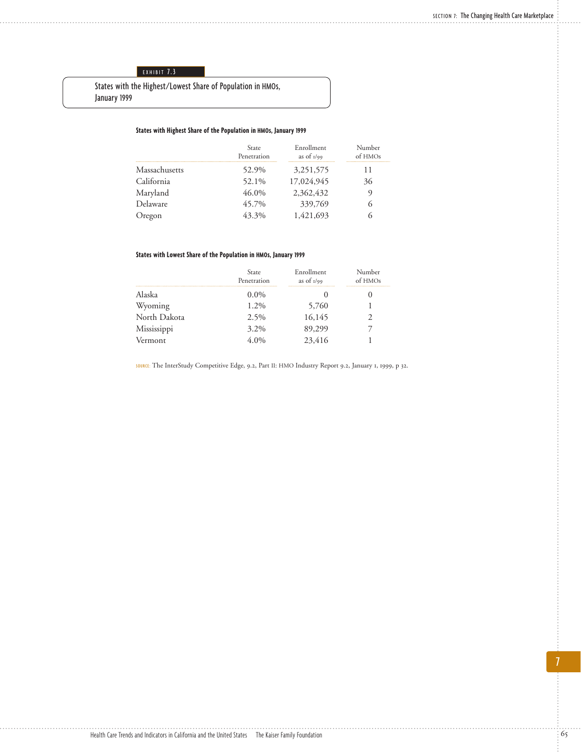EXHIBIT 7.3

## States with the Highest/Lowest Share of Population in HMOs, January 1999

**States with Highest Share of the Population in HMOs, January 1999**

| | State Penetration | Enrollment as of 1/99 | Number of HMOs |
|---|---|---|---|
| Massachusetts | 52.9% | 3,251,575 | 11 |
| California | 52.1% | 17,024,945 | 36 |
| Maryland | 46.0% | 2,362,432 | 9 |
| Delaware | 45.7% | 339,769 | 6 |
| Oregon | 43.3% | 1,421,693 | 6 |

**States with Lowest Share of the Population in HMOs, January 1999**

| | State Penetration | Enrollment as of 1/99 | Number of HMOs |
|---|---|---|---|
| Alaska | 0.0% | 0 | 0 |
| Wyoming | 1.2% | 5,760 | 1 |
| North Dakota | 2.5% | 16,145 | 2 |
| Mississippi | 3.2% | 89,299 | 7 |
| Vermont | 4.0% | 23,416 | 1 |

SOURCE: The InterStudy Competitive Edge, 9.2, Part II: HMO Industry Report 9.2, January 1, 1999, p 32.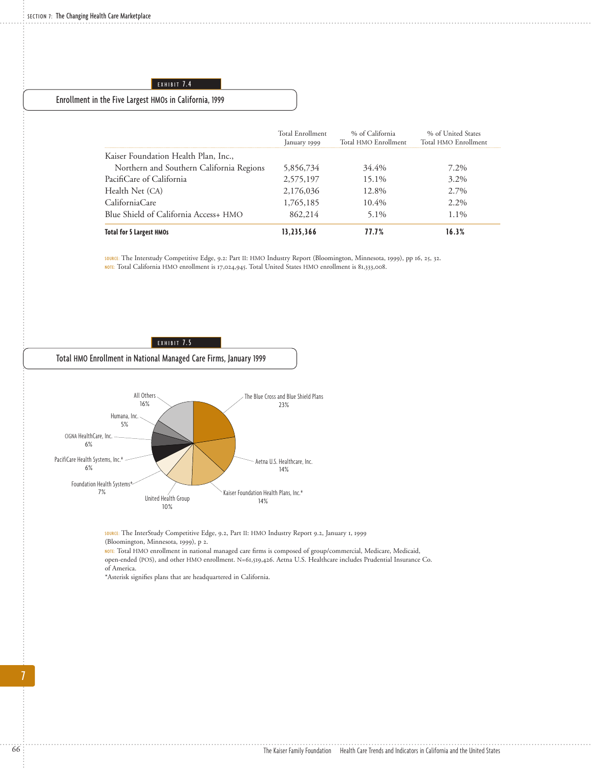EXHIBIT 7.4

## Enrollment in the Five Largest HMOs in California, 1999

| | Total Enrollment January 1999 | % of California Total HMO Enrollment | % of United States Total HMO Enrollment |
|---|---|---|---|
| Kaiser Foundation Health Plan, Inc., Northern and Southern California Regions | 5,856,734 | 34.4% | 7.2% |
| PacifiCare of California | 2,575,197 | 15.1% | 3.2% |
| Health Net (CA) | 2,176,036 | 12.8% | 2.7% |
| CaliforniaCare | 1,765,185 | 10.4% | 2.2% |
| Blue Shield of California Access+ HMO | 862,214 | 5.1% | 1.1% |
| **Total for 5 Largest HMOs** | **13,235,366** | **77.7%** | **16.3%** |

SOURCE: The Interstudy Competitive Edge, 9.2: Part II: HMO Industry Report (Bloomington, Minnesota, 1999), pp 16, 25, 32.
NOTE: Total California HMO enrollment is 17,024,945. Total United States HMO enrollment is 81,333,008.

EXHIBIT 7.5

## Total HMO Enrollment in National Managed Care Firms, January 1999

| Firm | % |
|---|---|
| The Blue Cross and Blue Shield Plans | 23% |
| Aetna U.S. Healthcare, Inc. | 14% |
| Kaiser Foundation Health Plans, Inc.* | 14% |
| United Health Group | 10% |
| Foundation Health Systems* | 7% |
| PacifiCare Health Systems, Inc.* | 6% |
| CIGNA HealthCare, Inc. | 6% |
| Humana, Inc. | 5% |
| All Others | 16% |

SOURCE: The InterStudy Competitive Edge, 9.2, Part II: HMO Industry Report 9.2, January 1, 1999 (Bloomington, Minnesota, 1999), p 2.
NOTE: Total HMO enrollment in national managed care firms is composed of group/commercial, Medicare, Medicaid, open-ended (POS), and other HMO enrollment. N=61,519,426. Aetna U.S. Healthcare includes Prudential Insurance Co. of America.
*Asterisk signifies plans that are headquartered in California.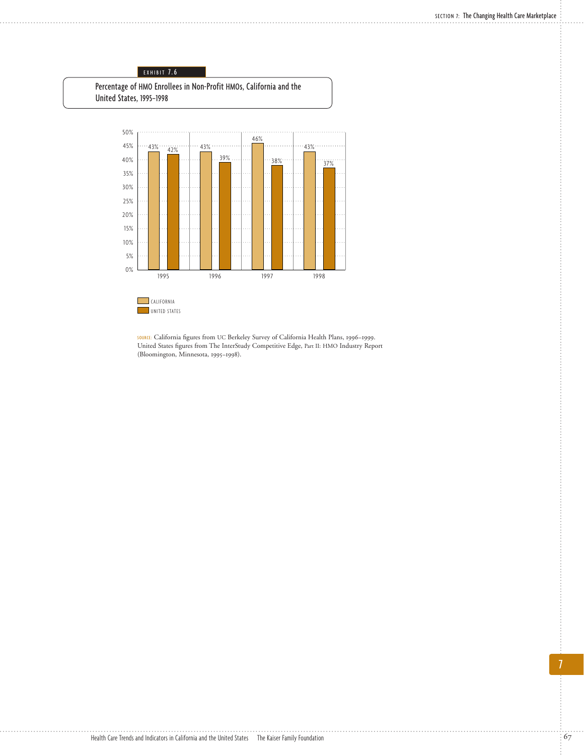EXHIBIT 7.6

## Percentage of HMO Enrollees in Non-Profit HMOs, California and the United States, 1995–1998

| Year | California | United States |
|---|---|---|
| 1995 | 43% | 42% |
| 1996 | 43% | 39% |
| 1997 | 46% | 38% |
| 1998 | 43% | 37% |

SOURCE: California figures from UC Berkeley Survey of California Health Plans, 1996–1999. United States figures from The InterStudy Competitive Edge, Part II: HMO Industry Report (Bloomington, Minnesota, 1995–1998).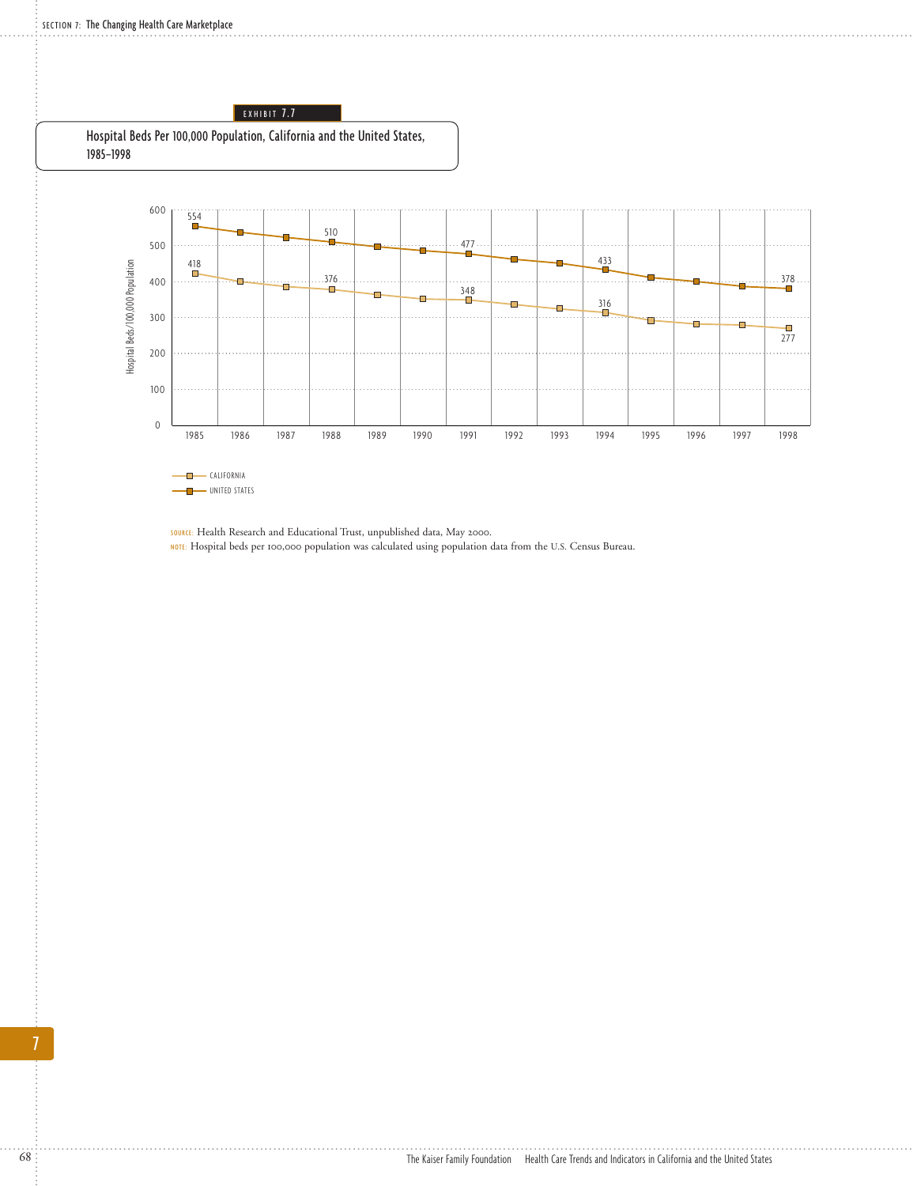EXHIBIT 7.7

## Hospital Beds Per 100,000 Population, California and the United States, 1985–1998

| Year | California | United States |
|---|---|---|
| 1985 | 418 | 554 |
| 1988 | 376 | 510 |
| 1991 | 348 | 477 |
| 1994 | 316 | 433 |
| 1998 | 277 | 378 |

Y-axis: Hospital Beds/100,000 Population (0–600)

Legend: CALIFORNIA; UNITED STATES

SOURCE: Health Research and Educational Trust, unpublished data, May 2000.

NOTE: Hospital beds per 100,000 population was calculated using population data from the U.S. Census Bureau.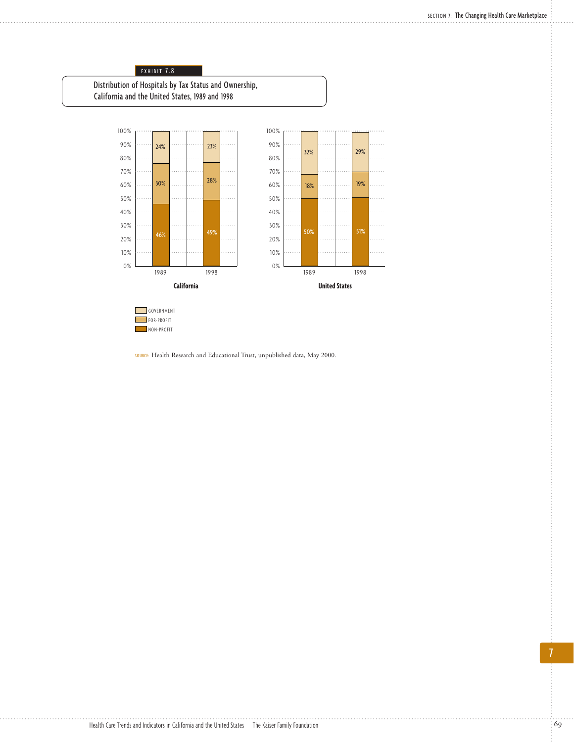EXHIBIT 7.8

## Distribution of Hospitals by Tax Status and Ownership, California and the United States, 1989 and 1998

| | California 1989 | California 1998 | United States 1989 | United States 1998 |
|---|---|---|---|---|
| Government | 24% | 23% | 32% | 29% |
| For-Profit | 30% | 28% | 18% | 19% |
| Non-Profit | 46% | 49% | 50% | 51% |

SOURCE: Health Research and Educational Trust, unpublished data, May 2000.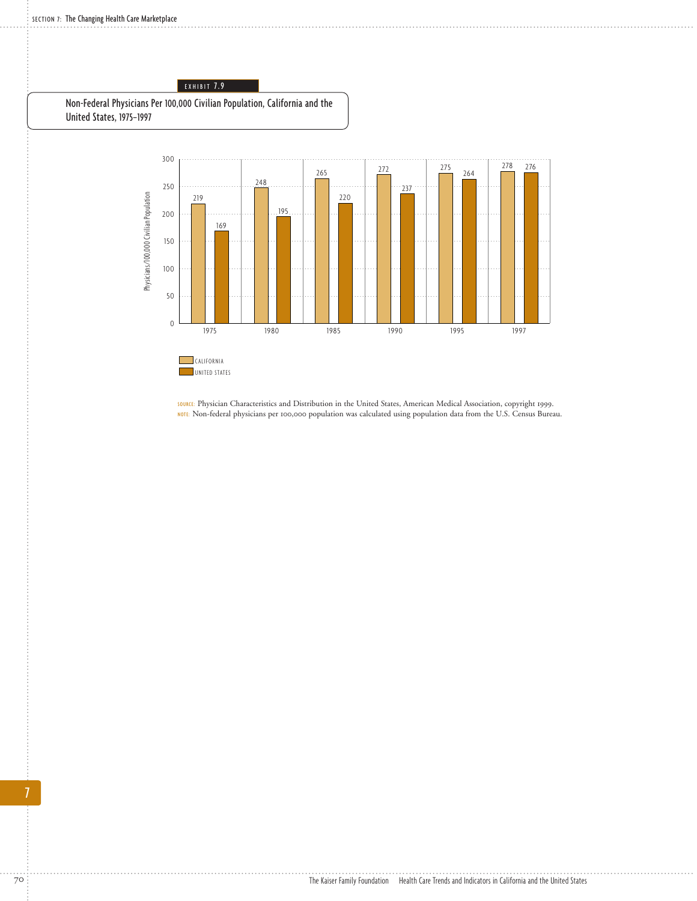EXHIBIT 7.9

## Non-Federal Physicians Per 100,000 Civilian Population, California and the United States, 1975–1997

| Year | California | United States |
|---|---|---|
| 1975 | 219 | 169 |
| 1980 | 248 | 195 |
| 1985 | 265 | 220 |
| 1990 | 272 | 237 |
| 1995 | 275 | 264 |
| 1997 | 278 | 276 |

Y-axis: Physicians/100,000 Civilian Population

SOURCE: Physician Characteristics and Distribution in the United States, American Medical Association, copyright 1999.
NOTE: Non-federal physicians per 100,000 population was calculated using population data from the U.S. Census Bureau.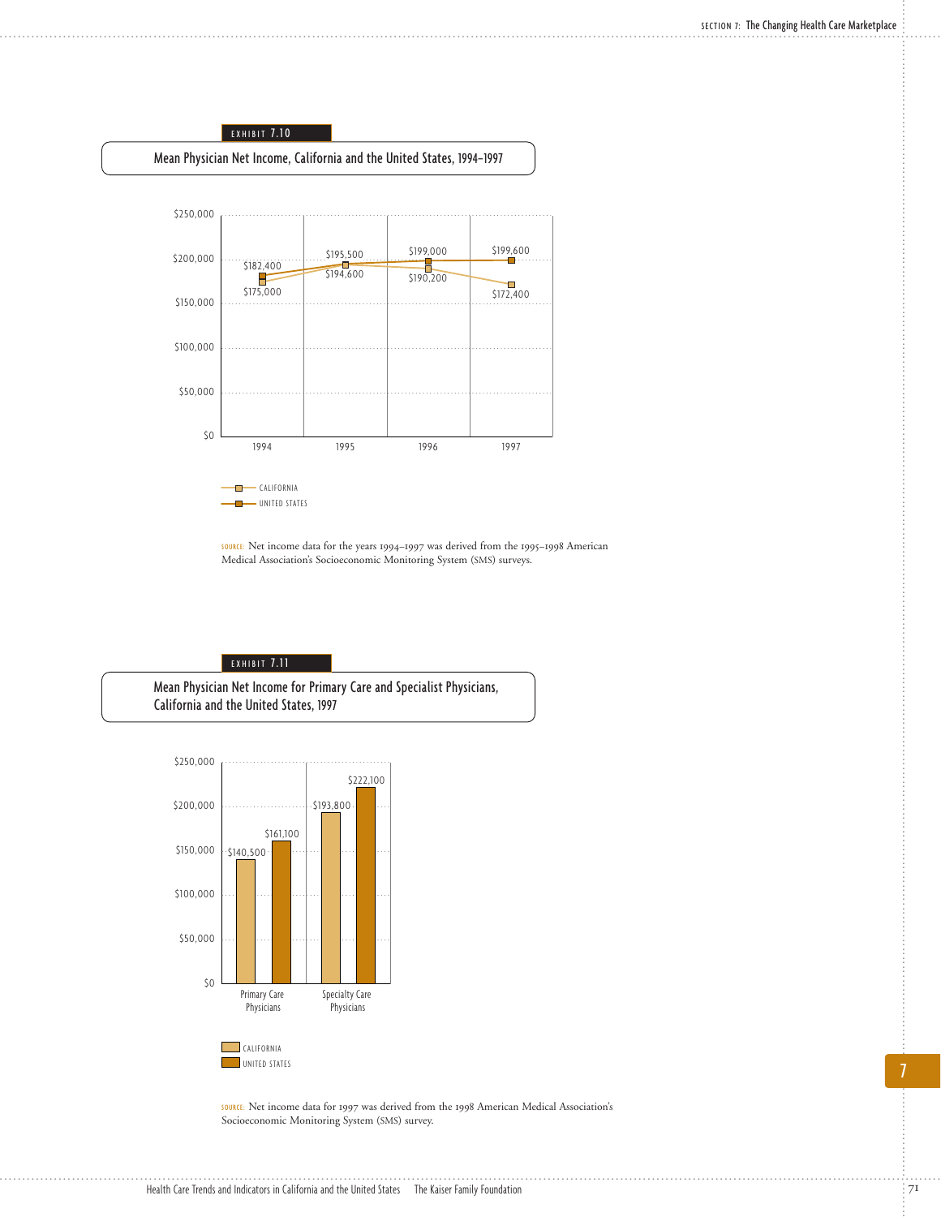EXHIBIT 7.10

## Mean Physician Net Income, California and the United States, 1994–1997

| Year | California | United States |
|---|---|---|
| 1994 | $175,000 | $182,400 |
| 1995 | $194,600 | $195,500 |
| 1996 | $190,200 | $199,000 |
| 1997 | $172,400 | $199,600 |

SOURCE: Net income data for the years 1994–1997 was derived from the 1995–1998 American Medical Association's Socioeconomic Monitoring System (SMS) surveys.

EXHIBIT 7.11

## Mean Physician Net Income for Primary Care and Specialist Physicians, California and the United States, 1997

| | California | United States |
|---|---|---|
| Primary Care Physicians | $140,500 | $161,100 |
| Specialty Care Physicians | $193,800 | $222,100 |

SOURCE: Net income data for 1997 was derived from the 1998 American Medical Association's Socioeconomic Monitoring System (SMS) survey.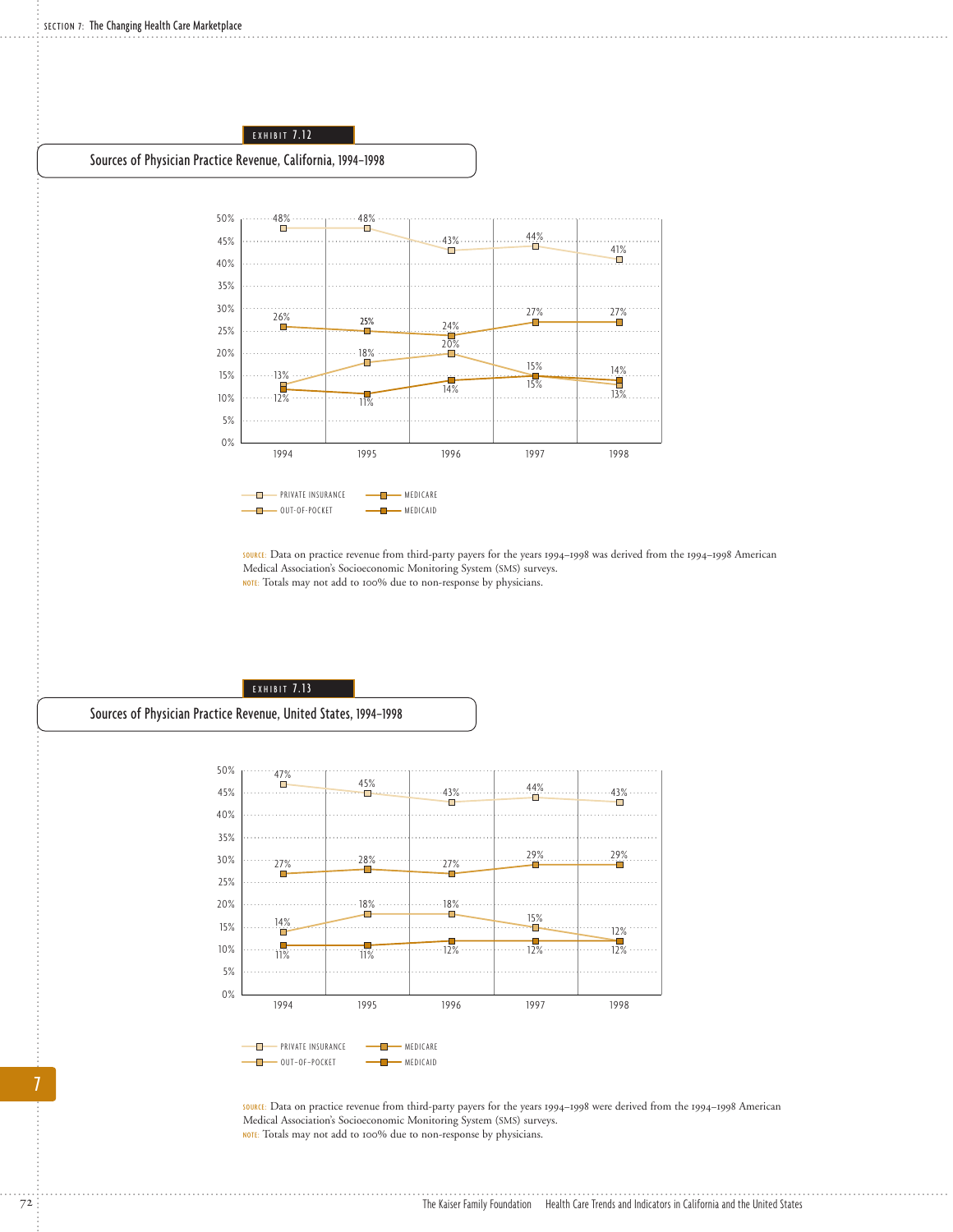EXHIBIT 7.12

## Sources of Physician Practice Revenue, California, 1994–1998

| | 1994 | 1995 | 1996 | 1997 | 1998 |
|---|---|---|---|---|---|
| Private Insurance | 48% | 48% | 43% | 44% | 41% |
| Medicare | 26% | 25% | 24% | 27% | 27% |
| Out-of-Pocket | 13% | 18% | 20% | 15% | 13% |
| Medicaid | 12% | 11% | 14% | 15% | 14% |

SOURCE: Data on practice revenue from third-party payers for the years 1994–1998 was derived from the 1994–1998 American Medical Association's Socioeconomic Monitoring System (SMS) surveys.
NOTE: Totals may not add to 100% due to non-response by physicians.

EXHIBIT 7.13

## Sources of Physician Practice Revenue, United States, 1994–1998

| | 1994 | 1995 | 1996 | 1997 | 1998 |
|---|---|---|---|---|---|
| Private Insurance | 47% | 45% | 43% | 44% | 43% |
| Medicare | 27% | 28% | 27% | 29% | 29% |
| Out-of-Pocket | 14% | 18% | 18% | 15% | 12% |
| Medicaid | 11% | 11% | 12% | 12% | 12% |

SOURCE: Data on practice revenue from third-party payers for the years 1994–1998 were derived from the 1994–1998 American Medical Association's Socioeconomic Monitoring System (SMS) surveys.
NOTE: Totals may not add to 100% due to non-response by physicians.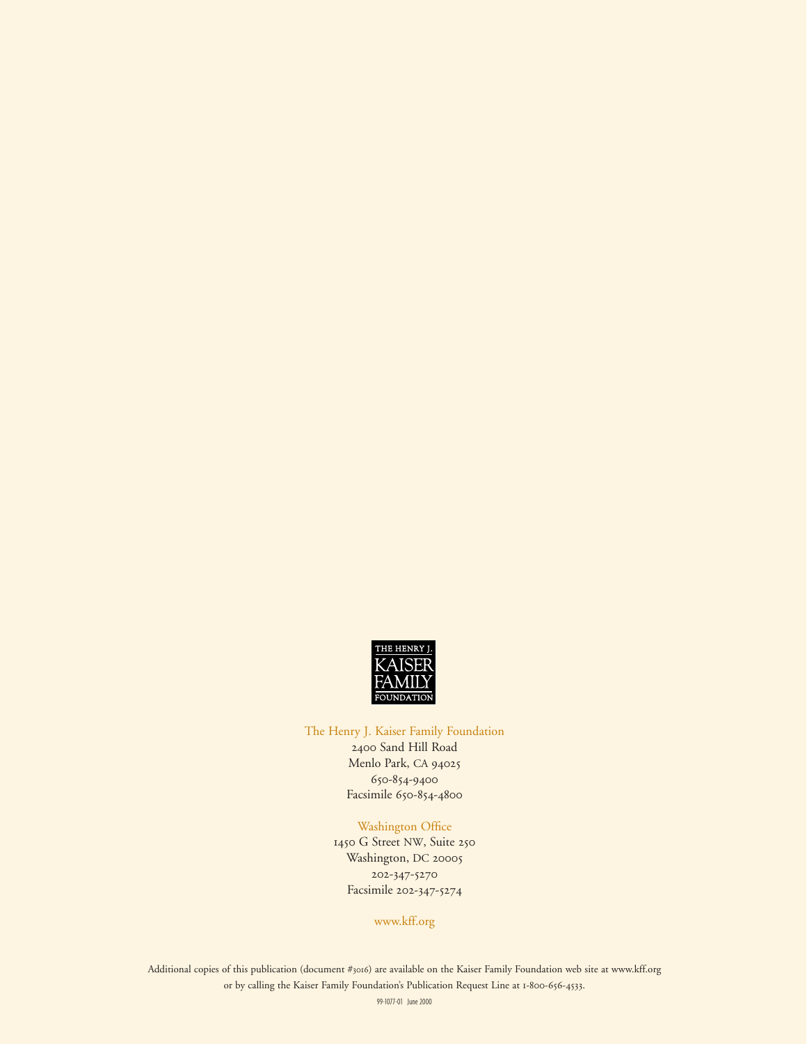THE HENRY J. KAISER FAMILY FOUNDATION

The Henry J. Kaiser Family Foundation
2400 Sand Hill Road
Menlo Park, CA 94025
650-854-9400
Facsimile 650-854-4800

Washington Office
1450 G Street NW, Suite 250
Washington, DC 20005
202-347-5270
Facsimile 202-347-5274

www.kff.org

Additional copies of this publication (document #3016) are available on the Kaiser Family Foundation web site at www.kff.org or by calling the Kaiser Family Foundation's Publication Request Line at 1-800-656-4533.

99-1077-01 June 2000